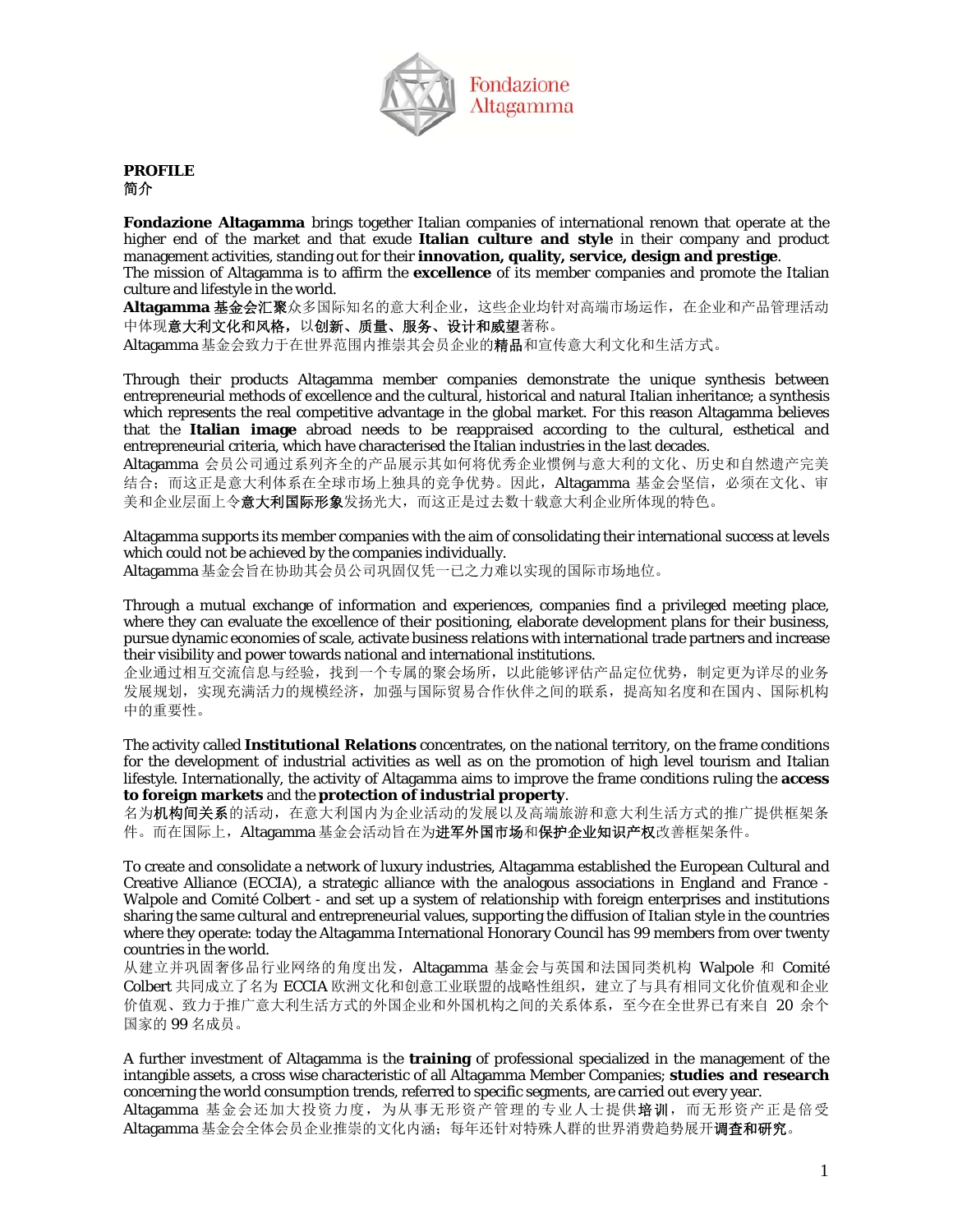**PROFILE**
简介

**Fondazione Altagamma** brings together Italian companies of international renown that operate at the higher end of the market and that exude **Italian culture and style** in their company and product management activities, standing out for their **innovation, quality, service, design and prestige**.
The mission of Altagamma is to affirm the **excellence** of its member companies and promote the Italian culture and lifestyle in the world.
**Altagamma 基金会汇聚**众多国际知名的意大利企业，这些企业均针对高端市场运作，在企业和产品管理活动中体现**意大利文化和风格**，以**创新、质量、服务、设计和威望**著称。
Altagamma 基金会致力于在世界范围内推崇其会员企业的**精品**和宣传意大利文化和生活方式。

Through their products Altagamma member companies demonstrate the unique synthesis between entrepreneurial methods of excellence and the cultural, historical and natural Italian inheritance; a synthesis which represents the real competitive advantage in the global market. For this reason Altagamma believes that the **Italian image** abroad needs to be reappraised according to the cultural, esthetical and entrepreneurial criteria, which have characterised the Italian industries in the last decades.
Altagamma 会员公司通过系列齐全的产品展示其如何将优秀企业惯例与意大利的文化、历史和自然遗产完美结合；而这正是意大利体系在全球市场上独具的竞争优势。因此，Altagamma 基金会坚信，必须在文化、审美和企业层面上令**意大利国际形象**发扬光大，而这正是过去数十载意大利企业所体现的特色。

Altagamma supports its member companies with the aim of consolidating their international success at levels which could not be achieved by the companies individually.
Altagamma 基金会旨在协助其会员公司巩固仅凭一已之力难以实现的国际市场地位。

Through a mutual exchange of information and experiences, companies find a privileged meeting place, where they can evaluate the excellence of their positioning, elaborate development plans for their business, pursue dynamic economies of scale, activate business relations with international trade partners and increase their visibility and power towards national and international institutions.
企业通过相互交流信息与经验，找到一个专属的聚会场所，以此能够评估产品定位优势，制定更为详尽的业务发展规划，实现充满活力的规模经济，加强与国际贸易合作伙伴之间的联系，提高知名度和在国内、国际机构中的重要性。

The activity called **Institutional Relations** concentrates, on the national territory, on the frame conditions for the development of industrial activities as well as on the promotion of high level tourism and Italian lifestyle. Internationally, the activity of Altagamma aims to improve the frame conditions ruling the **access to foreign markets** and the **protection of industrial property**.
名为**机构间关系**的活动，在意大利国内为企业活动的发展以及高端旅游和意大利生活方式的推广提供框架条件。而在国际上，Altagamma 基金会活动旨在为**进军外国市场**和**保护企业知识产权**改善框架条件。

To create and consolidate a network of luxury industries, Altagamma established the European Cultural and Creative Alliance (ECCIA), a strategic alliance with the analogous associations in England and France - Walpole and Comité Colbert - and set up a system of relationship with foreign enterprises and institutions sharing the same cultural and entrepreneurial values, supporting the diffusion of Italian style in the countries where they operate: today the Altagamma International Honorary Council has 99 members from over twenty countries in the world.
从建立并巩固奢侈品行业网络的角度出发，Altagamma 基金会与英国和法国同类机构 Walpole 和 Comité Colbert 共同成立了名为 ECCIA 欧洲文化和创意工业联盟的战略性组织，建立了与具有相同文化价值观和企业价值观、致力于推广意大利生活方式的外国企业和外国机构之间的关系体系，至今在全世界已有来自 20 余个国家的 99 名成员。

A further investment of Altagamma is the **training** of professional specialized in the management of the intangible assets, a cross wise characteristic of all Altagamma Member Companies; **studies and research** concerning the world consumption trends, referred to specific segments, are carried out every year.
Altagamma 基金会还加大投资力度，为从事无形资产管理的专业人士提供**培训**，而无形资产正是倍受 Altagamma 基金会全体会员企业推崇的文化内涵；每年还针对特殊人群的世界消费趋势展开**调查和研究**。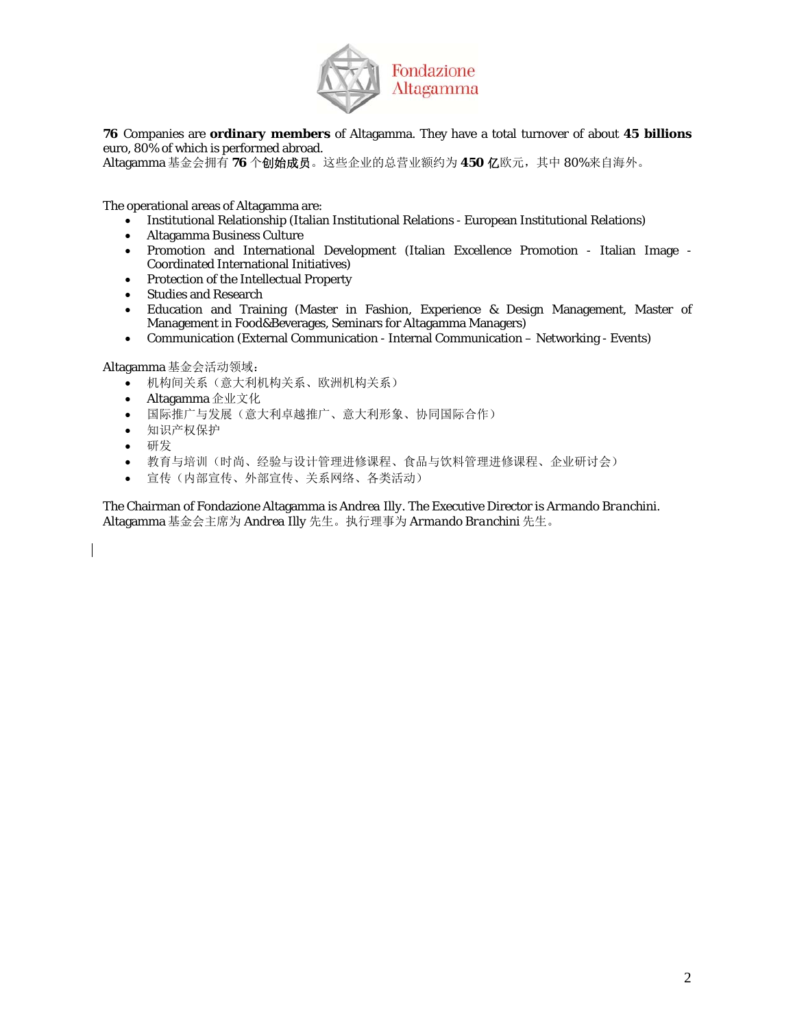**76** Companies are **ordinary members** of Altagamma. They have a total turnover of about **45 billions** euro, 80% of which is performed abroad.
Altagamma 基金会拥有 **76** 个创始成员。这些企业的总营业额约为 **450 亿**欧元，其中 80%来自海外。

The operational areas of Altagamma are:

- Institutional Relationship (Italian Institutional Relations - European Institutional Relations)
- Altagamma Business Culture
- Promotion and International Development (Italian Excellence Promotion - Italian Image - Coordinated International Initiatives)
- Protection of the Intellectual Property
- Studies and Research
- Education and Training (Master in Fashion, Experience & Design Management, Master of Management in Food&Beverages, Seminars for Altagamma Managers)
- Communication (External Communication - Internal Communication – Networking - Events)

Altagamma 基金会活动领域：

- 机构间关系（意大利机构关系、欧洲机构关系）
- Altagamma 企业文化
- 国际推广与发展（意大利卓越推广、意大利形象、协同国际合作）
- 知识产权保护
- 研发
- 教育与培训（时尚、经验与设计管理进修课程、食品与饮料管理进修课程、企业研讨会）
- 宣传（内部宣传、外部宣传、关系网络、各类活动）

The Chairman of Fondazione Altagamma is Andrea *Illy*. The Executive Director is Armando *Branchini*.
Altagamma 基金会主席为 Andrea Illy 先生。执行理事为 Armando *Branchini* 先生。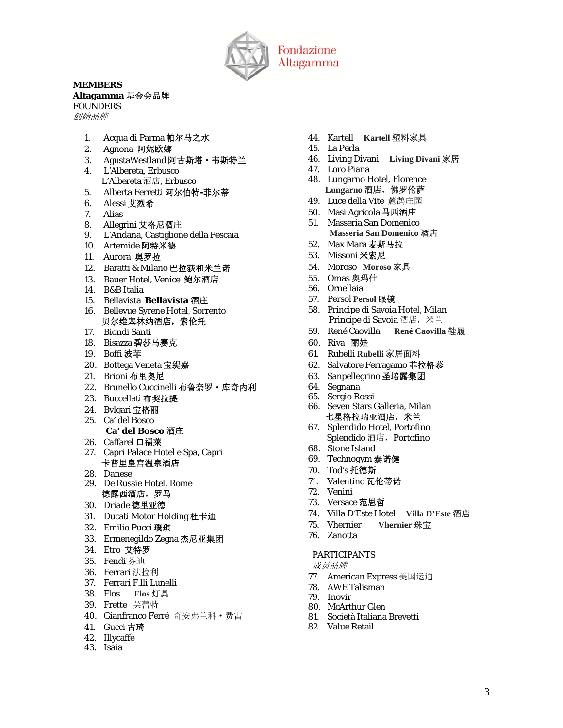Fondazione Altagamma

**MEMBERS**
**Altagamma** 基金会品牌
FOUNDERS
*创始品牌*

1. Acqua di Parma 帕尔马之水
2. Agnona 阿妮欧娜
3. AgustaWestland 阿古斯塔・韦斯特兰
4. L'Albereta, Erbusco
   L'Albereta 酒店, Erbusco
5. Alberta Ferretti 阿尔伯特-菲尔蒂
6. Alessi 艾烈希
7. Alias
8. Allegrini 艾格尼酒庄
9. L'Andana, Castiglione della Pescaia
10. Artemide 阿特米德
11. Aurora 奥罗拉
12. Baratti & Milano 巴拉荻和米兰诺
13. Bauer Hotel, Venice 鲍尔酒店
14. B&B Italia
15. Bellavista **Bellavista** 酒庄
16. Bellevue Syrene Hotel, Sorrento
    贝尔维塞林纳酒店，索伦托
17. Biondi Santi
18. Bisazza 碧莎马赛克
19. Boffi 波菲
20. Bottega Veneta 宝缇嘉
21. Brioni 布里奥尼
22. Brunello Cuccinelli 布鲁奈罗・库奇内利
23. Buccellati 布契拉提
24. Bvlgari 宝格丽
25. Ca' del Bosco
    **Ca' del Bosco** 酒庄
26. Caffarel 口福莱
27. Capri Palace Hotel e Spa, Capri
    卡普里皇宫温泉酒店
28. Danese
29. De Russie Hotel, Rome
    德露西酒店，罗马
30. Driade 德里亚德
31. Ducati Motor Holding 杜卡迪
32. Emilio Pucci 璞琪
33. Ermenegildo Zegna 杰尼亚集团
34. Etro 艾特罗
35. Fendi 芬迪
36. Ferrari 法拉利
37. Ferrari F.lli Lunelli
38. Flos **Flos** 灯具
39. Frette 芙蕾特
40. Gianfranco Ferré 奇安弗兰科・费雷
41. Gucci 古琦
42. Illycaffè
43. Isaia
44. Kartell **Kartell** 塑料家具
45. La Perla
46. Living Divani **Living Divani** 家居
47. Loro Piana
48. Lungarno Hotel, Florence
    **Lungarno** 酒店，佛罗伦萨
49. Luce della Vite 麓鹊庄园
50. Masi Agricola 马西酒庄
51. Masseria San Domenico
    **Masseria San Domenico** 酒店
52. Max Mara 麦斯马拉
53. Missoni 米索尼
54. Moroso **Moroso** 家具
55. Omas 奥玛仕
56. Ornellaia
57. Persol **Persol** 眼镜
58. Principe di Savoia Hotel, Milan
    Principe di Savoia 酒店，米兰
59. René Caovilla **René Caovilla** 鞋履
60. Riva 丽娃
61. Rubelli **Rubelli** 家居面料
62. Salvatore Ferragamo 菲拉格慕
63. Sanpellegrino 圣培露集团
64. Segnana
65. Sergio Rossi
66. Seven Stars Galleria, Milan
    七星格拉瑞亚酒店，米兰
67. Splendido Hotel, Portofino
    Splendido 酒店，Portofino
68. Stone Island
69. Technogym 泰诺健
70. Tod's 托德斯
71. Valentino 瓦伦蒂诺
72. Venini
73. Versace 范思哲
74. Villa D'Este Hotel **Villa D'Este** 酒店
75. Vhernier **Vhernier** 珠宝
76. Zanotta

PARTICIPANTS
*成员品牌*

77. American Express 美国运通
78. AWE Talisman
79. Inovir
80. McArthur Glen
81. Società Italiana Brevetti
82. Value Retail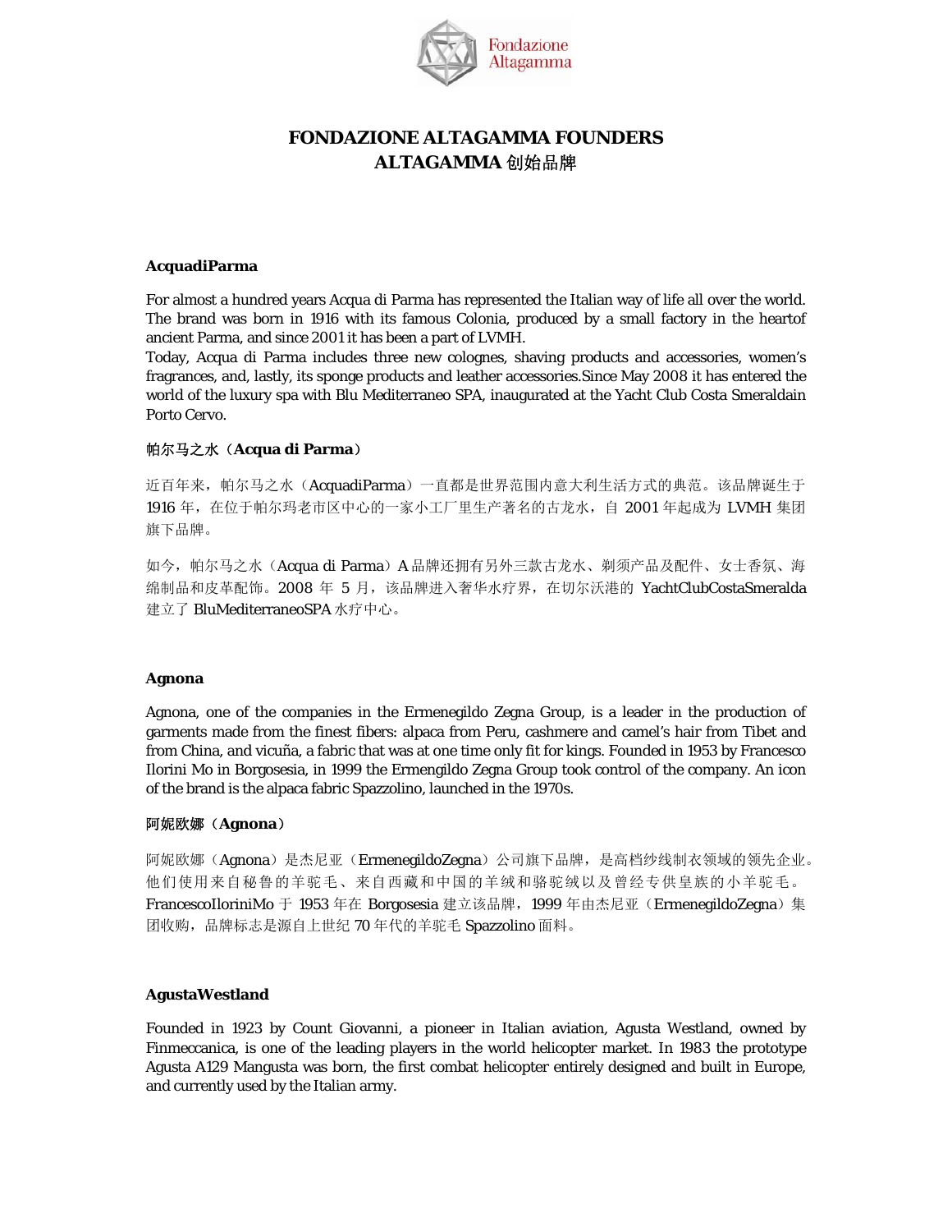# FONDAZIONE ALTAGAMMA FOUNDERS
# ALTAGAMMA 创始品牌

**AcquadiParma**

For almost a hundred years Acqua di Parma has represented the Italian way of life all over the world. The brand was born in 1916 with its famous Colonia, produced by a small factory in the heartof ancient Parma, and since 2001 it has been a part of LVMH.
Today, Acqua di Parma includes three new colognes, shaving products and accessories, women's fragrances, and, lastly, its sponge products and leather accessories.Since May 2008 it has entered the world of the luxury spa with Blu Mediterraneo SPA, inaugurated at the Yacht Club Costa Smeraldain Porto Cervo.

**帕尔马之水（Acqua di Parma）**

近百年来，帕尔马之水（AcquadiParma）一直都是世界范围内意大利生活方式的典范。该品牌诞生于 1916 年，在位于帕尔玛老市区中心的一家小工厂里生产著名的古龙水，自 2001 年起成为 LVMH 集团旗下品牌。

如今，帕尔马之水（Acqua di Parma）A 品牌还拥有另外三款古龙水、剃须产品及配件、女士香氛、海绵制品和皮革配饰。2008 年 5 月，该品牌进入奢华水疗界，在切尔沃港的 YachtClubCostaSmeralda 建立了 BluMediterraneoSPA 水疗中心。

**Agnona**

Agnona, one of the companies in the Ermenegildo Zegna Group, is a leader in the production of garments made from the finest fibers: alpaca from Peru, cashmere and camel's hair from Tibet and from China, and vicuña, a fabric that was at one time only fit for kings. Founded in 1953 by Francesco Ilorini Mo in Borgosesia, in 1999 the Ermengildo Zegna Group took control of the company. An icon of the brand is the alpaca fabric Spazzolino, launched in the 1970s.

**阿妮欧娜（Agnona）**

阿妮欧娜（Agnona）是杰尼亚（ErmenegildoZegna）公司旗下品牌，是高档纱线制衣领域的领先企业。他们使用来自秘鲁的羊驼毛、来自西藏和中国的羊绒和骆驼绒以及曾经专供皇族的小羊驼毛。FrancescoIloriniMo 于 1953 年在 Borgosesia 建立该品牌，1999 年由杰尼亚（ErmenegildoZegna）集团收购，品牌标志是源自上世纪 70 年代的羊驼毛 Spazzolino 面料。

**AgustaWestland**

Founded in 1923 by Count Giovanni, a pioneer in Italian aviation, Agusta Westland, owned by Finmeccanica, is one of the leading players in the world helicopter market. In 1983 the prototype Agusta A129 Mangusta was born, the first combat helicopter entirely designed and built in Europe, and currently used by the Italian army.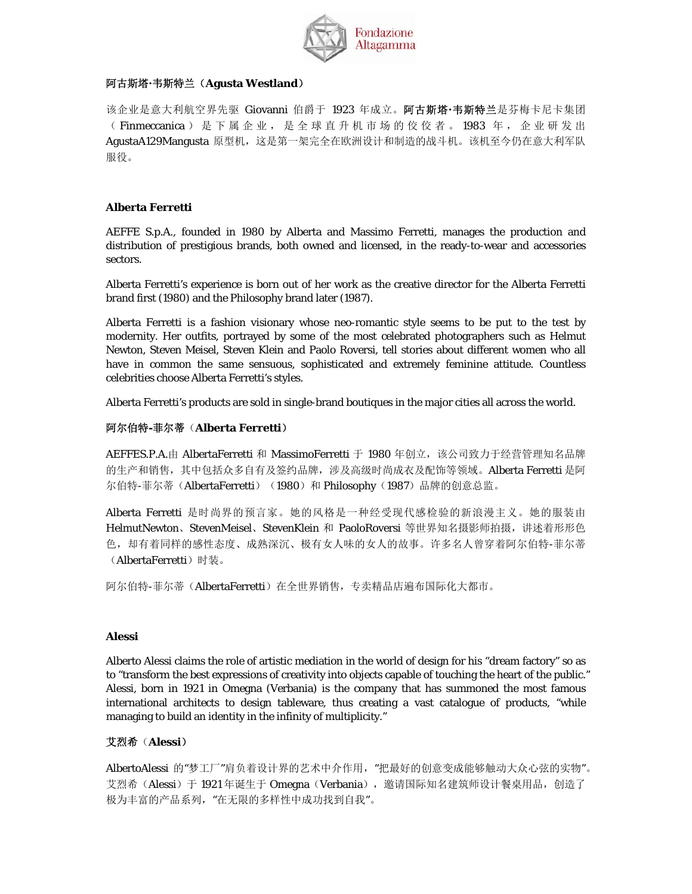**阿古斯塔·韦斯特兰（Agusta Westland）**

该企业是意大利航空界先驱 Giovanni 伯爵于 1923 年成立。**阿古斯塔·韦斯特兰**是芬梅卡尼卡集团（Finmeccanica）是下属企业，是全球直升机市场的佼佼者。1983 年，企业研发出 AgustaA129Mangusta 原型机，这是第一架完全在欧洲设计和制造的战斗机。该机至今仍在意大利军队服役。

**Alberta Ferretti**

AEFFE S.p.A., founded in 1980 by Alberta and Massimo Ferretti, manages the production and distribution of prestigious brands, both owned and licensed, in the ready-to-wear and accessories sectors.

Alberta Ferretti's experience is born out of her work as the creative director for the Alberta Ferretti brand first (1980) and the Philosophy brand later (1987).

Alberta Ferretti is a fashion visionary whose neo-romantic style seems to be put to the test by modernity. Her outfits, portrayed by some of the most celebrated photographers such as Helmut Newton, Steven Meisel, Steven Klein and Paolo Roversi, tell stories about different women who all have in common the same sensuous, sophisticated and extremely feminine attitude. Countless celebrities choose Alberta Ferretti's styles.

Alberta Ferretti's products are sold in single-brand boutiques in the major cities all across the world.

**阿尔伯特-菲尔蒂（Alberta Ferretti）**

AEFFES.P.A.由 AlbertaFerretti 和 MassimoFerretti 于 1980 年创立，该公司致力于经营管理知名品牌的生产和销售，其中包括众多自有及签约品牌，涉及高级时尚成衣及配饰等领域。Alberta Ferretti 是阿尔伯特-菲尔蒂（AlbertaFerretti）（1980）和 Philosophy（1987）品牌的创意总监。

Alberta Ferretti 是时尚界的预言家。她的风格是一种经受现代感检验的新浪漫主义。她的服装由 HelmutNewton、StevenMeisel、StevenKlein 和 PaoloRoversi 等世界知名摄影师拍摄，讲述着形形色色，却有着同样的感性态度、成熟深沉、极有女人味的女人的故事。许多名人曾穿着阿尔伯特-菲尔蒂（AlbertaFerretti）时装。

阿尔伯特-菲尔蒂（AlbertaFerretti）在全世界销售，专卖精品店遍布国际化大都市。

**Alessi**

Alberto Alessi claims the role of artistic mediation in the world of design for his "dream factory" so as to "transform the best expressions of creativity into objects capable of touching the heart of the public." Alessi, born in 1921 in Omegna (Verbania) is the company that has summoned the most famous international architects to design tableware, thus creating a vast catalogue of products, "while managing to build an identity in the infinity of multiplicity."

**艾烈希（Alessi）**

AlbertoAlessi 的"梦工厂"肩负着设计界的艺术中介作用，"把最好的创意变成能够触动大众心弦的实物"。艾烈希（Alessi）于 1921 年诞生于 Omegna（Verbania），邀请国际知名建筑师设计餐桌用品，创造了极为丰富的产品系列，"在无限的多样性中成功找到自我"。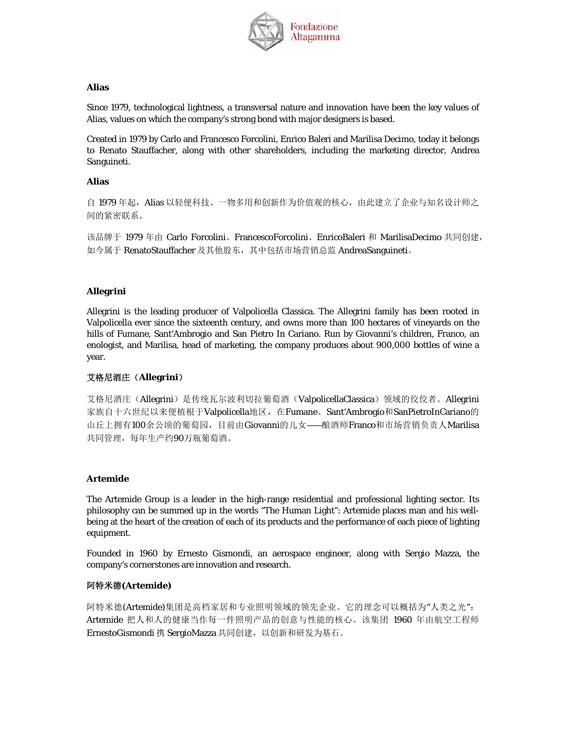**Alias**

Since 1979, technological lightness, a transversal nature and innovation have been the key values of Alias, values on which the company's strong bond with major designers is based.

Created in 1979 by Carlo and Francesco Forcolini, Enrico Baleri and Marilisa Decimo, today it belongs to Renato Stauffacher, along with other shareholders, including the marketing director, Andrea Sanguineti.

**Alias**

自 1979 年起，Alias 以轻便科技、一物多用和创新作为价值观的核心，由此建立了企业与知名设计师之间的紧密联系。

该品牌于 1979 年由 Carlo Forcolini、FrancescoForcolini、EnricoBaleri 和 MarilisaDecimo 共同创建，如今属于 RenatoStauffacher 及其他股东，其中包括市场营销总监 AndreaSanguineti。

**Allegrini**

Allegrini is the leading producer of Valpolicella Classica. The Allegrini family has been rooted in Valpolicella ever since the sixteenth century, and owns more than 100 hectares of vineyards on the hills of Fumane, Sant'Ambrogio and San Pietro In Cariano. Run by Giovanni's children, Franco, an enologist, and Marilisa, head of marketing, the company produces about 900,000 bottles of wine a year.

**艾格尼酒庄（Allegrini）**

艾格尼酒庄（Allegrini）是传统瓦尔波利切拉葡萄酒（ValpolicellaClassica）领域的佼佼者。Allegrini家族自十六世纪以来便植根于Valpolicella地区，在Fumane、Sant'Ambrogio和SanPietroInCariano的山丘上拥有100余公顷的葡萄园，目前由Giovanni的儿女——酿酒师Franco和市场营销负责人Marilisa共同管理，每年生产约90万瓶葡萄酒。

**Artemide**

The Artemide Group is a leader in the high-range residential and professional lighting sector. Its philosophy can be summed up in the words "The Human Light": Artemide places man and his well-being at the heart of the creation of each of its products and the performance of each piece of lighting equipment.

Founded in 1960 by Ernesto Gismondi, an aerospace engineer, along with Sergio Mazza, the company's cornerstones are innovation and research.

**阿特米德(Artemide)**

阿特米德(Artemide)集团是高档家居和专业照明领域的领先企业。它的理念可以概括为"人类之光"：Artemide 把人和人的健康当作每一件照明产品的创意与性能的核心。该集团 1960 年由航空工程师 ErnestoGismondi 携 SergioMazza 共同创建，以创新和研发为基石。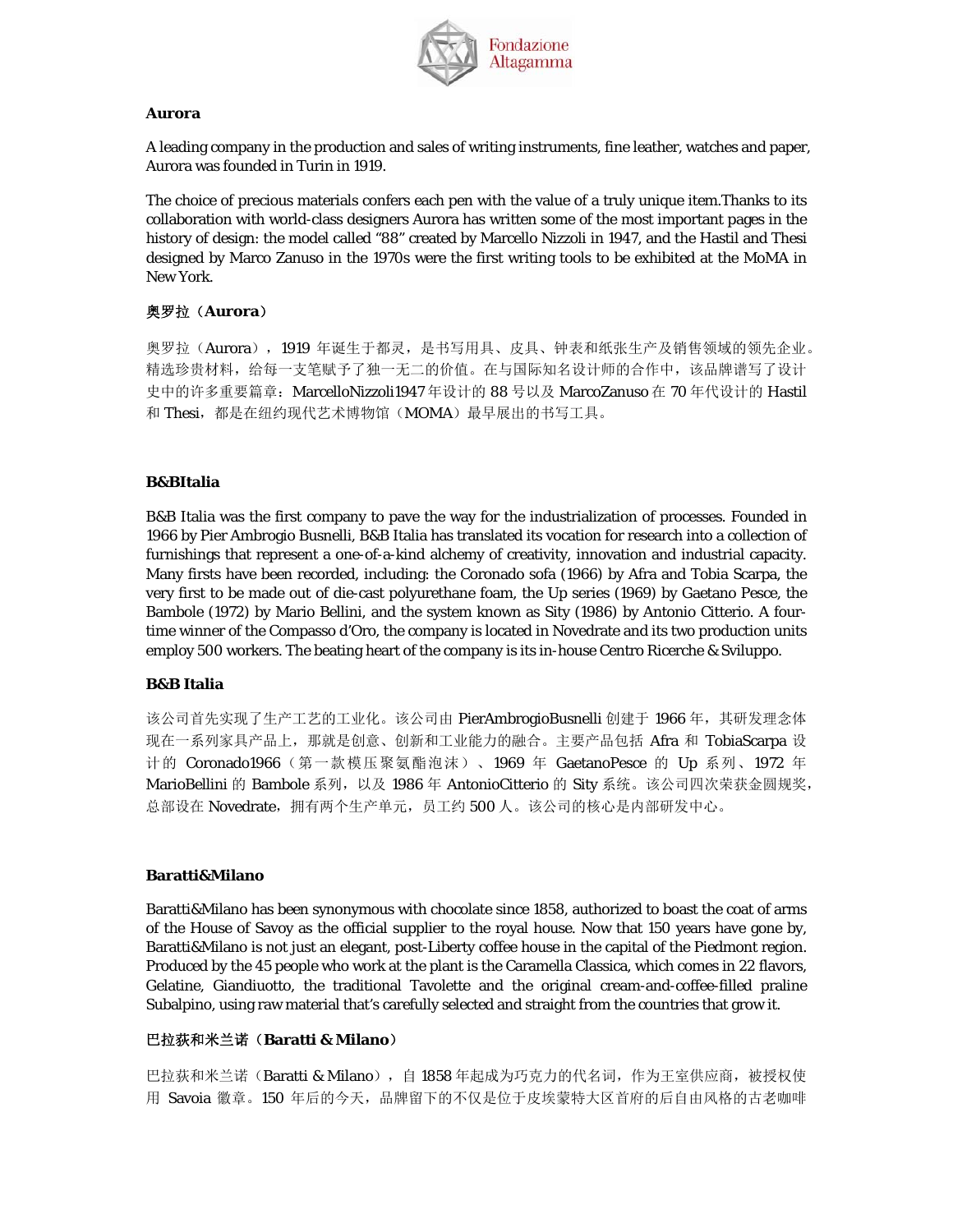**Aurora**

A leading company in the production and sales of writing instruments, fine leather, watches and paper, Aurora was founded in Turin in 1919.

The choice of precious materials confers each pen with the value of a truly unique item.Thanks to its collaboration with world-class designers Aurora has written some of the most important pages in the history of design: the model called "88" created by Marcello Nizzoli in 1947, and the Hastil and Thesi designed by Marco Zanuso in the 1970s were the first writing tools to be exhibited at the MoMA in New York.

**奥罗拉（Aurora）**

奥罗拉（Aurora），1919 年诞生于都灵，是书写用具、皮具、钟表和纸张生产及销售领域的领先企业。精选珍贵材料，给每一支笔赋予了独一无二的价值。在与国际知名设计师的合作中，该品牌谱写了设计史中的许多重要篇章：MarcelloNizzoli1947 年设计的 88 号以及 MarcoZanuso 在 70 年代设计的 Hastil 和 Thesi，都是在纽约现代艺术博物馆（MOMA）最早展出的书写工具。

**B&BItalia**

B&B Italia was the first company to pave the way for the industrialization of processes. Founded in 1966 by Pier Ambrogio Busnelli, B&B Italia has translated its vocation for research into a collection of furnishings that represent a one-of-a-kind alchemy of creativity, innovation and industrial capacity. Many firsts have been recorded, including: the Coronado sofa (1966) by Afra and Tobia Scarpa, the very first to be made out of die-cast polyurethane foam, the Up series (1969) by Gaetano Pesce, the Bambole (1972) by Mario Bellini, and the system known as Sity (1986) by Antonio Citterio. A four-time winner of the Compasso d'Oro, the company is located in Novedrate and its two production units employ 500 workers. The beating heart of the company is its in-house Centro Ricerche & Sviluppo.

**B&B Italia**

该公司首先实现了生产工艺的工业化。该公司由 PierAmbrogioBusnelli 创建于 1966 年，其研发理念体现在一系列家具产品上，那就是创意、创新和工业能力的融合。主要产品包括 Afra 和 TobiaScarpa 设计的 Coronado1966（第一款模压聚氨酯泡沫）、1969 年 GaetanoPesce 的 Up 系列、1972 年 MarioBellini 的 Bambole 系列，以及 1986 年 AntonioCitterio 的 Sity 系统。该公司四次荣获金圆规奖，总部设在 Novedrate，拥有两个生产单元，员工约 500 人。该公司的核心是内部研发中心。

**Baratti&Milano**

Baratti&Milano has been synonymous with chocolate since 1858, authorized to boast the coat of arms of the House of Savoy as the official supplier to the royal house. Now that 150 years have gone by, Baratti&Milano is not just an elegant, post-Liberty coffee house in the capital of the Piedmont region. Produced by the 45 people who work at the plant is the Caramella Classica, which comes in 22 flavors, Gelatine, Giandiuotto, the traditional Tavolette and the original cream-and-coffee-filled praline Subalpino, using raw material that's carefully selected and straight from the countries that grow it.

**巴拉获和米兰诺（Baratti & Milano）**

巴拉获和米兰诺（Baratti & Milano），自 1858 年起成为巧克力的代名词，作为王室供应商，被授权使用 Savoia 徽章。150 年后的今天，品牌留下的不仅是位于皮埃蒙特大区首府的后自由风格的古老咖啡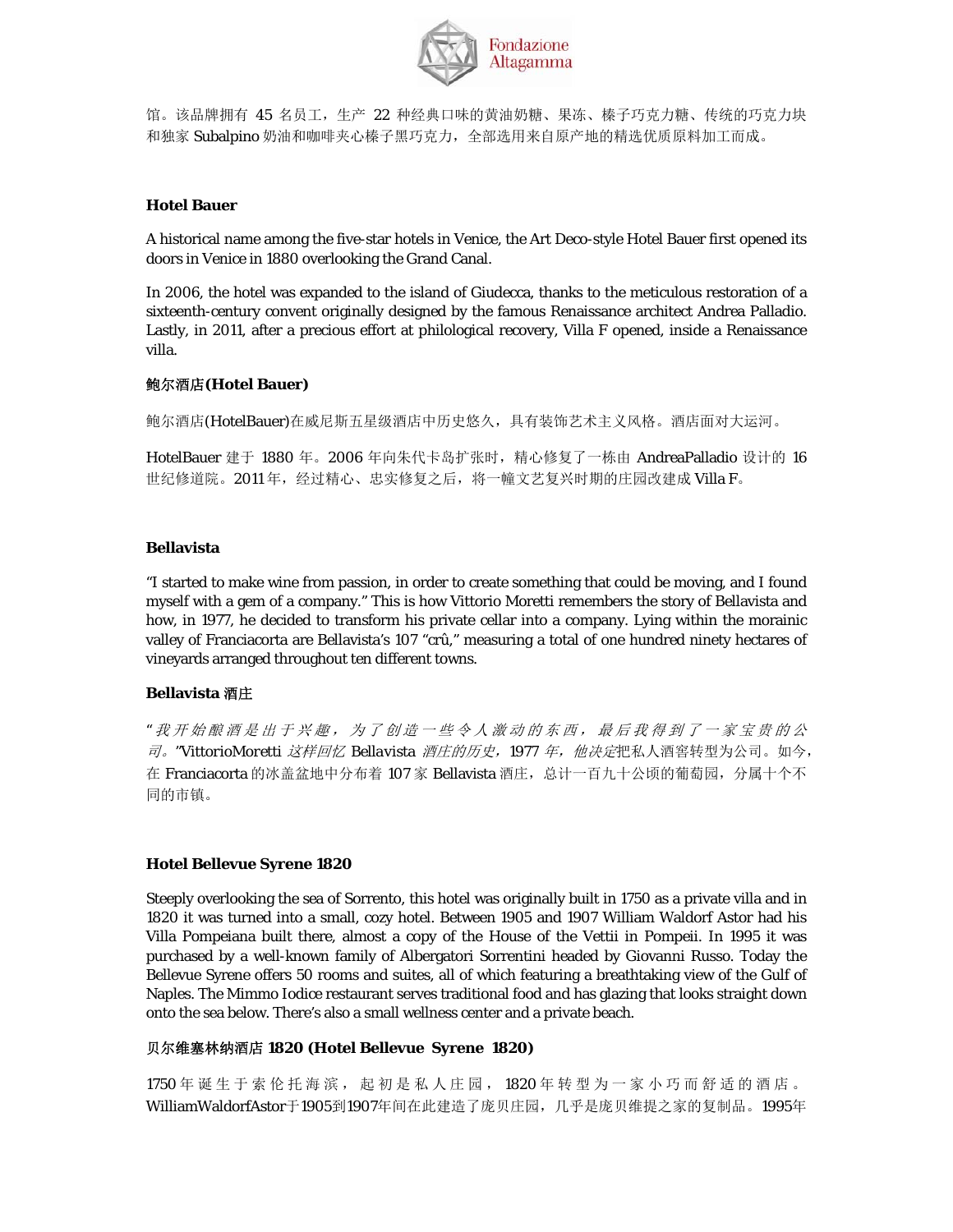馆。该品牌拥有 45 名员工，生产 22 种经典口味的黄油奶糖、果冻、榛子巧克力糖、传统的巧克力块和独家 Subalpino 奶油和咖啡夹心榛子黑巧克力，全部选用来自原产地的精选优质原料加工而成。

**Hotel Bauer**

A historical name among the five-star hotels in Venice, the Art Deco-style Hotel Bauer first opened its doors in Venice in 1880 overlooking the Grand Canal.

In 2006, the hotel was expanded to the island of Giudecca, thanks to the meticulous restoration of a sixteenth-century convent originally designed by the famous Renaissance architect Andrea Palladio. Lastly, in 2011, after a precious effort at philological recovery, Villa F opened, inside a Renaissance villa.

**鲍尔酒店(Hotel Bauer)**

鲍尔酒店(HotelBauer)在威尼斯五星级酒店中历史悠久，具有装饰艺术主义风格。酒店面对大运河。

HotelBauer 建于 1880 年。2006 年向朱代卡岛扩张时，精心修复了一栋由 AndreaPalladio 设计的 16 世纪修道院。2011 年，经过精心、忠实修复之后，将一幢文艺复兴时期的庄园改建成 Villa F。

**Bellavista**

"I started to make wine from passion, in order to create something that could be moving, and I found myself with a gem of a company." This is how Vittorio Moretti remembers the story of Bellavista and how, in 1977, he decided to transform his private cellar into a company. Lying within the morainic valley of Franciacorta are Bellavista's 107 "crû," measuring a total of one hundred ninety hectares of vineyards arranged throughout ten different towns.

**Bellavista 酒庄**

"*我开始酿酒是出于兴趣，为了创造一些令人激动的东西，最后我得到了一家宝贵的公司。*"VittorioMoretti *这样回忆* Bellavista *酒庄的历史，*1977 *年，他决定*把私人酒窖转型为公司。如今，在 Franciacorta 的冰盖盆地中分布着 107 家 Bellavista 酒庄，总计一百九十公顷的葡萄园，分属十个不同的市镇。

**Hotel Bellevue Syrene 1820**

Steeply overlooking the sea of Sorrento, this hotel was originally built in 1750 as a private villa and in 1820 it was turned into a small, cozy hotel. Between 1905 and 1907 William Waldorf Astor had his Villa Pompeiana built there, almost a copy of the House of the Vettii in Pompeii. In 1995 it was purchased by a well-known family of Albergatori Sorrentini headed by Giovanni Russo. Today the Bellevue Syrene offers 50 rooms and suites, all of which featuring a breathtaking view of the Gulf of Naples. The Mimmo Iodice restaurant serves traditional food and has glazing that looks straight down onto the sea below. There's also a small wellness center and a private beach.

**贝尔维塞林纳酒店 1820 (Hotel Bellevue Syrene 1820)**

1750 年诞生于索伦托海滨，起初是私人庄园，1820 年转型为一家小巧而舒适的酒店。WilliamWaldorfAstor于1905到1907年间在此建造了庞贝庄园，几乎是庞贝维提之家的复制品。1995年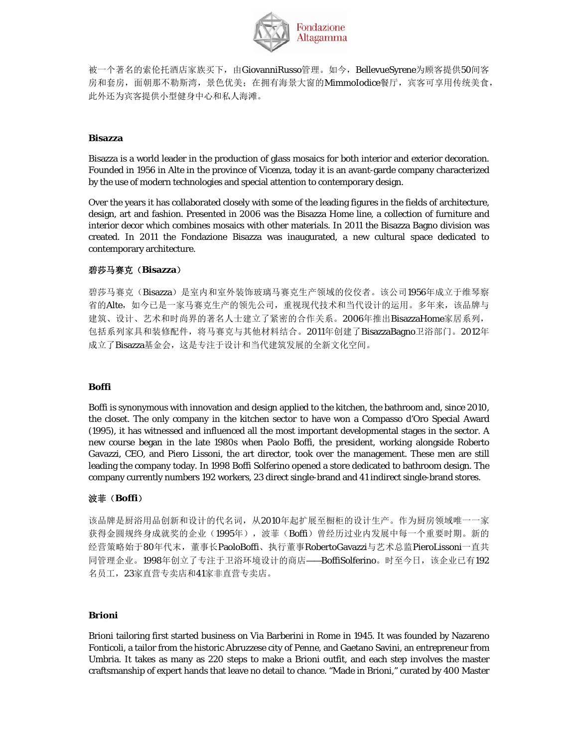被一个著名的索伦托酒店家族买下，由GiovanniRusso管理。如今，BellevueSyrene为顾客提供50间客房和套房，面朝那不勒斯湾，景色优美；在拥有海景大窗的MimmoIodice餐厅，宾客可享用传统美食，此外还为宾客提供小型健身中心和私人海滩。

**Bisazza**

Bisazza is a world leader in the production of glass mosaics for both interior and exterior decoration. Founded in 1956 in Alte in the province of Vicenza, today it is an avant-garde company characterized by the use of modern technologies and special attention to contemporary design.

Over the years it has collaborated closely with some of the leading figures in the fields of architecture, design, art and fashion. Presented in 2006 was the Bisazza Home line, a collection of furniture and interior decor which combines mosaics with other materials. In 2011 the Bisazza Bagno division was created. In 2011 the Fondazione Bisazza was inaugurated, a new cultural space dedicated to contemporary architecture.

**碧莎马赛克（Bisazza）**

碧莎马赛克（Bisazza）是室内和室外装饰玻璃马赛克生产领域的佼佼者。该公司1956年成立于维琴察省的Alte，如今已是一家马赛克生产的领先公司，重视现代技术和当代设计的运用。多年来，该品牌与建筑、设计、艺术和时尚界的著名人士建立了紧密的合作关系。2006年推出BisazzaHome家居系列，包括系列家具和装修配件，将马赛克与其他材料结合。2011年创建了BisazzaBagno卫浴部门。2012年成立了Bisazza基金会，这是专注于设计和当代建筑发展的全新文化空间。

**Boffi**

Boffi is synonymous with innovation and design applied to the kitchen, the bathroom and, since 2010, the closet. The only company in the kitchen sector to have won a Compasso d'Oro Special Award (1995), it has witnessed and influenced all the most important developmental stages in the sector. A new course began in the late 1980s when Paolo Boffi, the president, working alongside Roberto Gavazzi, CEO, and Piero Lissoni, the art director, took over the management. These men are still leading the company today. In 1998 Boffi Solferino opened a store dedicated to bathroom design. The company currently numbers 192 workers, 23 direct single-brand and 41 indirect single-brand stores.

**波菲（Boffi）**

该品牌是厨浴用品创新和设计的代名词，从2010年起扩展至橱柜的设计生产。作为厨房领域唯一一家获得金圆规终身成就奖的企业（1995年），波菲（Boffi）曾经历过业内发展中每一个重要时期。新的经营策略始于80年代末，董事长PaoloBoffi、执行董事RobertoGavazzi与艺术总监PieroLissoni一直共同管理企业。1998年创立了专注于卫浴环境设计的商店——BoffiSolferino。时至今日，该企业已有192名员工，23家直营专卖店和41家非直营专卖店。

**Brioni**

Brioni tailoring first started business on Via Barberini in Rome in 1945. It was founded by Nazareno Fonticoli, a tailor from the historic Abruzzese city of Penne, and Gaetano Savini, an entrepreneur from Umbria. It takes as many as 220 steps to make a Brioni outfit, and each step involves the master craftsmanship of expert hands that leave no detail to chance. "Made in Brioni," curated by 400 Master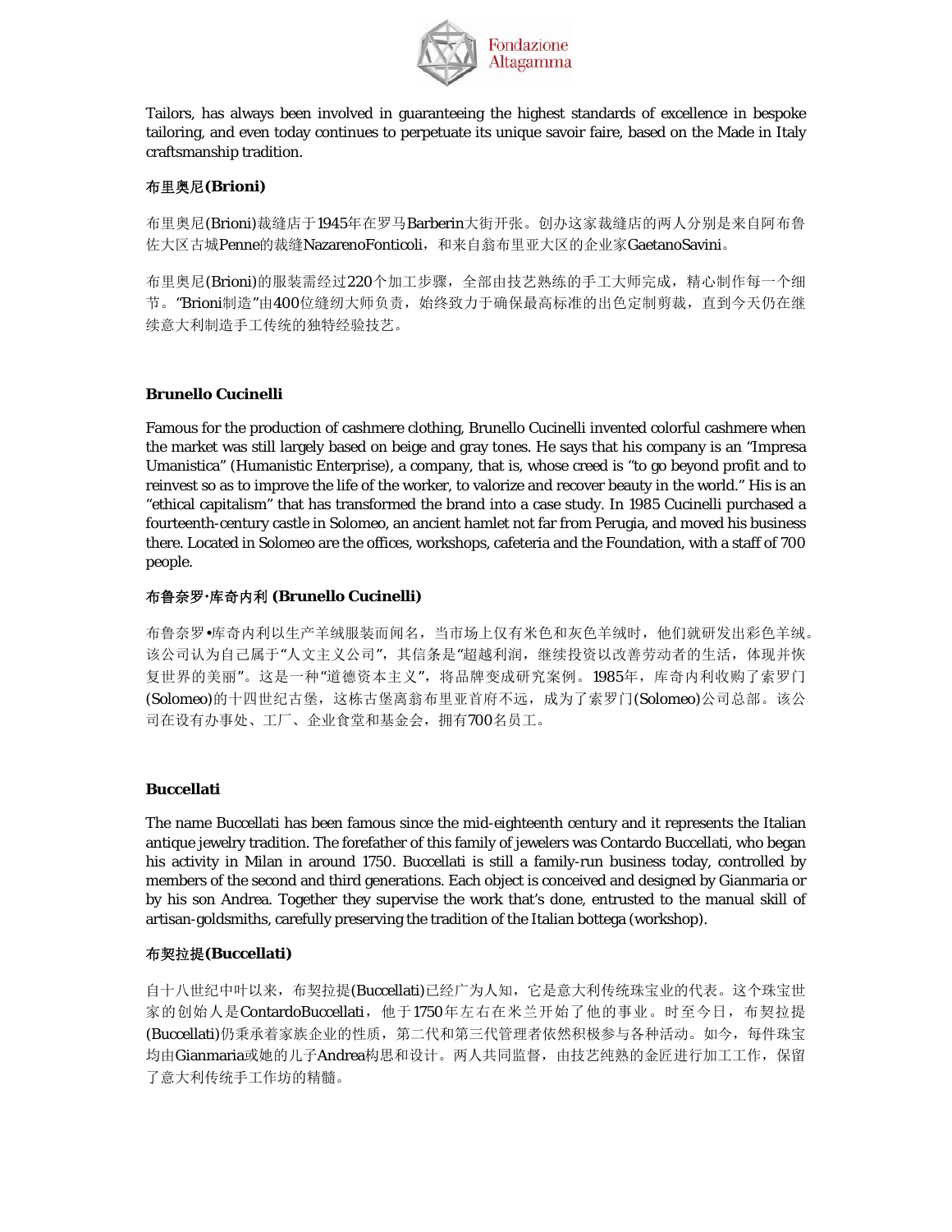Tailors, has always been involved in guaranteeing the highest standards of excellence in bespoke tailoring, and even today continues to perpetuate its unique savoir faire, based on the Made in Italy craftsmanship tradition.

**布里奥尼(Brioni)**

布里奥尼(Brioni)裁缝店于1945年在罗马Barberin大街开张。创办这家裁缝店的两人分别是来自阿布鲁佐大区古城Penne的裁缝NazarenoFonticoli，和来自翁布里亚大区的企业家GaetanoSavini。

布里奥尼(Brioni)的服装需经过220个加工步骤，全部由技艺熟练的手工大师完成，精心制作每一个细节。"Brioni制造"由400位缝纫大师负责，始终致力于确保最高标准的出色定制剪裁，直到今天仍在继续意大利制造手工传统的独特经验技艺。

**Brunello Cucinelli**

Famous for the production of cashmere clothing, Brunello Cucinelli invented colorful cashmere when the market was still largely based on beige and gray tones. He says that his company is an "Impresa Umanistica" (Humanistic Enterprise), a company, that is, whose creed is "to go beyond profit and to reinvest so as to improve the life of the worker, to valorize and recover beauty in the world." His is an "ethical capitalism" that has transformed the brand into a case study. In 1985 Cucinelli purchased a fourteenth-century castle in Solomeo, an ancient hamlet not far from Perugia, and moved his business there. Located in Solomeo are the offices, workshops, cafeteria and the Foundation, with a staff of 700 people.

**布鲁奈罗·库奇内利 (Brunello Cucinelli)**

布鲁奈罗•库奇内利以生产羊绒服装而闻名，当市场上仅有米色和灰色羊绒时，他们就研发出彩色羊绒。该公司认为自己属于"人文主义公司"，其信条是"超越利润，继续投资以改善劳动者的生活，体现并恢复世界的美丽"。这是一种"道德资本主义"，将品牌变成研究案例。1985年，库奇内利收购了索罗门(Solomeo)的十四世纪古堡，这栋古堡离翁布里亚首府不远，成为了索罗门(Solomeo)公司总部。该公司在设有办事处、工厂、企业食堂和基金会，拥有700名员工。

**Buccellati**

The name Buccellati has been famous since the mid-eighteenth century and it represents the Italian antique jewelry tradition. The forefather of this family of jewelers was Contardo Buccellati, who began his activity in Milan in around 1750. Buccellati is still a family-run business today, controlled by members of the second and third generations. Each object is conceived and designed by Gianmaria or by his son Andrea. Together they supervise the work that's done, entrusted to the manual skill of artisan-goldsmiths, carefully preserving the tradition of the Italian bottega (workshop).

**布契拉提(Buccellati)**

自十八世纪中叶以来，布契拉提(Buccellati)已经广为人知，它是意大利传统珠宝业的代表。这个珠宝世家的创始人是ContardoBuccellati，他于1750年左右在米兰开始了他的事业。时至今日，布契拉提(Buccellati)仍秉承着家族企业的性质，第二代和第三代管理者依然积极参与各种活动。如今，每件珠宝均由Gianmaria或她的儿子Andrea构思和设计。两人共同监督，由技艺纯熟的金匠进行加工工作，保留了意大利传统手工作坊的精髓。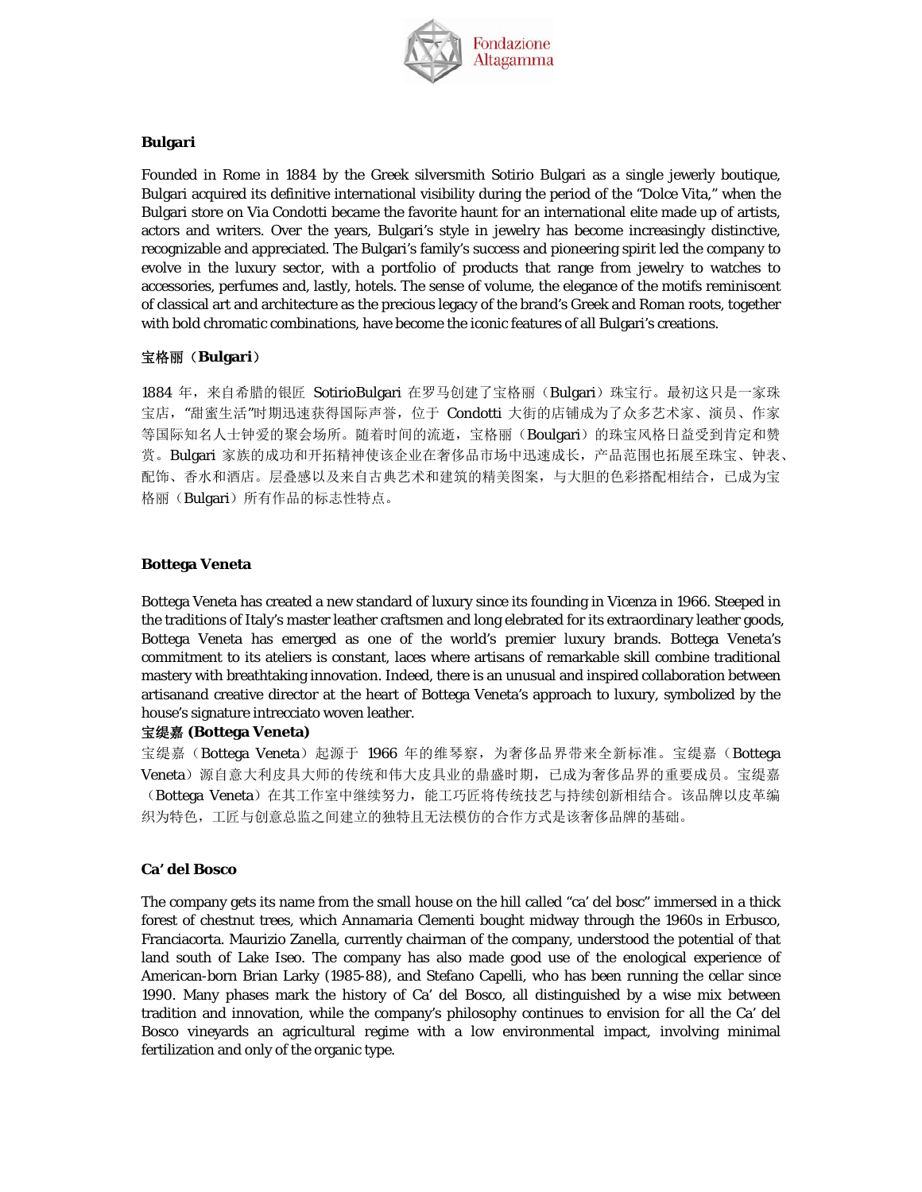**Bulgari**

Founded in Rome in 1884 by the Greek silversmith Sotirio Bulgari as a single jewelry boutique, Bulgari acquired its definitive international visibility during the period of the "Dolce Vita," when the Bulgari store on Via Condotti became the favorite haunt for an international elite made up of artists, actors and writers. Over the years, Bulgari's style in jewelry has become increasingly distinctive, recognizable and appreciated. The Bulgari's family's success and pioneering spirit led the company to evolve in the luxury sector, with a portfolio of products that range from jewelry to watches to accessories, perfumes and, lastly, hotels. The sense of volume, the elegance of the motifs reminiscent of classical art and architecture as the precious legacy of the brand's Greek and Roman roots, together with bold chromatic combinations, have become the iconic features of all Bulgari's creations.

**宝格丽（Bulgari）**

1884 年，来自希腊的银匠 SotirioBulgari 在罗马创建了宝格丽（Bulgari）珠宝行。最初这只是一家珠宝店，"甜蜜生活"时期迅速获得国际声誉，位于 Condotti 大街的店铺成为了众多艺术家、演员、作家等国际知名人士钟爱的聚会场所。随着时间的流逝，宝格丽（Boulgari）的珠宝风格日益受到肯定和赞赏。Bulgari 家族的成功和开拓精神使该企业在奢侈品市场中迅速成长，产品范围也拓展至珠宝、钟表、配饰、香水和酒店。层叠感以及来自古典艺术和建筑的精美图案，与大胆的色彩搭配相结合，已成为宝格丽（Bulgari）所有作品的标志性特点。

**Bottega Veneta**

Bottega Veneta has created a new standard of luxury since its founding in Vicenza in 1966. Steeped in the traditions of Italy's master leather craftsmen and long elebrated for its extraordinary leather goods, Bottega Veneta has emerged as one of the world's premier luxury brands. Bottega Veneta's commitment to its ateliers is constant, laces where artisans of remarkable skill combine traditional mastery with breathtaking innovation. Indeed, there is an unusual and inspired collaboration between artisanand creative director at the heart of Bottega Veneta's approach to luxury, symbolized by the house's signature intrecciato woven leather.

**宝缇嘉 (Bottega Veneta)**

宝缇嘉（Bottega Veneta）起源于 1966 年的维琴察，为奢侈品界带来全新标准。宝缇嘉（Bottega Veneta）源自意大利皮具大师的传统和伟大皮具业的鼎盛时期，已成为奢侈品界的重要成员。宝缇嘉（Bottega Veneta）在其工作室中继续努力，能工巧匠将传统技艺与持续创新相结合。该品牌以皮革编织为特色，工匠与创意总监之间建立的独特且无法模仿的合作方式是该奢侈品牌的基础。

**Ca' del Bosco**

The company gets its name from the small house on the hill called "ca' del bosc" immersed in a thick forest of chestnut trees, which Annamaria Clementi bought midway through the 1960s in Erbusco, Franciacorta. Maurizio Zanella, currently chairman of the company, understood the potential of that land south of Lake Iseo. The company has also made good use of the enological experience of American-born Brian Larky (1985-88), and Stefano Capelli, who has been running the cellar since 1990. Many phases mark the history of Ca' del Bosco, all distinguished by a wise mix between tradition and innovation, while the company's philosophy continues to envision for all the Ca' del Bosco vineyards an agricultural regime with a low environmental impact, involving minimal fertilization and only of the organic type.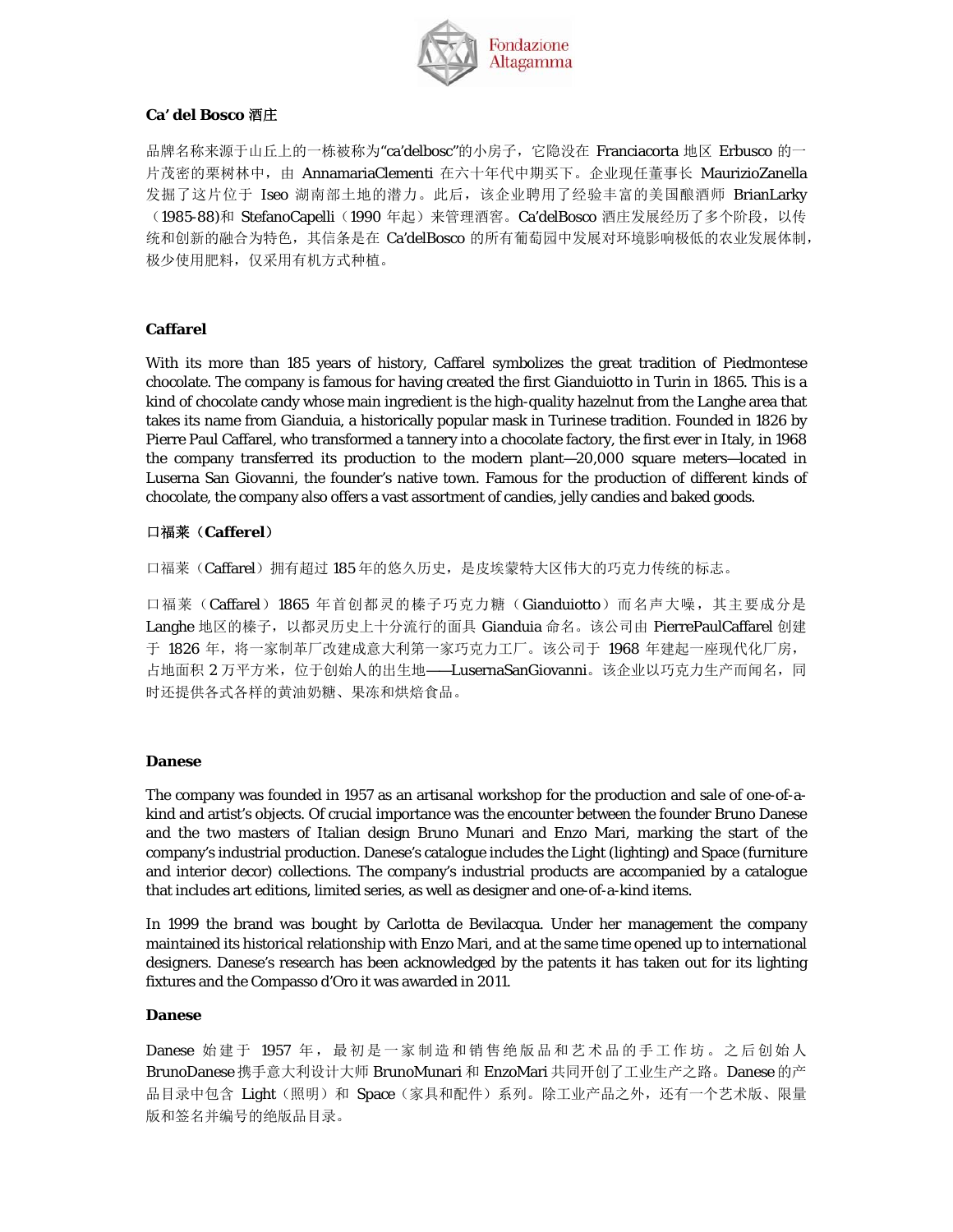**Ca' del Bosco 酒庄**

品牌名称来源于山丘上的一栋被称为"ca'delbosc"的小房子，它隐没在 Franciacorta 地区 Erbusco 的一片茂密的栗树林中，由 AnnamariaClementi 在六十年代中期买下。企业现任董事长 MaurizioZanella 发掘了这片位于 Iseo 湖南部土地的潜力。此后，该企业聘用了经验丰富的美国酿酒师 BrianLarky（1985-88)和 StefanoCapelli（1990 年起）来管理酒窖。Ca'delBosco 酒庄发展经历了多个阶段，以传统和创新的融合为特色，其信条是在 Ca'delBosco 的所有葡萄园中发展对环境影响极低的农业发展体制，极少使用肥料，仅采用有机方式种植。

**Caffarel**

With its more than 185 years of history, Caffarel symbolizes the great tradition of Piedmontese chocolate. The company is famous for having created the first Gianduiotto in Turin in 1865. This is a kind of chocolate candy whose main ingredient is the high-quality hazelnut from the Langhe area that takes its name from Gianduia, a historically popular mask in Turinese tradition. Founded in 1826 by Pierre Paul Caffarel, who transformed a tannery into a chocolate factory, the first ever in Italy, in 1968 the company transferred its production to the modern plant—20,000 square meters—located in Luserna San Giovanni, the founder's native town. Famous for the production of different kinds of chocolate, the company also offers a vast assortment of candies, jelly candies and baked goods.

**口福莱（Cafferel）**

口福莱（Caffarel）拥有超过 185 年的悠久历史，是皮埃蒙特大区伟大的巧克力传统的标志。

口福莱（Caffarel）1865 年首创都灵的榛子巧克力糖（Gianduiotto）而名声大噪，其主要成分是 Langhe 地区的榛子，以都灵历史上十分流行的面具 Gianduia 命名。该公司由 PierrePaulCaffarel 创建于 1826 年，将一家制革厂改建成意大利第一家巧克力工厂。该公司于 1968 年建起一座现代化厂房，占地面积 2 万平方米，位于创始人的出生地——LusernaSanGiovanni。该企业以巧克力生产而闻名，同时还提供各式各样的黄油奶糖、果冻和烘焙食品。

**Danese**

The company was founded in 1957 as an artisanal workshop for the production and sale of one-of-a-kind and artist's objects. Of crucial importance was the encounter between the founder Bruno Danese and the two masters of Italian design Bruno Munari and Enzo Mari, marking the start of the company's industrial production. Danese's catalogue includes the Light (lighting) and Space (furniture and interior decor) collections. The company's industrial products are accompanied by a catalogue that includes art editions, limited series, as well as designer and one-of-a-kind items.

In 1999 the brand was bought by Carlotta de Bevilacqua. Under her management the company maintained its historical relationship with Enzo Mari, and at the same time opened up to international designers. Danese's research has been acknowledged by the patents it has taken out for its lighting fixtures and the Compasso d'Oro it was awarded in 2011.

**Danese**

Danese 始建于 1957 年，最初是一家制造和销售绝版品和艺术品的手工作坊。之后创始人 BrunoDanese 携手意大利设计大师 BrunoMunari 和 EnzoMari 共同开创了工业生产之路。Danese 的产品目录中包含 Light（照明）和 Space（家具和配件）系列。除工业产品之外，还有一个艺术版、限量版和签名并编号的绝版品目录。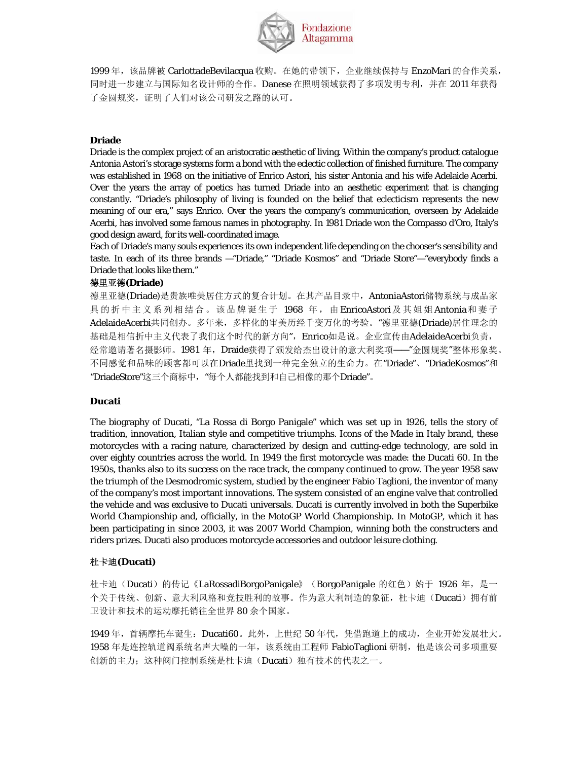1999 年，该品牌被 CarlottadeBevilacqua 收购。在她的带领下，企业继续保持与 EnzoMari 的合作关系，同时进一步建立与国际知名设计师的合作。Danese 在照明领域获得了多项发明专利，并在 2011 年获得了金圆规奖，证明了人们对该公司研发之路的认可。

**Driade**

Driade is the complex project of an aristocratic aesthetic of living. Within the company's product catalogue Antonia Astori's storage systems form a bond with the eclectic collection of finished furniture. The company was established in 1968 on the initiative of Enrico Astori, his sister Antonia and his wife Adelaide Acerbi. Over the years the array of poetics has turned Driade into an aesthetic experiment that is changing constantly. "Driade's philosophy of living is founded on the belief that eclecticism represents the new meaning of our era," says Enrico. Over the years the company's communication, overseen by Adelaide Acerbi, has involved some famous names in photography. In 1981 Driade won the Compasso d'Oro, Italy's good design award, for its well-coordinated image.

Each of Driade's many souls experiences its own independent life depending on the chooser's sensibility and taste. In each of its three brands —"Driade," "Driade Kosmos" and "Driade Store"—"everybody finds a Driade that looks like them."

**德里亚德(Driade)**

德里亚德(Driade)是贵族唯美居住方式的复合计划。在其产品目录中，AntoniaAstori储物系统与成品家具的折中主义系列相结合。该品牌诞生于 1968 年，由EnricoAstori及其姐姐Antonia和妻子AdelaideAcerbi共同创办。多年来，多样化的审美历经千变万化的考验。"德里亚德(Driade)居住理念的基础是相信折中主义代表了我们这个时代的新方向"，Enrico如是说。企业宣传由AdelaideAcerbi负责，经常邀请著名摄影师。1981 年，Draide获得了颁发给杰出设计的意大利奖项——"金圆规奖"整体形象奖。不同感觉和品味的顾客都可以在Driade里找到一种完全独立的生命力。在"Driade"、"DriadeKosmos"和"DriadeStore"这三个商标中，"每个人都能找到和自己相像的那个Driade"。

**Ducati**

The biography of Ducati, "La Rossa di Borgo Panigale" which was set up in 1926, tells the story of tradition, innovation, Italian style and competitive triumphs. Icons of the Made in Italy brand, these motorcycles with a racing nature, characterized by design and cutting-edge technology, are sold in over eighty countries across the world. In 1949 the first motorcycle was made: the Ducati 60. In the 1950s, thanks also to its success on the race track, the company continued to grow. The year 1958 saw the triumph of the Desmodromic system, studied by the engineer Fabio Taglioni, the inventor of many of the company's most important innovations. The system consisted of an engine valve that controlled the vehicle and was exclusive to Ducati universals. Ducati is currently involved in both the Superbike World Championship and, officially, in the MotoGP World Championship. In MotoGP, which it has been participating in since 2003, it was 2007 World Champion, winning both the constructers and riders prizes. Ducati also produces motorcycle accessories and outdoor leisure clothing.

**杜卡迪(Ducati)**

杜卡迪（Ducati）的传记《LaRossadiBorgoPanigale》（BorgoPanigale 的红色）始于 1926 年，是一个关于传统、创新、意大利风格和竞技胜利的故事。作为意大利制造的象征，杜卡迪（Ducati）拥有前卫设计和技术的运动摩托销往全世界 80 余个国家。

1949 年，首辆摩托车诞生：Ducati60。此外，上世纪 50 年代，凭借跑道上的成功，企业开始发展壮大。1958 年是连控轨道阀系统名声大噪的一年，该系统由工程师 FabioTaglioni 研制，他是该公司多项重要创新的主力；这种阀门控制系统是杜卡迪（Ducati）独有技术的代表之一。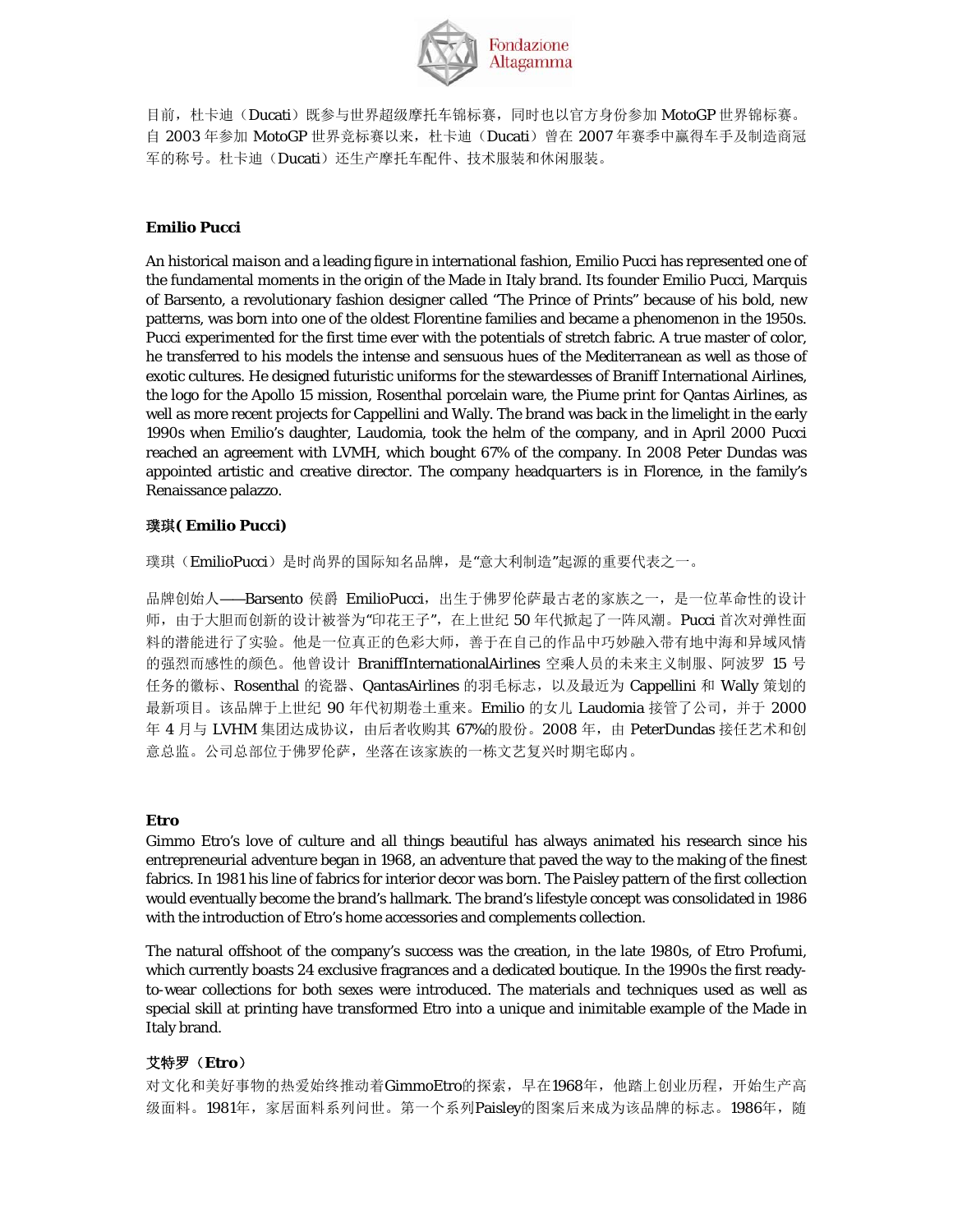目前，杜卡迪（Ducati）既参与世界超级摩托车锦标赛，同时也以官方身份参加 MotoGP 世界锦标赛。自 2003 年参加 MotoGP 世界竞标赛以来，杜卡迪（Ducati）曾在 2007 年赛季中赢得车手及制造商冠军的称号。杜卡迪（Ducati）还生产摩托车配件、技术服装和休闲服装。

**Emilio Pucci**

An historical *maison* and a leading figure in international fashion, Emilio Pucci has represented one of the fundamental moments in the origin of the Made in Italy brand. Its founder Emilio Pucci, Marquis of Barsento, a revolutionary fashion designer called "The Prince of Prints" because of his bold, new patterns, was born into one of the oldest Florentine families and became a phenomenon in the 1950s. Pucci experimented for the first time ever with the potentials of stretch fabric. A true master of color, he transferred to his models the intense and sensuous hues of the Mediterranean as well as those of exotic cultures. He designed futuristic uniforms for the stewardesses of Braniff International Airlines, the logo for the Apollo 15 mission, Rosenthal porcelain ware, the Piume print for Qantas Airlines, as well as more recent projects for Cappellini and Wally. The brand was back in the limelight in the early 1990s when Emilio's daughter, Laudomia, took the helm of the company, and in April 2000 Pucci reached an agreement with LVMH, which bought 67% of the company. In 2008 Peter Dundas was appointed artistic and creative director. The company headquarters is in Florence, in the family's Renaissance palazzo.

**璞琪( Emilio Pucci)**

璞琪（EmilioPucci）是时尚界的国际知名品牌，是"意大利制造"起源的重要代表之一。

品牌创始人——Barsento 侯爵 EmilioPucci，出生于佛罗伦萨最古老的家族之一，是一位革命性的设计师，由于大胆而创新的设计被誉为"印花王子"，在上世纪 50 年代掀起了一阵风潮。Pucci 首次对弹性面料的潜能进行了实验。他是一位真正的色彩大师，善于在自己的作品中巧妙融入带有地中海和异域风情的强烈而感性的颜色。他曾设计 BraniffInternationalAirlines 空乘人员的未来主义制服、阿波罗 15 号任务的徽标、Rosenthal 的瓷器、QantasAirlines 的羽毛标志，以及最近为 Cappellini 和 Wally 策划的最新项目。该品牌于上世纪 90 年代初期卷土重来。Emilio 的女儿 Laudomia 接管了公司，并于 2000 年 4 月与 LVHM 集团达成协议，由后者收购其 67%的股份。2008 年，由 PeterDundas 接任艺术和创意总监。公司总部位于佛罗伦萨，坐落在该家族的一栋文艺复兴时期宅邸内。

**Etro**

Gimmo Etro's love of culture and all things beautiful has always animated his research since his entrepreneurial adventure began in 1968, an adventure that paved the way to the making of the finest fabrics. In 1981 his line of fabrics for interior decor was born. The Paisley pattern of the first collection would eventually become the brand's hallmark. The brand's lifestyle concept was consolidated in 1986 with the introduction of Etro's home accessories and complements collection.

The natural offshoot of the company's success was the creation, in the late 1980s, of Etro Profumi, which currently boasts 24 exclusive fragrances and a dedicated boutique. In the 1990s the first ready-to-wear collections for both sexes were introduced. The materials and techniques used as well as special skill at printing have transformed Etro into a unique and inimitable example of the Made in Italy brand.

**艾特罗（Etro）**

对文化和美好事物的热爱始终推动着GimmoEtro的探索，早在1968年，他踏上创业历程，开始生产高级面料。1981年，家居面料系列问世。第一个系列Paisley的图案后来成为该品牌的标志。1986年，随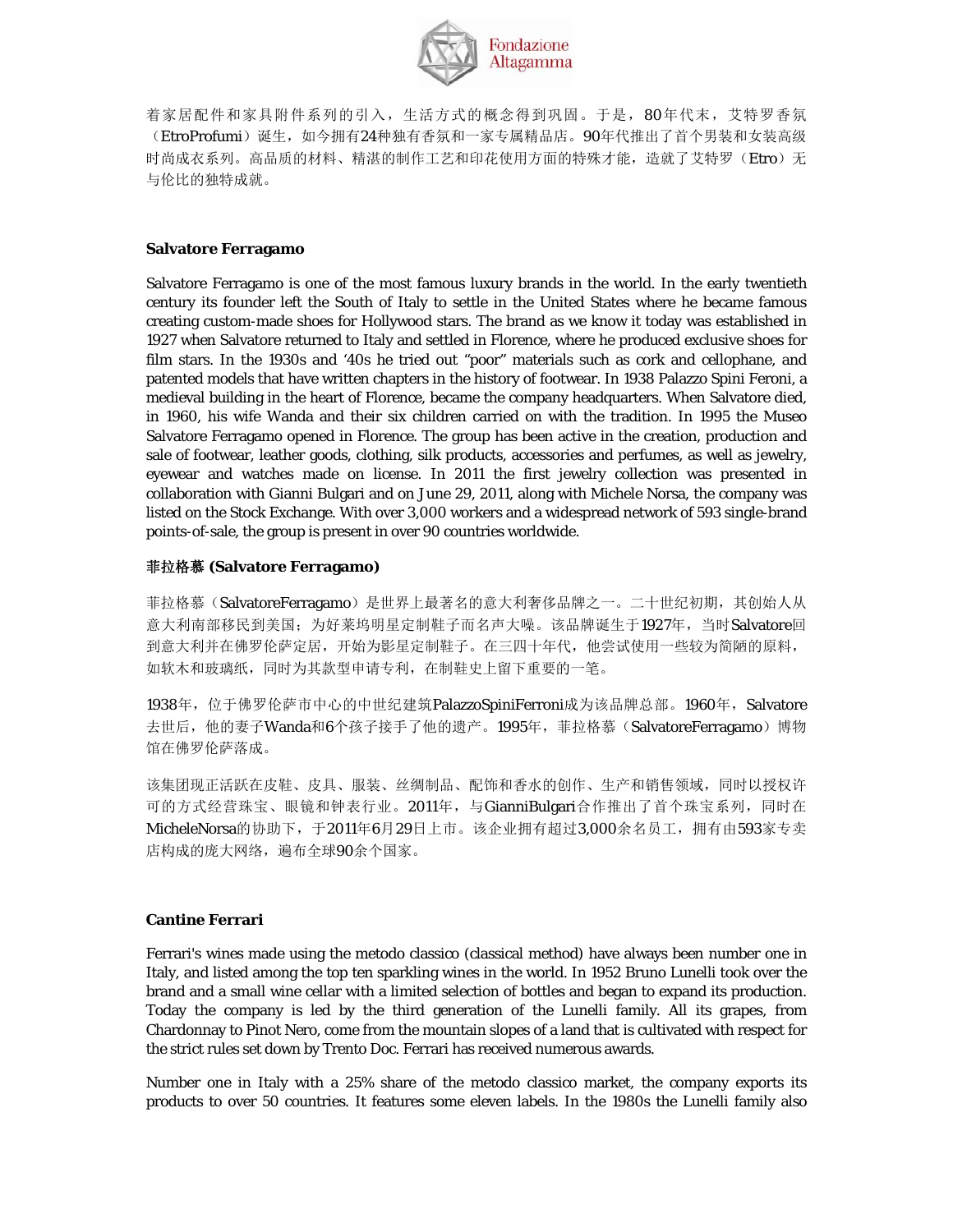着家居配件和家具附件系列的引入，生活方式的概念得到巩固。于是，80年代末，艾特罗香氛（EtroProfumi）诞生，如今拥有24种独有香氛和一家专属精品店。90年代推出了首个男装和女装高级时尚成衣系列。高品质的材料、精湛的制作工艺和印花使用方面的特殊才能，造就了艾特罗（Etro）无与伦比的独特成就。

**Salvatore Ferragamo**

Salvatore Ferragamo is one of the most famous luxury brands in the world. In the early twentieth century its founder left the South of Italy to settle in the United States where he became famous creating custom-made shoes for Hollywood stars. The brand as we know it today was established in 1927 when Salvatore returned to Italy and settled in Florence, where he produced exclusive shoes for film stars. In the 1930s and '40s he tried out "poor" materials such as cork and cellophane, and patented models that have written chapters in the history of footwear. In 1938 Palazzo Spini Feroni, a medieval building in the heart of Florence, became the company headquarters. When Salvatore died, in 1960, his wife Wanda and their six children carried on with the tradition. In 1995 the Museo Salvatore Ferragamo opened in Florence. The group has been active in the creation, production and sale of footwear, leather goods, clothing, silk products, accessories and perfumes, as well as jewelry, eyewear and watches made on license. In 2011 the first jewelry collection was presented in collaboration with Gianni Bulgari and on June 29, 2011, along with Michele Norsa, the company was listed on the Stock Exchange. With over 3,000 workers and a widespread network of 593 single-brand points-of-sale, the group is present in over 90 countries worldwide.

**菲拉格慕 (Salvatore Ferragamo)**

菲拉格慕（SalvatoreFerragamo）是世界上最著名的意大利奢侈品牌之一。二十世纪初期，其创始人从意大利南部移民到美国；为好莱坞明星定制鞋子而名声大噪。该品牌诞生于1927年，当时Salvatore回到意大利并在佛罗伦萨定居，开始为影星定制鞋子。在三四十年代，他尝试使用一些较为简陋的原料，如软木和玻璃纸，同时为其款型申请专利，在制鞋史上留下重要的一笔。

1938年，位于佛罗伦萨市中心的中世纪建筑PalazzoSpiniFerroni成为该品牌总部。1960年，Salvatore去世后，他的妻子Wanda和6个孩子接手了他的遗产。1995年，菲拉格慕（SalvatoreFerragamo）博物馆在佛罗伦萨落成。

该集团现正活跃在皮鞋、皮具、服装、丝绸制品、配饰和香水的创作、生产和销售领域，同时以授权许可的方式经营珠宝、眼镜和钟表行业。2011年，与GianniBulgari合作推出了首个珠宝系列，同时在MicheleNorsa的协助下，于2011年6月29日上市。该企业拥有超过3,000余名员工，拥有由593家专卖店构成的庞大网络，遍布全球90余个国家。

**Cantine Ferrari**

Ferrari's wines made using the metodo classico (classical method) have always been number one in Italy, and listed among the top ten sparkling wines in the world. In 1952 Bruno Lunelli took over the brand and a small wine cellar with a limited selection of bottles and began to expand its production. Today the company is led by the third generation of the Lunelli family. All its grapes, from Chardonnay to Pinot Nero, come from the mountain slopes of a land that is cultivated with respect for the strict rules set down by Trento Doc. Ferrari has received numerous awards.

Number one in Italy with a 25% share of the metodo classico market, the company exports its products to over 50 countries. It features some eleven labels. In the 1980s the Lunelli family also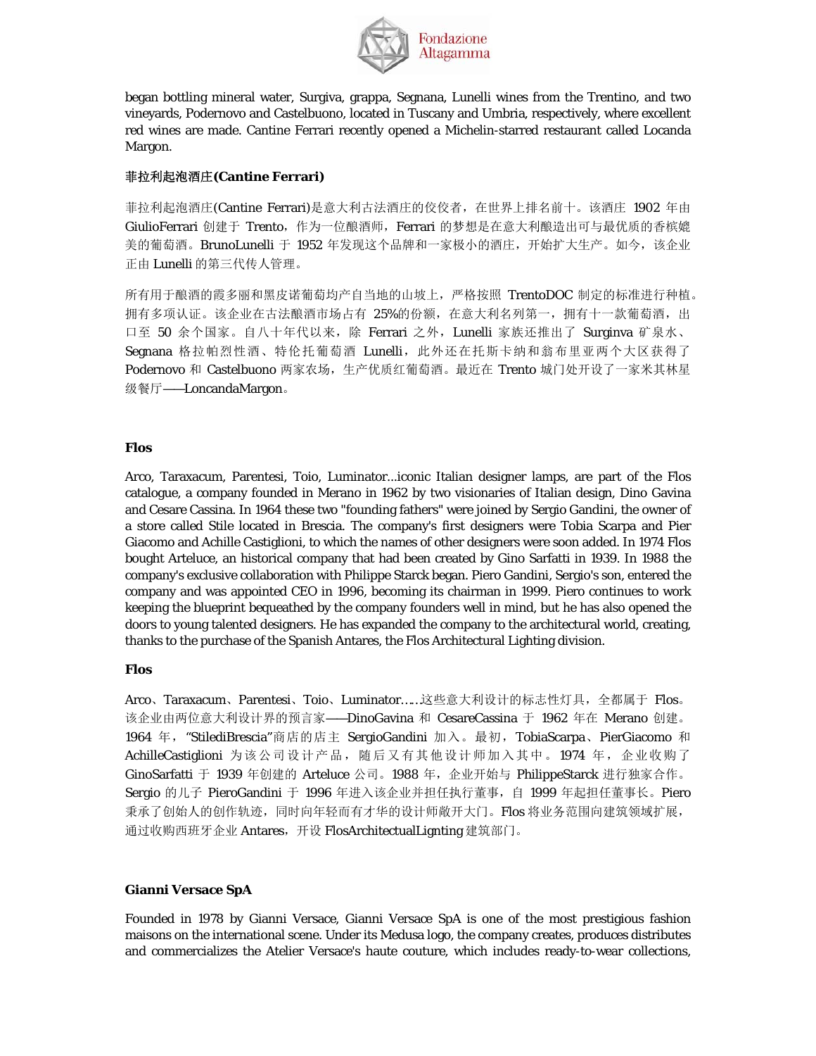began bottling mineral water, Surgiva, grappa, Segnana, Lunelli wines from the Trentino, and two vineyards, Podernovo and Castelbuono, located in Tuscany and Umbria, respectively, where excellent red wines are made. Cantine Ferrari recently opened a Michelin-starred restaurant called Locanda Margon.

**菲拉利起泡酒庄(Cantine Ferrari)**

菲拉利起泡酒庄(Cantine Ferrari)是意大利古法酒庄的佼佼者，在世界上排名前十。该酒庄 1902 年由 GiulioFerrari 创建于 Trento，作为一位酿酒师，Ferrari 的梦想是在意大利酿造出可与最优质的香槟媲美的葡萄酒。BrunoLunelli 于 1952 年发现这个品牌和一家极小的酒庄，开始扩大生产。如今，该企业正由 Lunelli 的第三代传人管理。

所有用于酿酒的霞多丽和黑皮诺葡萄均产自当地的山坡上，严格按照 TrentoDOC 制定的标准进行种植。拥有多项认证。该企业在古法酿酒市场占有 25%的份额，在意大利名列第一，拥有十一款葡萄酒，出口至 50 余个国家。自八十年代以来，除 Ferrari 之外，Lunelli 家族还推出了 Surginva 矿泉水、Segnana 格拉帕烈性酒、特伦托葡萄酒 Lunelli，此外还在托斯卡纳和翁布里亚两个大区获得了 Podernovo 和 Castelbuono 两家农场，生产优质红葡萄酒。最近在 Trento 城门处开设了一家米其林星级餐厅——LoncandaMargon。

**Flos**

Arco, Taraxacum, Parentesi, Toio, Luminator...iconic Italian designer lamps, are part of the Flos catalogue, a company founded in Merano in 1962 by two visionaries of Italian design, Dino Gavina and Cesare Cassina. In 1964 these two "founding fathers" were joined by Sergio Gandini, the owner of a store called Stile located in Brescia. The company's first designers were Tobia Scarpa and Pier Giacomo and Achille Castiglioni, to which the names of other designers were soon added. In 1974 Flos bought Arteluce, an historical company that had been created by Gino Sarfatti in 1939. In 1988 the company's exclusive collaboration with Philippe Starck began. Piero Gandini, Sergio's son, entered the company and was appointed CEO in 1996, becoming its chairman in 1999. Piero continues to work keeping the blueprint bequeathed by the company founders well in mind, but he has also opened the doors to young talented designers. He has expanded the company to the architectural world, creating, thanks to the purchase of the Spanish Antares, the Flos Architectural Lighting division.

**Flos**

Arco、Taraxacum、Parentesi、Toio、Luminator……这些意大利设计的标志性灯具，全都属于 Flos。该企业由两位意大利设计界的预言家——DinoGavina 和 CesareCassina 于 1962 年在 Merano 创建。1964 年，"StilediBrescia"商店的店主 SergioGandini 加入。最初，TobiaScarpa、PierGiacomo 和 AchilleCastiglioni 为该公司设计产品，随后又有其他设计师加入其中。1974 年，企业收购了 GinoSarfatti 于 1939 年创建的 Arteluce 公司。1988 年，企业开始与 PhilippeStarck 进行独家合作。Sergio 的儿子 PieroGandini 于 1996 年进入该企业并担任执行董事，自 1999 年起担任董事长。Piero 秉承了创始人的创作轨迹，同时向年轻而有才华的设计师敞开大门。Flos 将业务范围向建筑领域扩展，通过收购西班牙企业 Antares，开设 FlosArchitectualLignting 建筑部门。

**Gianni Versace SpA**

Founded in 1978 by Gianni Versace, Gianni Versace SpA is one of the most prestigious fashion maisons on the international scene. Under its Medusa logo, the company creates, produces distributes and commercializes the Atelier Versace's haute couture, which includes ready-to-wear collections,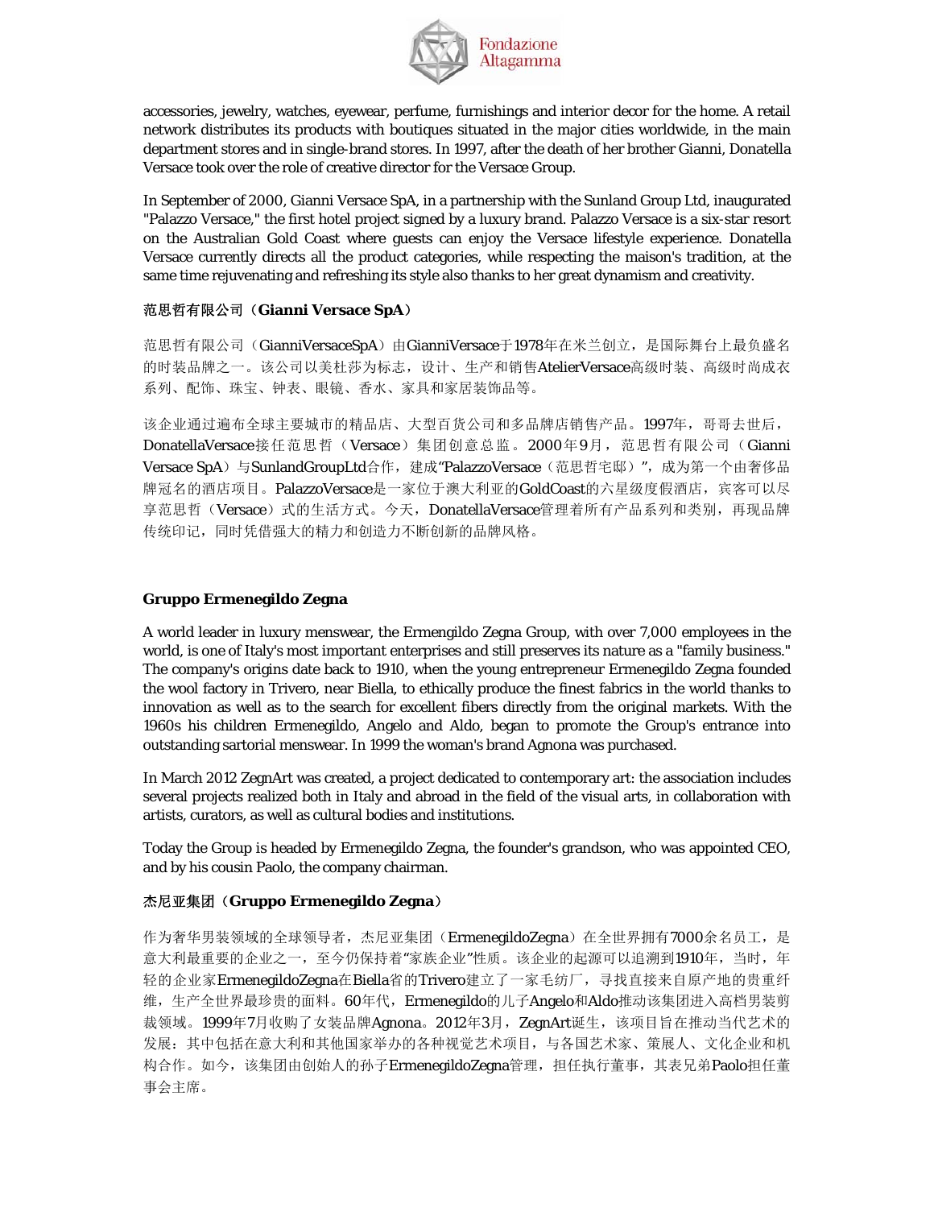accessories, jewelry, watches, eyewear, perfume, furnishings and interior decor for the home. A retail network distributes its products with boutiques situated in the major cities worldwide, in the main department stores and in single-brand stores. In 1997, after the death of her brother Gianni, Donatella Versace took over the role of creative director for the Versace Group.

In September of 2000, Gianni Versace SpA, in a partnership with the Sunland Group Ltd, inaugurated "Palazzo Versace," the first hotel project signed by a luxury brand. Palazzo Versace is a six-star resort on the Australian Gold Coast where guests can enjoy the Versace lifestyle experience. Donatella Versace currently directs all the product categories, while respecting the maison's tradition, at the same time rejuvenating and refreshing its style also thanks to her great dynamism and creativity.

**范思哲有限公司（Gianni Versace SpA）**

范思哲有限公司（GianniVersaceSpA）由GianniVersace于1978年在米兰创立，是国际舞台上最负盛名的时装品牌之一。该公司以美杜莎为标志，设计、生产和销售AtelierVersace高级时装、高级时尚成衣系列、配饰、珠宝、钟表、眼镜、香水、家具和家居装饰品等。

该企业通过遍布全球主要城市的精品店、大型百货公司和多品牌店销售产品。1997年，哥哥去世后，DonatellaVersace接任范思哲（Versace）集团创意总监。2000年9月，范思哲有限公司（Gianni Versace SpA）与SunlandGroupLtd合作，建成"PalazzoVersace（范思哲宅邸）"，成为第一个由奢侈品牌冠名的酒店项目。PalazzoVersace是一家位于澳大利亚的GoldCoast的六星级度假酒店，宾客可以尽享范思哲（Versace）式的生活方式。今天，DonatellaVersace管理着所有产品系列和类别，再现品牌传统印记，同时凭借强大的精力和创造力不断创新的品牌风格。

**Gruppo Ermenegildo Zegna**

A world leader in luxury menswear, the Ermengildo Zegna Group, with over 7,000 employees in the world, is one of Italy's most important enterprises and still preserves its nature as a "family business." The company's origins date back to 1910, when the young entrepreneur Ermenegildo Zegna founded the wool factory in Trivero, near Biella, to ethically produce the finest fabrics in the world thanks to innovation as well as to the search for excellent fibers directly from the original markets. With the 1960s his children Ermenegildo, Angelo and Aldo, began to promote the Group's entrance into outstanding sartorial menswear. In 1999 the woman's brand Agnona was purchased.

In March 2012 ZegnArt was created, a project dedicated to contemporary art: the association includes several projects realized both in Italy and abroad in the field of the visual arts, in collaboration with artists, curators, as well as cultural bodies and institutions.

Today the Group is headed by Ermenegildo Zegna, the founder's grandson, who was appointed CEO, and by his cousin Paolo, the company chairman.

**杰尼亚集团（Gruppo Ermenegildo Zegna）**

作为奢华男装领域的全球领导者，杰尼亚集团（ErmenegildoZegna）在全世界拥有7000余名员工，是意大利最重要的企业之一，至今仍保持着"家族企业"性质。该企业的起源可以追溯到1910年，当时，年轻的企业家ErmenegildoZegna在Biella省的Trivero建立了一家毛纺厂，寻找直接来自原产地的贵重纤维，生产全世界最珍贵的面料。60年代，Ermenegildo的儿子Angelo和Aldo推动该集团进入高档男装剪裁领域。1999年7月收购了女装品牌Agnona。2012年3月，ZegnArt诞生，该项目旨在推动当代艺术的发展：其中包括在意大利和其他国家举办的各种视觉艺术项目，与各国艺术家、策展人、文化企业和机构合作。如今，该集团由创始人的孙子ErmenegildoZegna管理，担任执行董事，其表兄弟Paolo担任董事会主席。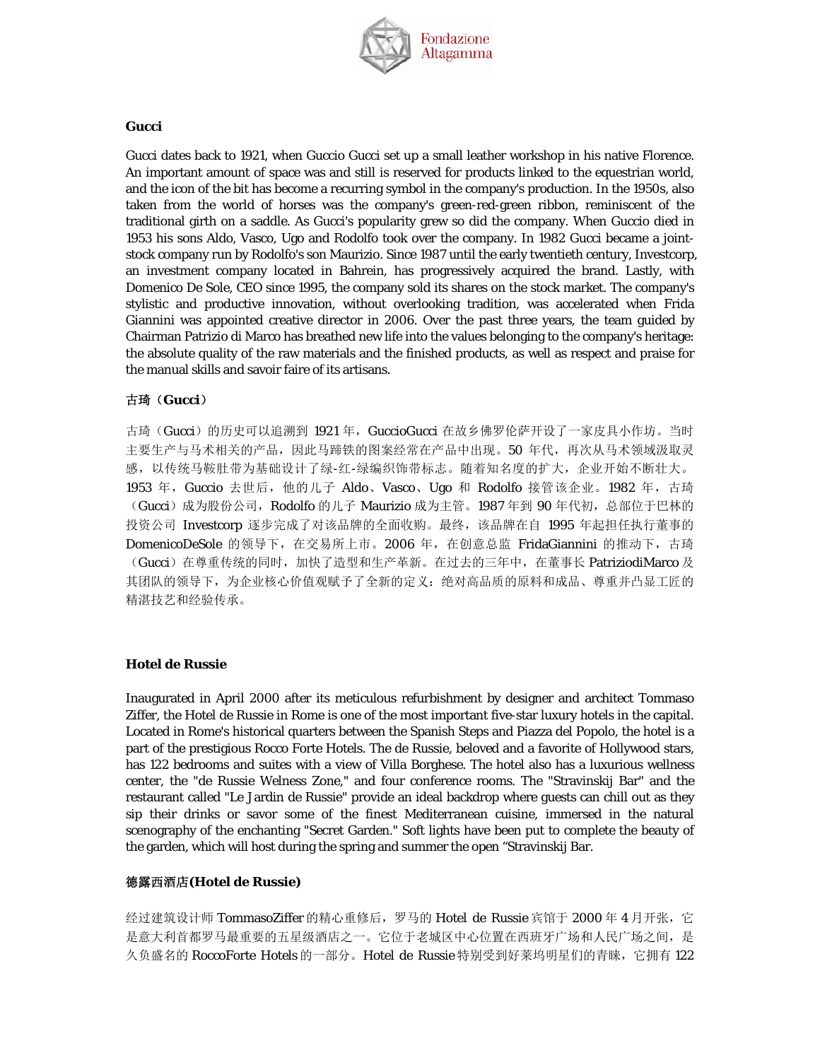**Gucci**

Gucci dates back to 1921, when Guccio Gucci set up a small leather workshop in his native Florence. An important amount of space was and still is reserved for products linked to the equestrian world, and the icon of the bit has become a recurring symbol in the company's production. In the 1950s, also taken from the world of horses was the company's green-red-green ribbon, reminiscent of the traditional girth on a saddle. As Gucci's popularity grew so did the company. When Guccio died in 1953 his sons Aldo, Vasco, Ugo and Rodolfo took over the company. In 1982 Gucci became a joint-stock company run by Rodolfo's son Maurizio. Since 1987 until the early twentieth century, Investcorp, an investment company located in Bahrein, has progressively acquired the brand. Lastly, with Domenico De Sole, CEO since 1995, the company sold its shares on the stock market. The company's stylistic and productive innovation, without overlooking tradition, was accelerated when Frida Giannini was appointed creative director in 2006. Over the past three years, the team guided by Chairman Patrizio di Marco has breathed new life into the values belonging to the company's heritage: the absolute quality of the raw materials and the finished products, as well as respect and praise for the manual skills and savoir faire of its artisans.

**古琦（Gucci）**

古琦（Gucci）的历史可以追溯到 1921 年，GuccioGucci 在故乡佛罗伦萨开设了一家皮具小作坊。当时主要生产与马术相关的产品，因此马蹄铁的图案经常在产品中出现。50 年代，再次从马术领域汲取灵感，以传统马鞍肚带为基础设计了绿-红-绿编织饰带标志。随着知名度的扩大，企业开始不断壮大。1953 年，Guccio 去世后，他的儿子 Aldo、Vasco、Ugo 和 Rodolfo 接管该企业。1982 年，古琦（Gucci）成为股份公司，Rodolfo 的儿子 Maurizio 成为主管。1987 年到 90 年代初，总部位于巴林的投资公司 Investcorp 逐步完成了对该品牌的全面收购。最终，该品牌在自 1995 年起担任执行董事的 DomenicoDeSole 的领导下，在交易所上市。2006 年，在创意总监 FridaGiannini 的推动下，古琦（Gucci）在尊重传统的同时，加快了造型和生产革新。在过去的三年中，在董事长 PatriziodiMarco 及其团队的领导下，为企业核心价值观赋予了全新的定义：绝对高品质的原料和成品、尊重并凸显工匠的精湛技艺和经验传承。

**Hotel de Russie**

Inaugurated in April 2000 after its meticulous refurbishment by designer and architect Tommaso Ziffer, the Hotel de Russie in Rome is one of the most important five-star luxury hotels in the capital. Located in Rome's historical quarters between the Spanish Steps and Piazza del Popolo, the hotel is a part of the prestigious Rocco Forte Hotels. The de Russie, beloved and a favorite of Hollywood stars, has 122 bedrooms and suites with a view of Villa Borghese. The hotel also has a luxurious wellness center, the "de Russie Welness Zone," and four conference rooms. The "Stravinskij Bar" and the restaurant called "Le Jardin de Russie" provide an ideal backdrop where guests can chill out as they sip their drinks or savor some of the finest Mediterranean cuisine, immersed in the natural scenography of the enchanting "Secret Garden." Soft lights have been put to complete the beauty of the garden, which will host during the spring and summer the open "Stravinskij Bar.

**德露西酒店(Hotel de Russie)**

经过建筑设计师 TommasoZiffer 的精心重修后，罗马的 Hotel de Russie 宾馆于 2000 年 4 月开张，它是意大利首都罗马最重要的五星级酒店之一。它位于老城区中心位置在西班牙广场和人民广场之间，是久负盛名的 RoccoForte Hotels 的一部分。Hotel de Russie 特别受到好莱坞明星们的青睐，它拥有 122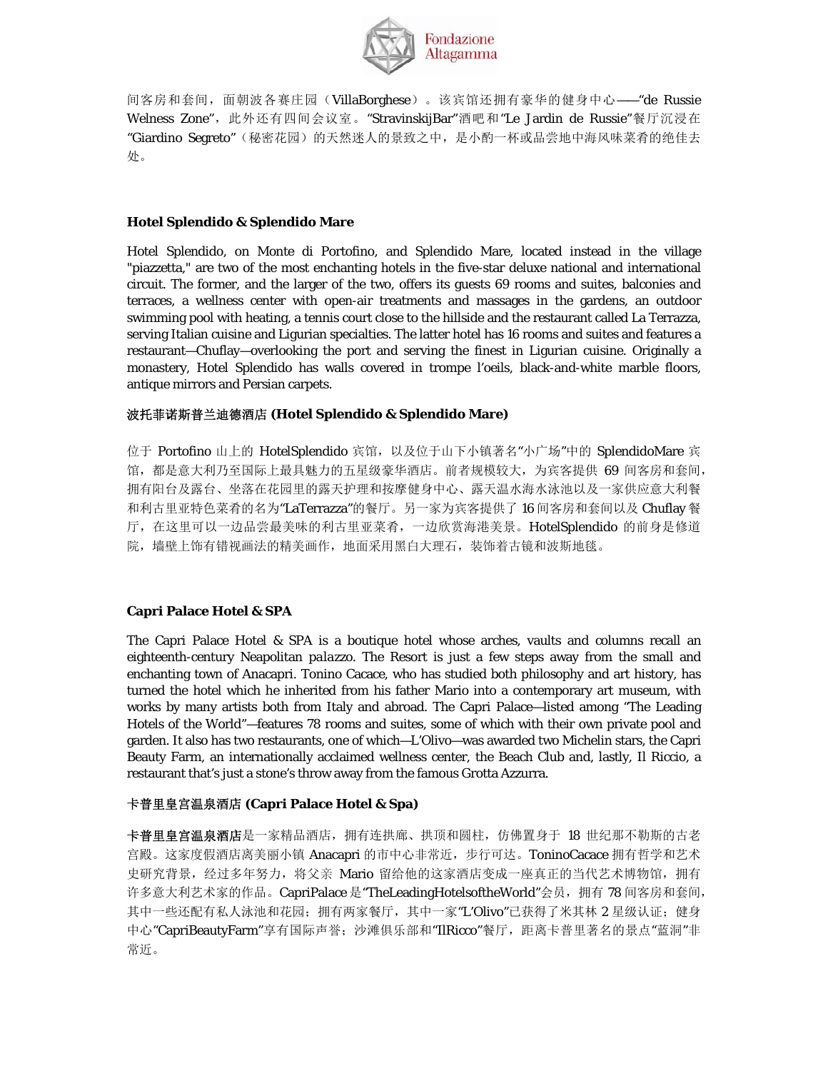间客房和套间，面朝波各赛庄园（VillaBorghese）。该宾馆还拥有豪华的健身中心——"de Russie Welness Zone"，此外还有四间会议室。"StravinskijBar"酒吧和"Le Jardin de Russie"餐厅沉浸在"Giardino Segreto"（秘密花园）的天然迷人的景致之中，是小酌一杯或品尝地中海风味菜肴的绝佳去处。

**Hotel Splendido & Splendido Mare**

Hotel Splendido, on Monte di Portofino, and Splendido Mare, located instead in the village "piazzetta," are two of the most enchanting hotels in the five-star deluxe national and international circuit. The former, and the larger of the two, offers its guests 69 rooms and suites, balconies and terraces, a wellness center with open-air treatments and massages in the gardens, an outdoor swimming pool with heating, a tennis court close to the hillside and the restaurant called La Terrazza, serving Italian cuisine and Ligurian specialties. The latter hotel has 16 rooms and suites and features a restaurant—Chuflay—overlooking the port and serving the finest in Ligurian cuisine. Originally a monastery, Hotel Splendido has walls covered in trompe l'oeils, black-and-white marble floors, antique mirrors and Persian carpets.

**波托菲诺斯普兰迪德酒店 (Hotel Splendido & Splendido Mare)**

位于 Portofino 山上的 HotelSplendido 宾馆，以及位于山下小镇著名"小广场"中的 SplendidoMare 宾馆，都是意大利乃至国际上最具魅力的五星级豪华酒店。前者规模较大，为宾客提供 69 间客房和套间，拥有阳台及露台、坐落在花园里的露天护理和按摩健身中心、露天温水海水泳池以及一家供应意大利餐和利古里亚特色菜肴的名为"LaTerrazza"的餐厅。另一家为宾客提供了 16 间客房和套间以及 Chuflay 餐厅，在这里可以一边品尝最美味的利古里亚菜肴，一边欣赏海港美景。HotelSplendido 的前身是修道院，墙壁上饰有错视画法的精美画作，地面采用黑白大理石，装饰着古镜和波斯地毯。

**Capri Palace Hotel & SPA**

The Capri Palace Hotel & SPA is a boutique hotel whose arches, vaults and columns recall an eighteenth-century Neapolitan *palazzo*. The Resort is just a few steps away from the small and enchanting town of Anacapri. Tonino Cacace, who has studied both philosophy and art history, has turned the hotel which he inherited from his father Mario into a contemporary art museum, with works by many artists both from Italy and abroad. The Capri Palace—listed among "The Leading Hotels of the World"—features 78 rooms and suites, some of which with their own private pool and garden. It also has two restaurants, one of which—L'Olivo—was awarded two Michelin stars, the Capri Beauty Farm, an internationally acclaimed wellness center, the Beach Club and, lastly, Il Riccio, a restaurant that's just a stone's throw away from the famous Grotta Azzurra.

**卡普里皇宫温泉酒店 (Capri Palace Hotel & Spa)**

**卡普里皇宫温泉酒店**是一家精品酒店，拥有连拱廊、拱顶和圆柱，仿佛置身于 18 世纪那不勒斯的古老宫殿。这家度假酒店离美丽小镇 Anacapri 的市中心非常近，步行可达。ToninoCacace 拥有哲学和艺术史研究背景，经过多年努力，将父亲 Mario 留给他的这家酒店变成一座真正的当代艺术博物馆，拥有许多意大利艺术家的作品。CapriPalace 是"TheLeadingHotelsoftheWorld"会员，拥有 78 间客房和套间，其中一些还配有私人泳池和花园；拥有两家餐厅，其中一家"L'Olivo"已获得了米其林 2 星级认证；健身中心"CapriBeautyFarm"享有国际声誉；沙滩俱乐部和"IlRicco"餐厅，距离卡普里著名的景点"蓝洞"非常近。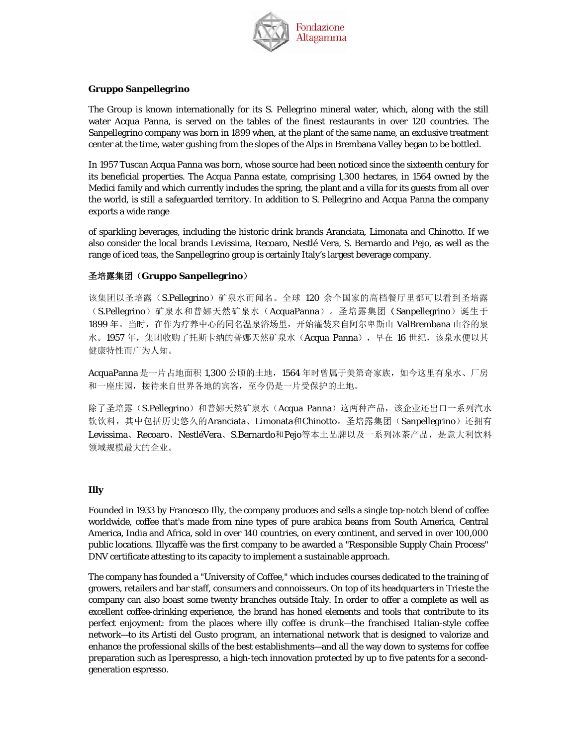**Gruppo Sanpellegrino**

The Group is known internationally for its S. Pellegrino mineral water, which, along with the still water Acqua Panna, is served on the tables of the finest restaurants in over 120 countries. The Sanpellegrino company was born in 1899 when, at the plant of the same name, an exclusive treatment center at the time, water gushing from the slopes of the Alps in Brembana Valley began to be bottled.

In 1957 Tuscan Acqua Panna was born, whose source had been noticed since the sixteenth century for its beneficial properties. The Acqua Panna estate, comprising 1,300 hectares, in 1564 owned by the Medici family and which currently includes the spring, the plant and a villa for its guests from all over the world, is still a safeguarded territory. In addition to S. Pellegrino and Acqua Panna the company exports a wide range

of sparkling beverages, including the historic drink brands Aranciata, Limonata and Chinotto. If we also consider the local brands Levissima, Recoaro, Nestlé Vera, S. Bernardo and Pejo, as well as the range of iced teas, the Sanpellegrino group is certainly Italy's largest beverage company.

**圣培露集团（Gruppo Sanpellegrino）**

该集团以圣培露（S.Pellegrino）矿泉水而闻名。全球 120 余个国家的高档餐厅里都可以看到圣培露（S.Pellegrino）矿泉水和普娜天然矿泉水（AcquaPanna）。圣培露集团（Sanpellegrino）诞生于 1899 年。当时，在作为疗养中心的同名温泉浴场里，开始灌装来自阿尔卑斯山 ValBrembana 山谷的泉水。1957 年，集团收购了托斯卡纳的普娜天然矿泉水（Acqua Panna），早在 16 世纪，该泉水便以其健康特性而广为人知。

AcquaPanna 是一片占地面积 1,300 公顷的土地，1564 年时曾属于美第奇家族，如今这里有泉水、厂房和一座庄园，接待来自世界各地的宾客，至今仍是一片受保护的土地。

除了圣培露（S.Pellegrino）和普娜天然矿泉水（Acqua Panna）这两种产品，该企业还出口一系列汽水软饮料，其中包括历史悠久的Aranciata、Limonata和Chinotto。圣培露集团（Sanpellegrino）还拥有Levissima、Recoaro、NestléVera、S.Bernardo和Pejo等本土品牌以及一系列冰茶产品，是意大利饮料领域规模最大的企业。

**Illy**

Founded in 1933 by Francesco Illy, the company produces and sells a single top-notch blend of coffee worldwide, coffee that's made from nine types of pure arabica beans from South America, Central America, India and Africa, sold in over 140 countries, on every continent, and served in over 100,000 public locations. Illycaffè was the first company to be awarded a "Responsible Supply Chain Process" DNV certificate attesting to its capacity to implement a sustainable approach.

The company has founded a "University of Coffee," which includes courses dedicated to the training of growers, retailers and bar staff, consumers and connoisseurs. On top of its headquarters in Trieste the company can also boast some twenty branches outside Italy. In order to offer a complete as well as excellent coffee-drinking experience, the brand has honed elements and tools that contribute to its perfect enjoyment: from the places where illy coffee is drunk—the franchised Italian-style coffee network—to its Artisti del Gusto program, an international network that is designed to valorize and enhance the professional skills of the best establishments—and all the way down to systems for coffee preparation such as Iperespresso, a high-tech innovation protected by up to five patents for a second-generation espresso.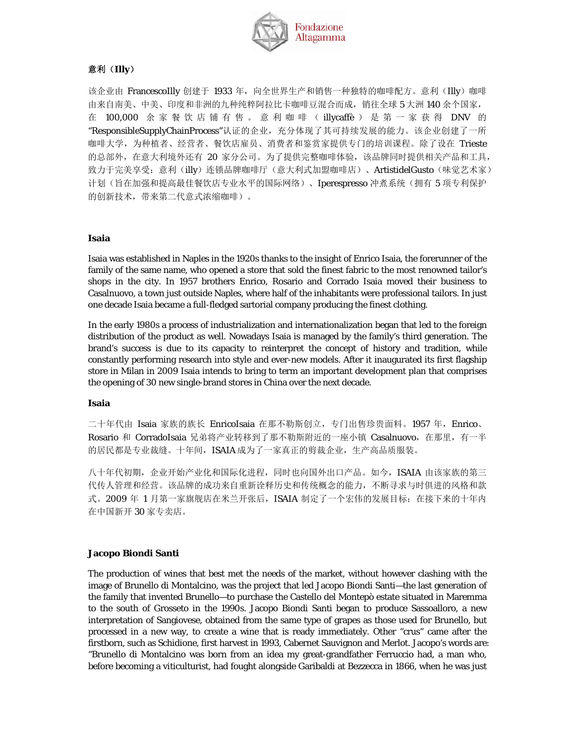### 意利（Illy）

该企业由 FrancescoIlly 创建于 1933 年，向全世界生产和销售一种独特的咖啡配方。意利（Illy）咖啡由来自南美、中美、印度和非洲的九种纯粹阿拉比卡咖啡豆混合而成，销往全球 5 大洲 140 余个国家，在 100,000 余家餐饮店铺有售。意利咖啡（illycaffè）是第一家获得 DNV 的"ResponsibleSupplyChainProcess"认证的企业，充分体现了其可持续发展的能力。该企业创建了一所咖啡大学，为种植者、经营者、餐饮店雇员、消费者和鉴赏家提供专门的培训课程。除了设在 Trieste 的总部外，在意大利境外还有 20 家分公司。为了提供完整咖啡体验，该品牌同时提供相关产品和工具，致力于完美享受：意利（illy）连锁品牌咖啡厅（意大利式加盟咖啡店）、ArtistidelGusto（味觉艺术家）计划（旨在加强和提高最佳餐饮店专业水平的国际网络）、Iperespresso 冲煮系统（拥有 5 项专利保护的创新技术，带来第二代意式浓缩咖啡）。

### Isaia

Isaia was established in Naples in the 1920s thanks to the insight of Enrico Isaia, the forerunner of the family of the same name, who opened a store that sold the finest fabric to the most renowned tailor's shops in the city. In 1957 brothers Enrico, Rosario and Corrado Isaia moved their business to Casalnuovo, a town just outside Naples, where half of the inhabitants were professional tailors. In just one decade Isaia became a full-fledged sartorial company producing the finest clothing.

In the early 1980s a process of industrialization and internationalization began that led to the foreign distribution of the product as well. Nowadays Isaia is managed by the family's third generation. The brand's success is due to its capacity to reinterpret the concept of history and tradition, while constantly performing research into style and ever-new models. After it inaugurated its first flagship store in Milan in 2009 Isaia intends to bring to term an important development plan that comprises the opening of 30 new single-brand stores in China over the next decade.

### Isaia

二十年代由 Isaia 家族的族长 EnricoIsaia 在那不勒斯创立，专门出售珍贵面料。1957 年，Enrico、Rosario 和 CorradoIsaia 兄弟将产业转移到了那不勒斯附近的一座小镇 Casalnuovo，在那里，有一半的居民都是专业裁缝。十年间，ISAIA 成为了一家真正的剪裁企业，生产高品质服装。

八十年代初期，企业开始产业化和国际化进程，同时也向国外出口产品。如今，ISAIA 由该家族的第三代传人管理和经营。该品牌的成功来自重新诠释历史和传统概念的能力，不断寻求与时俱进的风格和款式。2009 年 1 月第一家旗舰店在米兰开张后，ISAIA 制定了一个宏伟的发展目标：在接下来的十年内在中国新开 30 家专卖店。

### Jacopo Biondi Santi

The production of wines that best met the needs of the market, without however clashing with the image of Brunello di Montalcino, was the project that led Jacopo Biondi Santi—the last generation of the family that invented Brunello—to purchase the Castello del Montepò estate situated in Maremma to the south of Grosseto in the 1990s. Jacopo Biondi Santi began to produce Sassoalloro, a new interpretation of Sangiovese, obtained from the same type of grapes as those used for Brunello, but processed in a new way, to create a wine that is ready immediately. Other "crus" came after the firstborn, such as Schidione, first harvest in 1993, Cabernet Sauvignon and Merlot. Jacopo's words are: "Brunello di Montalcino was born from an idea my great-grandfather Ferruccio had, a man who, before becoming a viticulturist, had fought alongside Garibaldi at Bezzecca in 1866, when he was just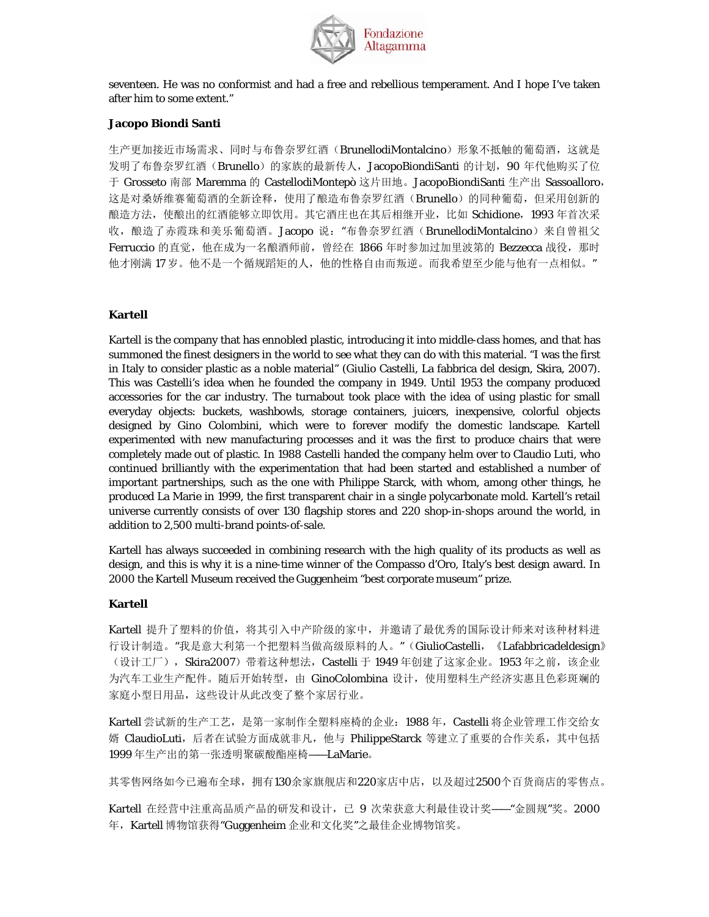seventeen. He was no conformist and had a free and rebellious temperament. And I hope I've taken after him to some extent."

**Jacopo Biondi Santi**

生产更加接近市场需求、同时与布鲁奈罗红酒（BrunellodiMontalcino）形象不抵触的葡萄酒，这就是发明了布鲁奈罗红酒（Brunello）的家族的最新传人，JacopoBiondiSanti 的计划，90 年代他购买了位于 Grosseto 南部 Maremma 的 CastellodiMontepò 这片田地。JacopoBiondiSanti 生产出 Sassoalloro，这是对桑娇维赛葡萄酒的全新诠释，使用了酿造布鲁奈罗红酒（Brunello）的同种葡萄，但采用创新的酿造方法，使酿出的红酒能够立即饮用。其它酒庄也在其后相继开业，比如 Schidione，1993 年首次采收，酿造了赤霞珠和美乐葡萄酒。Jacopo 说："布鲁奈罗红酒（BrunellodiMontalcino）来自曾祖父 Ferruccio 的直觉，他在成为一名酿酒师前，曾经在 1866 年时参加过加里波第的 Bezzecca 战役，那时他才刚满 17 岁。他不是一个循规蹈矩的人，他的性格自由而叛逆。而我希望至少能与他有一点相似。"

**Kartell**

Kartell is the company that has ennobled plastic, introducing it into middle-class homes, and that has summoned the finest designers in the world to see what they can do with this material. "I was the first in Italy to consider plastic as a noble material" (Giulio Castelli, La fabbrica del design, Skira, 2007). This was Castelli's idea when he founded the company in 1949. Until 1953 the company produced accessories for the car industry. The turnabout took place with the idea of using plastic for small everyday objects: buckets, washbowls, storage containers, juicers, inexpensive, colorful objects designed by Gino Colombini, which were to forever modify the domestic landscape. Kartell experimented with new manufacturing processes and it was the first to produce chairs that were completely made out of plastic. In 1988 Castelli handed the company helm over to Claudio Luti, who continued brilliantly with the experimentation that had been started and established a number of important partnerships, such as the one with Philippe Starck, with whom, among other things, he produced La Marie in 1999, the first transparent chair in a single polycarbonate mold. Kartell's retail universe currently consists of over 130 flagship stores and 220 shop-in-shops around the world, in addition to 2,500 multi-brand points-of-sale.

Kartell has always succeeded in combining research with the high quality of its products as well as design, and this is why it is a nine-time winner of the Compasso d'Oro, Italy's best design award. In 2000 the Kartell Museum received the Guggenheim "best corporate museum" prize.

**Kartell**

Kartell 提升了塑料的价值，将其引入中产阶级的家中，并邀请了最优秀的国际设计师来对该种材料进行设计制造。"我是意大利第一个把塑料当做高级原料的人。"（GiulioCastelli，《Lafabbricadeldesign》（设计工厂），Skira2007）带着这种想法，Castelli 于 1949 年创建了这家企业。1953 年之前，该企业为汽车工业生产配件。随后开始转型，由 GinoColombina 设计，使用塑料生产经济实惠且色彩斑斓的家庭小型日用品，这些设计从此改变了整个家居行业。

Kartell 尝试新的生产工艺，是第一家制作全塑料座椅的企业：1988 年，Castelli 将企业管理工作交给女婿 ClaudioLuti，后者在试验方面成就非凡，他与 PhilippeStarck 等建立了重要的合作关系，其中包括 1999 年生产出的第一张透明聚碳酸酯座椅——LaMarie。

其零售网络如今已遍布全球，拥有130余家旗舰店和220家店中店，以及超过2500个百货商店的零售点。

Kartell 在经营中注重高品质产品的研发和设计，已 9 次荣获意大利最佳设计奖——"金圆规"奖。2000 年，Kartell 博物馆获得"Guggenheim 企业和文化奖"之最佳企业博物馆奖。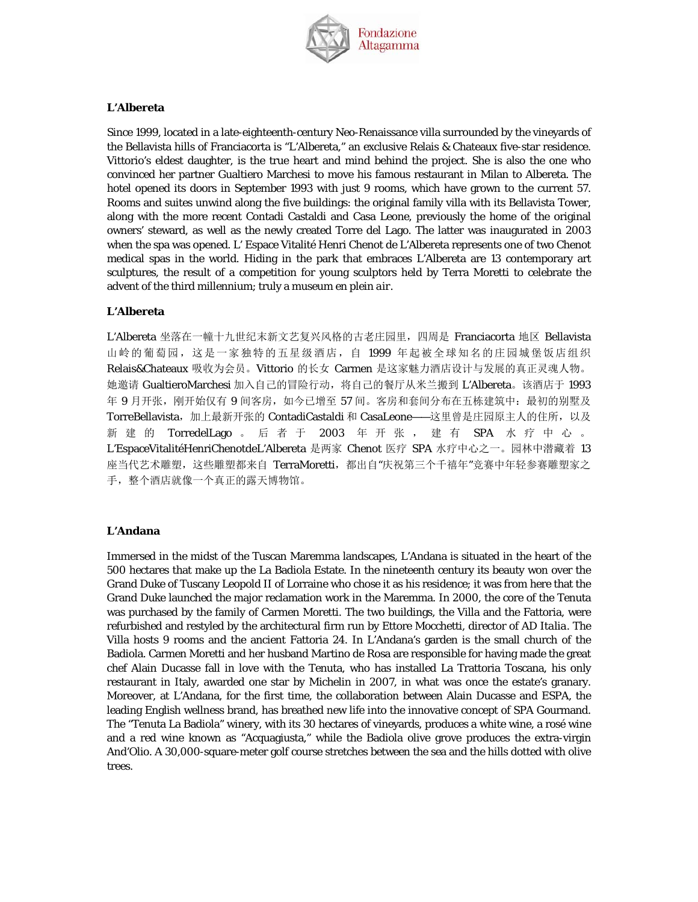**L'Albereta**

Since 1999, located in a late-eighteenth-century Neo-Renaissance villa surrounded by the vineyards of the Bellavista hills of Franciacorta is "L'Albereta," an exclusive Relais & Chateaux five-star residence. Vittorio's eldest daughter, is the true heart and mind behind the project. She is also the one who convinced her partner Gualtiero Marchesi to move his famous restaurant in Milan to Albereta. The hotel opened its doors in September 1993 with just 9 rooms, which have grown to the current 57. Rooms and suites unwind along the five buildings: the original family villa with its Bellavista Tower, along with the more recent Contadi Castaldi and Casa Leone, previously the home of the original owners' steward, as well as the newly created Torre del Lago. The latter was inaugurated in 2003 when the spa was opened. L' Espace Vitalité Henri Chenot de L'Albereta represents one of two Chenot medical spas in the world. Hiding in the park that embraces L'Albereta are 13 contemporary art sculptures, the result of a competition for young sculptors held by Terra Moretti to celebrate the advent of the third millennium; truly a museum en plein *air*.

**L'Albereta**

L'Albereta 坐落在一幢十九世纪末新文艺复兴风格的古老庄园里，四周是 Franciacorta 地区 Bellavista 山岭的葡萄园，这是一家独特的五星级酒店，自 1999 年起被全球知名的庄园城堡饭店组织 Relais&Chateaux 吸收为会员。Vittorio 的长女 Carmen 是这家魅力酒店设计与发展的真正灵魂人物。她邀请 GualtieroMarchesi 加入自己的冒险行动，将自己的餐厅从米兰搬到 L'Albereta。该酒店于 1993 年 9 月开张，刚开始仅有 9 间客房，如今已增至 57 间。客房和套间分布在五栋建筑中：最初的别墅及 TorreBellavista，加上最新开张的 ContadiCastaldi 和 CasaLeone——这里曾是庄园原主人的住所，以及新建的 TorredelLago。后者于 2003 年开张，建有 SPA 水疗中心。L'EspaceVitalitéHenriChenotdeL'Albereta 是两家 Chenot 医疗 SPA 水疗中心之一。园林中潜藏着 13 座当代艺术雕塑，这些雕塑都来自 TerraMoretti，都出自"庆祝第三个千禧年"竞赛中年轻参赛雕塑家之手，整个酒店就像一个真正的露天博物馆。

**L'Andana**

Immersed in the midst of the Tuscan Maremma landscapes, L'Andana is situated in the heart of the 500 hectares that make up the La Badiola Estate. In the nineteenth century its beauty won over the Grand Duke of Tuscany Leopold II of Lorraine who chose it as his residence; it was from here that the Grand Duke launched the major reclamation work in the Maremma. In 2000, the core of the Tenuta was purchased by the family of Carmen Moretti. The two buildings, the Villa and the Fattoria, were refurbished and restyled by the architectural firm run by Ettore Mocchetti, director of *AD Italia*. The Villa hosts 9 rooms and the ancient Fattoria 24. In L'Andana's garden is the small church of the Badiola. Carmen Moretti and her husband Martino de Rosa are responsible for having made the great chef Alain Ducasse fall in love with the Tenuta, who has installed La Trattoria Toscana, his only restaurant in Italy, awarded one star by Michelin in 2007, in what was once the estate's granary. Moreover, at L'Andana, for the first time, the collaboration between Alain Ducasse and ESPA, the leading English wellness brand, has breathed new life into the innovative concept of SPA Gourmand. The "Tenuta La Badiola" winery, with its 30 hectares of vineyards, produces a white wine, a rosé wine and a red wine known as "Acquagiusta," while the Badiola olive grove produces the extra-virgin And'Olio. A 30,000-square-meter golf course stretches between the sea and the hills dotted with olive trees.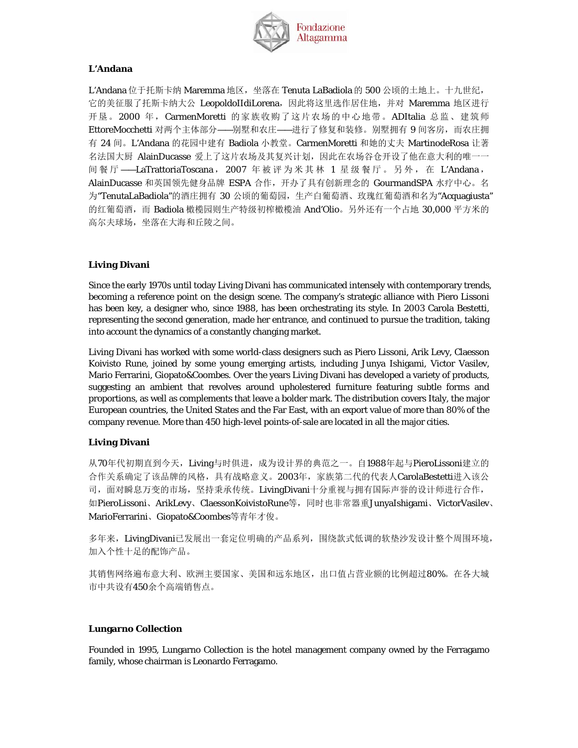**L'Andana**

L'Andana 位于托斯卡纳 Maremma 地区，坐落在 Tenuta LaBadiola 的 500 公顷的土地上。十九世纪，它的美征服了托斯卡纳大公 LeopoldoIIdiLorena，因此将这里选作居住地，并对 Maremma 地区进行开垦。2000 年，CarmenMoretti 的家族收购了这片农场的中心地带。ADItalia 总监、建筑师 EttoreMocchetti 对两个主体部分——别墅和农庄——进行了修复和装修。别墅拥有 9 间客房，而农庄拥有 24 间。L'Andana 的花园中建有 Badiola 小教堂。CarmenMoretti 和她的丈夫 MartinodeRosa 让著名法国大厨 AlainDucasse 爱上了这片农场及其复兴计划，因此在农场谷仓开设了他在意大利的唯一一间餐厅——LaTrattoriaToscana，2007 年被评为米其林 1 星级餐厅。另外，在 L'Andana，AlainDucasse 和英国领先健身品牌 ESPA 合作，开办了具有创新理念的 GourmandSPA 水疗中心。名为"TenutaLaBadiola"的酒庄拥有 30 公顷的葡萄园，生产白葡萄酒、玫瑰红葡萄酒和名为"Acquagiusta"的红葡萄酒，而 Badiola 橄榄园则生产特级初榨橄榄油 And'Olio。另外还有一个占地 30,000 平方米的高尔夫球场，坐落在大海和丘陵之间。

**Living Divani**

Since the early 1970s until today Living Divani has communicated intensely with contemporary trends, becoming a reference point on the design scene. The company's strategic alliance with Piero Lissoni has been key, a designer who, since 1988, has been orchestrating its style. In 2003 Carola Bestetti, representing the second generation, made her entrance, and continued to pursue the tradition, taking into account the dynamics of a constantly changing market.

Living Divani has worked with some world-class designers such as Piero Lissoni, Arik Levy, Claesson Koivisto Rune, joined by some young emerging artists, including Junya Ishigami, Victor Vasilev, Mario Ferrarini, Giopato&Coombes. Over the years Living Divani has developed a variety of products, suggesting an ambient that revolves around upholestered furniture featuring subtle forms and proportions, as well as complements that leave a bolder mark. The distribution covers Italy, the major European countries, the United States and the Far East, with an export value of more than 80% of the company revenue. More than 450 high-level points-of-sale are located in all the major cities.

**Living Divani**

从70年代初期直到今天，Living与时俱进，成为设计界的典范之一。自1988年起与PieroLissoni建立的合作关系确定了该品牌的风格，具有战略意义。2003年，家族第二代的代表人CarolaBestetti进入该公司，面对瞬息万变的市场，坚持秉承传统。LivingDivani十分重视与拥有国际声誉的设计师进行合作，如PieroLissoni、ArikLevy、ClaessonKoivistoRune等，同时也非常器重JunyaIshigami、VictorVasilev、MarioFerrarini、Giopato&Coombes等青年才俊。

多年来，LivingDivani已发展出一套定位明确的产品系列，围绕款式低调的软垫沙发设计整个周围环境，加入个性十足的配饰产品。

其销售网络遍布意大利、欧洲主要国家、美国和远东地区，出口值占营业额的比例超过80%。在各大城市中共设有450余个高端销售点。

**Lungarno Collection**

Founded in 1995, Lungarno Collection is the hotel management company owned by the Ferragamo family, whose chairman is Leonardo Ferragamo.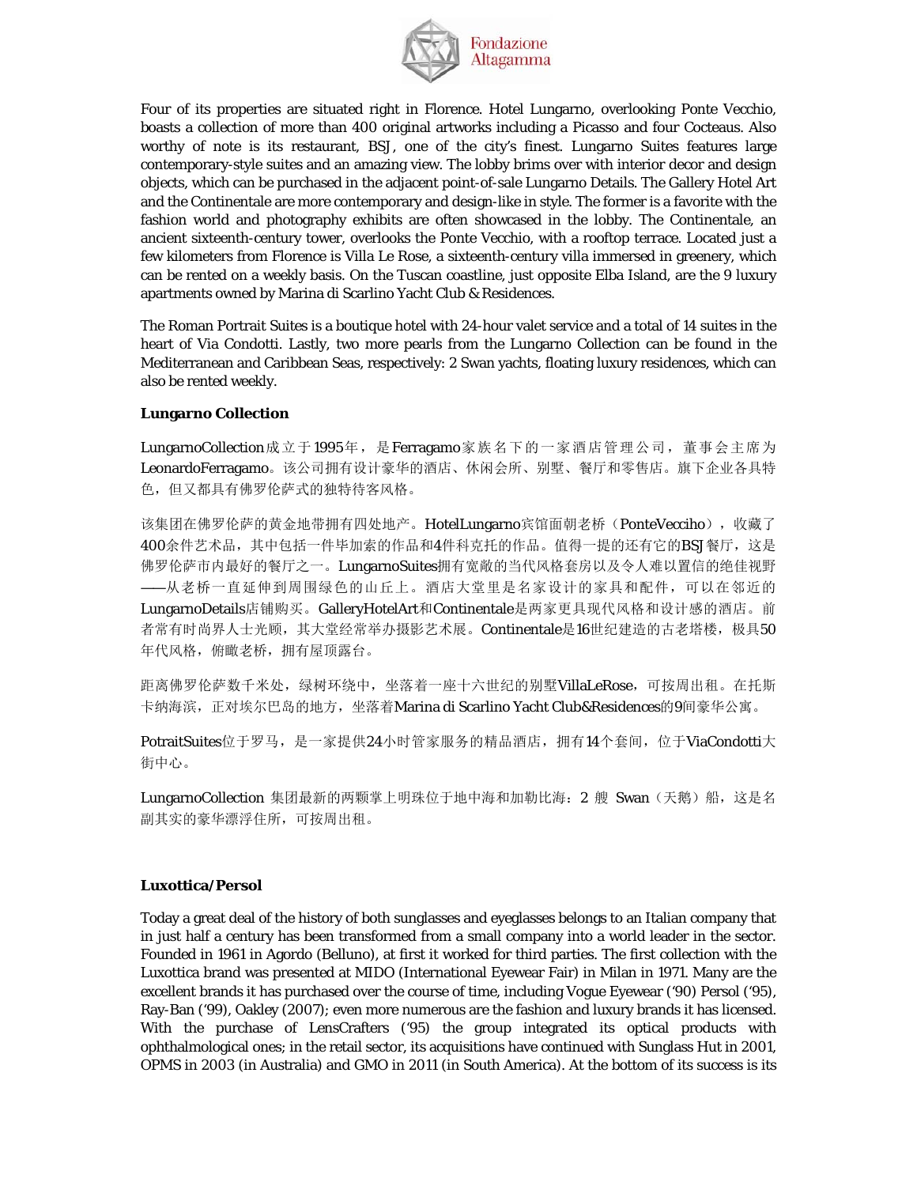Four of its properties are situated right in Florence. Hotel Lungarno, overlooking Ponte Vecchio, boasts a collection of more than 400 original artworks including a Picasso and four Cocteaus. Also worthy of note is its restaurant, BSJ, one of the city's finest. Lungarno Suites features large contemporary-style suites and an amazing view. The lobby brims over with interior decor and design objects, which can be purchased in the adjacent point-of-sale Lungarno Details. The Gallery Hotel Art and the Continentale are more contemporary and design-like in style. The former is a favorite with the fashion world and photography exhibits are often showcased in the lobby. The Continentale, an ancient sixteenth-century tower, overlooks the Ponte Vecchio, with a rooftop terrace. Located just a few kilometers from Florence is Villa Le Rose, a sixteenth-century villa immersed in greenery, which can be rented on a weekly basis. On the Tuscan coastline, just opposite Elba Island, are the 9 luxury apartments owned by Marina di Scarlino Yacht Club & Residences.

The Roman Portrait Suites is a boutique hotel with 24-hour valet service and a total of 14 suites in the heart of Via Condotti. Lastly, two more pearls from the Lungarno Collection can be found in the Mediterranean and Caribbean Seas, respectively: 2 Swan yachts, floating luxury residences, which can also be rented weekly.

**Lungarno Collection**

LungarnoCollection成立于1995年，是Ferragamo家族名下的一家酒店管理公司，董事会主席为LeonardoFerragamo。该公司拥有设计豪华的酒店、休闲会所、别墅、餐厅和零售店。旗下企业各具特色，但又都具有佛罗伦萨式的独特待客风格。

该集团在佛罗伦萨的黄金地带拥有四处地产。HotelLungarno宾馆面朝老桥（PonteVecciho），收藏了400余件艺术品，其中包括一件毕加索的作品和4件科克托的作品。值得一提的还有它的BSJ餐厅，这是佛罗伦萨市内最好的餐厅之一。LungarnoSuites拥有宽敞的当代风格套房以及令人难以置信的绝佳视野——从老桥一直延伸到周围绿色的山丘上。酒店大堂里是名家设计的家具和配件，可以在邻近的LungarnoDetails店铺购买。GalleryHotelArt和Continentale是两家更具现代风格和设计感的酒店。前者常有时尚界人士光顾，其大堂经常举办摄影艺术展。Continentale是16世纪建造的古老塔楼，极具50年代风格，俯瞰老桥，拥有屋顶露台。

距离佛罗伦萨数千米处，绿树环绕中，坐落着一座十六世纪的别墅VillaLeRose，可按周出租。在托斯卡纳海滨，正对埃尔巴岛的地方，坐落着Marina di Scarlino Yacht Club&Residences的9间豪华公寓。

PotraitSuites位于罗马，是一家提供24小时管家服务的精品酒店，拥有14个套间，位于ViaCondotti大街中心。

LungarnoCollection 集团最新的两颗掌上明珠位于地中海和加勒比海：2 艘 Swan（天鹅）船，这是名副其实的豪华漂浮住所，可按周出租。

**Luxottica/Persol**

Today a great deal of the history of both sunglasses and eyeglasses belongs to an Italian company that in just half a century has been transformed from a small company into a world leader in the sector. Founded in 1961 in Agordo (Belluno), at first it worked for third parties. The first collection with the Luxottica brand was presented at MIDO (International Eyewear Fair) in Milan in 1971. Many are the excellent brands it has purchased over the course of time, including Vogue Eyewear ('90) Persol ('95), Ray-Ban ('99), Oakley (2007); even more numerous are the fashion and luxury brands it has licensed. With the purchase of LensCrafters ('95) the group integrated its optical products with ophthalmological ones; in the retail sector, its acquisitions have continued with Sunglass Hut in 2001, OPMS in 2003 (in Australia) and GMO in 2011 (in South America). At the bottom of its success is its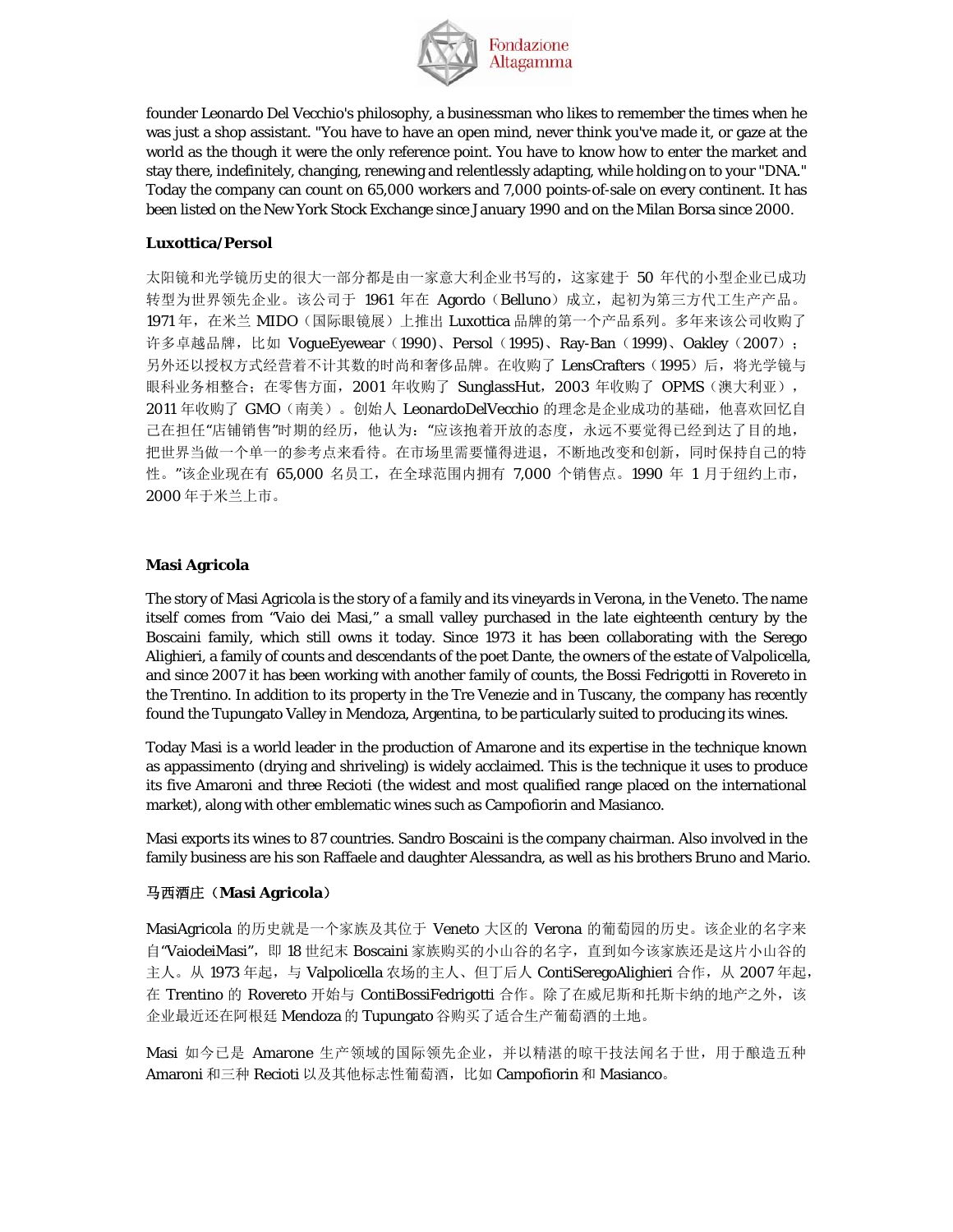founder Leonardo Del Vecchio's philosophy, a businessman who likes to remember the times when he was just a shop assistant. "You have to have an open mind, never think you've made it, or gaze at the world as the though it were the only reference point. You have to know how to enter the market and stay there, indefinitely, changing, renewing and relentlessly adapting, while holding on to your "DNA." Today the company can count on 65,000 workers and 7,000 points-of-sale on every continent. It has been listed on the New York Stock Exchange since January 1990 and on the Milan Borsa since 2000.

**Luxottica/Persol**

太阳镜和光学镜历史的很大一部分都是由一家意大利企业书写的，这家建于 50 年代的小型企业已成功转型为世界领先企业。该公司于 1961 年在 Agordo（Belluno）成立，起初为第三方代工生产产品。1971 年，在米兰 MIDO（国际眼镜展）上推出 Luxottica 品牌的第一个产品系列。多年来该公司收购了许多卓越品牌，比如 VogueEyewear（1990）、Persol（1995）、Ray-Ban（1999）、Oakley（2007）；另外还以授权方式经营着不计其数的时尚和奢侈品牌。在收购了 LensCrafters（1995）后，将光学镜与眼科业务相整合；在零售方面，2001 年收购了 SunglassHut，2003 年收购了 OPMS（澳大利亚），2011 年收购了 GMO（南美）。创始人 LeonardoDelVecchio 的理念是企业成功的基础，他喜欢回忆自己在担任"店铺销售"时期的经历，他认为："应该抱着开放的态度，永远不要觉得已经到达了目的地，把世界当做一个单一的参考点来看待。在市场里需要懂得进退，不断地改变和创新，同时保持自己的特性。"该企业现在有 65,000 名员工，在全球范围内拥有 7,000 个销售点。1990 年 1 月于纽约上市，2000 年于米兰上市。

**Masi Agricola**

The story of Masi Agricola is the story of a family and its vineyards in Verona, in the Veneto. The name itself comes from "Vaio dei Masi," a small valley purchased in the late eighteenth century by the Boscaini family, which still owns it today. Since 1973 it has been collaborating with the Serego Alighieri, a family of counts and descendants of the poet Dante, the owners of the estate of Valpolicella, and since 2007 it has been working with another family of counts, the Bossi Fedrigotti in Rovereto in the Trentino. In addition to its property in the Tre Venezie and in Tuscany, the company has recently found the Tupungato Valley in Mendoza, Argentina, to be particularly suited to producing its wines.

Today Masi is a world leader in the production of Amarone and its expertise in the technique known as appassimento (drying and shriveling) is widely acclaimed. This is the technique it uses to produce its five Amaroni and three Recioti (the widest and most qualified range placed on the international market), along with other emblematic wines such as Campofiorin and Masianco.

Masi exports its wines to 87 countries. Sandro Boscaini is the company chairman. Also involved in the family business are his son Raffaele and daughter Alessandra, as well as his brothers Bruno and Mario.

**马西酒庄（Masi Agricola）**

MasiAgricola 的历史就是一个家族及其位于 Veneto 大区的 Verona 的葡萄园的历史。该企业的名字来自"VaiodeiMasi"，即 18 世纪末 Boscaini 家族购买的小山谷的名字，直到如今该家族还是这片小山谷的主人。从 1973 年起，与 Valpolicella 农场的主人、但丁后人 ContiSeregoAlighieri 合作，从 2007 年起，在 Trentino 的 Rovereto 开始与 ContiBossiFedrigotti 合作。除了在威尼斯和托斯卡纳的地产之外，该企业最近还在阿根廷 Mendoza 的 Tupungato 谷购买了适合生产葡萄酒的土地。

Masi 如今已是 Amarone 生产领域的国际领先企业，并以精湛的晾干技法闻名于世，用于酿造五种 Amaroni 和三种 Recioti 以及其他标志性葡萄酒，比如 Campofiorin 和 Masianco。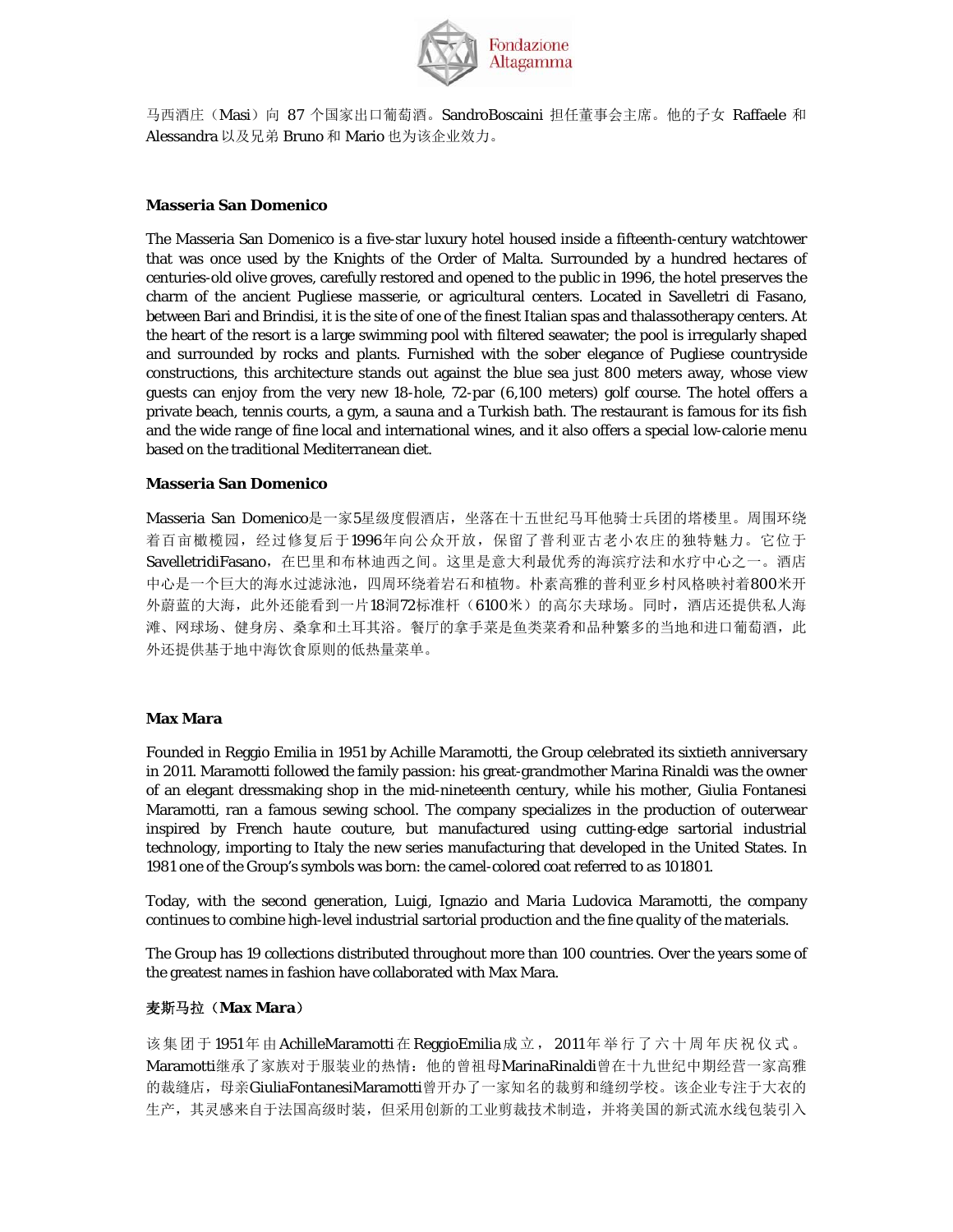马西酒庄（Masi）向 87 个国家出口葡萄酒。SandroBoscaini 担任董事会主席。他的子女 Raffaele 和 Alessandra 以及兄弟 Bruno 和 Mario 也为该企业效力。

**Masseria San Domenico**

The Masseria San Domenico is a five-star luxury hotel housed inside a fifteenth-century watchtower that was once used by the Knights of the Order of Malta. Surrounded by a hundred hectares of centuries-old olive groves, carefully restored and opened to the public in 1996, the hotel preserves the charm of the ancient Pugliese *masserie*, or agricultural centers. Located in Savelletri di Fasano, between Bari and Brindisi, it is the site of one of the finest Italian spas and thalassotherapy centers. At the heart of the resort is a large swimming pool with filtered seawater; the pool is irregularly shaped and surrounded by rocks and plants. Furnished with the sober elegance of Pugliese countryside constructions, this architecture stands out against the blue sea just 800 meters away, whose view guests can enjoy from the very new 18-hole, 72-par (6,100 meters) golf course. The hotel offers a private beach, tennis courts, a gym, a sauna and a Turkish bath. The restaurant is famous for its fish and the wide range of fine local and international wines, and it also offers a special low-calorie menu based on the traditional Mediterranean diet.

**Masseria San Domenico**

Masseria San Domenico是一家5星级度假酒店，坐落在十五世纪马耳他骑士兵团的塔楼里。周围环绕着百亩橄榄园，经过修复后于1996年向公众开放，保留了普利亚古老小农庄的独特魅力。它位于SavelletridiFasano，在巴里和布林迪西之间。这里是意大利最优秀的海滨疗法和水疗中心之一。酒店中心是一个巨大的海水过滤泳池，四周环绕着岩石和植物。朴素高雅的普利亚乡村风格映衬着800米开外蔚蓝的大海，此外还能看到一片18洞72标准杆（6100米）的高尔夫球场。同时，酒店还提供私人海滩、网球场、健身房、桑拿和土耳其浴。餐厅的拿手菜是鱼类菜肴和品种繁多的当地和进口葡萄酒，此外还提供基于地中海饮食原则的低热量菜单。

**Max Mara**

Founded in Reggio Emilia in 1951 by Achille Maramotti, the Group celebrated its sixtieth anniversary in 2011. Maramotti followed the family passion: his great-grandmother Marina Rinaldi was the owner of an elegant dressmaking shop in the mid-nineteenth century, while his mother, Giulia Fontanesi Maramotti, ran a famous sewing school. The company specializes in the production of outerwear inspired by French *haute couture*, but manufactured using cutting-edge sartorial industrial technology, importing to Italy the new series manufacturing that developed in the United States. In 1981 one of the Group's symbols was born: the camel-colored coat referred to as 101801.

Today, with the second generation, Luigi, Ignazio and Maria Ludovica Maramotti, the company continues to combine high-level industrial sartorial production and the fine quality of the materials.

The Group has 19 collections distributed throughout more than 100 countries. Over the years some of the greatest names in fashion have collaborated with Max Mara.

**麦斯马拉（Max Mara）**

该集团于1951年由AchilleMaramotti在ReggioEmilia成立，2011年举行了六十周年庆祝仪式。Maramotti继承了家族对于服装业的热情：他的曾祖母MarinaRinaldi曾在十九世纪中期经营一家高雅的裁缝店，母亲GiuliaFontanesiMaramotti曾开办了一家知名的裁剪和缝纫学校。该企业专注于大衣的生产，其灵感来自于法国高级时装，但采用创新的工业剪裁技术制造，并将美国的新式流水线包装引入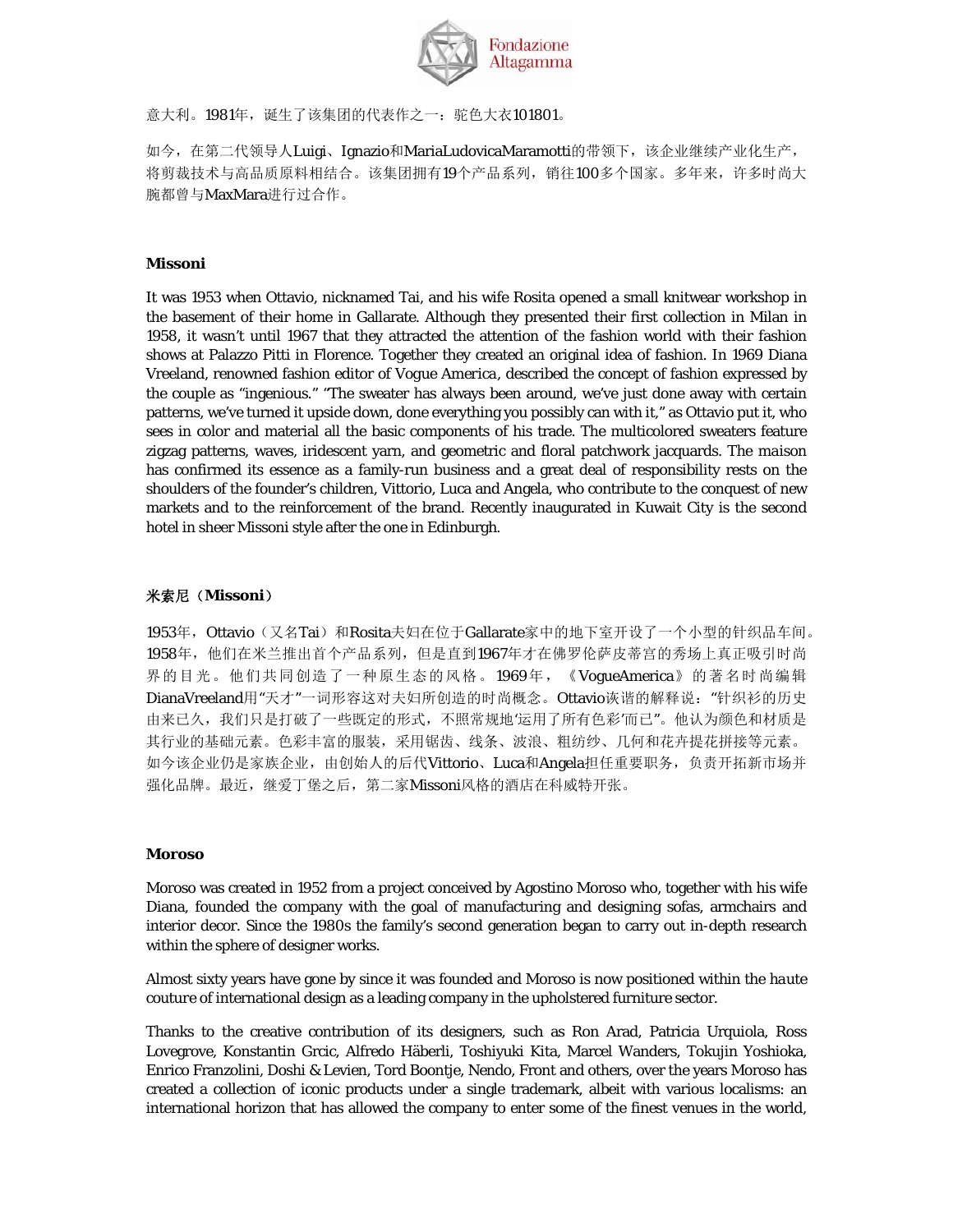意大利。1981年，诞生了该集团的代表作之一：驼色大衣101801。

如今，在第二代领导人Luigi、Ignazio和MariaLudovicaMaramotti的带领下，该企业继续产业化生产，将剪裁技术与高品质原料相结合。该集团拥有19个产品系列，销往100多个国家。多年来，许多时尚大腕都曾与MaxMara进行过合作。

**Missoni**

It was 1953 when Ottavio, nicknamed Tai, and his wife Rosita opened a small knitwear workshop in the basement of their home in Gallarate. Although they presented their first collection in Milan in 1958, it wasn't until 1967 that they attracted the attention of the fashion world with their fashion shows at Palazzo Pitti in Florence. Together they created an original idea of fashion. In 1969 Diana Vreeland, renowned fashion editor of Vogue America, described the concept of fashion expressed by the couple as "ingenious." "The sweater has always been around, we've just done away with certain patterns, we've turned it upside down, done everything you possibly can with it," as Ottavio put it, who sees in color and material all the basic components of his trade. The multicolored sweaters feature zigzag patterns, waves, iridescent yarn, and geometric and floral patchwork jacquards. The *maison* has confirmed its essence as a family-run business and a great deal of responsibility rests on the shoulders of the founder's children, Vittorio, Luca and Angela, who contribute to the conquest of new markets and to the reinforcement of the brand. Recently inaugurated in Kuwait City is the second hotel in sheer Missoni style after the one in Edinburgh.

**米索尼（Missoni）**

1953年，Ottavio（又名Tai）和Rosita夫妇在位于Gallarate家中的地下室开设了一个小型的针织品车间。1958年，他们在米兰推出首个产品系列，但是直到1967年才在佛罗伦萨皮蒂宫的秀场上真正吸引时尚界的目光。他们共同创造了一种原生态的风格。1969年，《VogueAmerica》的著名时尚编辑DianaVreeland用"天才"一词形容这对夫妇所创造的时尚概念。Ottavio诙谐的解释说："针织衫的历史由来已久，我们只是打破了一些既定的形式，不照常规地'运用了所有色彩'而已"。他认为颜色和材质是其行业的基础元素。色彩丰富的服装，采用锯齿、线条、波浪、粗纺纱、几何和花卉提花拼接等元素。如今该企业仍是家族企业，由创始人的后代Vittorio、Luca和Angela担任重要职务，负责开拓新市场并强化品牌。最近，继爱丁堡之后，第二家Missoni风格的酒店在科威特开张。

**Moroso**

Moroso was created in 1952 from a project conceived by Agostino Moroso who, together with his wife Diana, founded the company with the goal of manufacturing and designing sofas, armchairs and interior decor. Since the 1980s the family's second generation began to carry out in-depth research within the sphere of designer works.

Almost sixty years have gone by since it was founded and Moroso is now positioned within the *haute couture* of international design as a leading company in the upholstered furniture sector.

Thanks to the creative contribution of its designers, such as Ron Arad, Patricia Urquiola, Ross Lovegrove, Konstantin Grcic, Alfredo Häberli, Toshiyuki Kita, Marcel Wanders, Tokujin Yoshioka, Enrico Franzolini, Doshi & Levien, Tord Boontje, Nendo, Front and others, over the years Moroso has created a collection of iconic products under a single trademark, albeit with various localisms: an international horizon that has allowed the company to enter some of the finest venues in the world,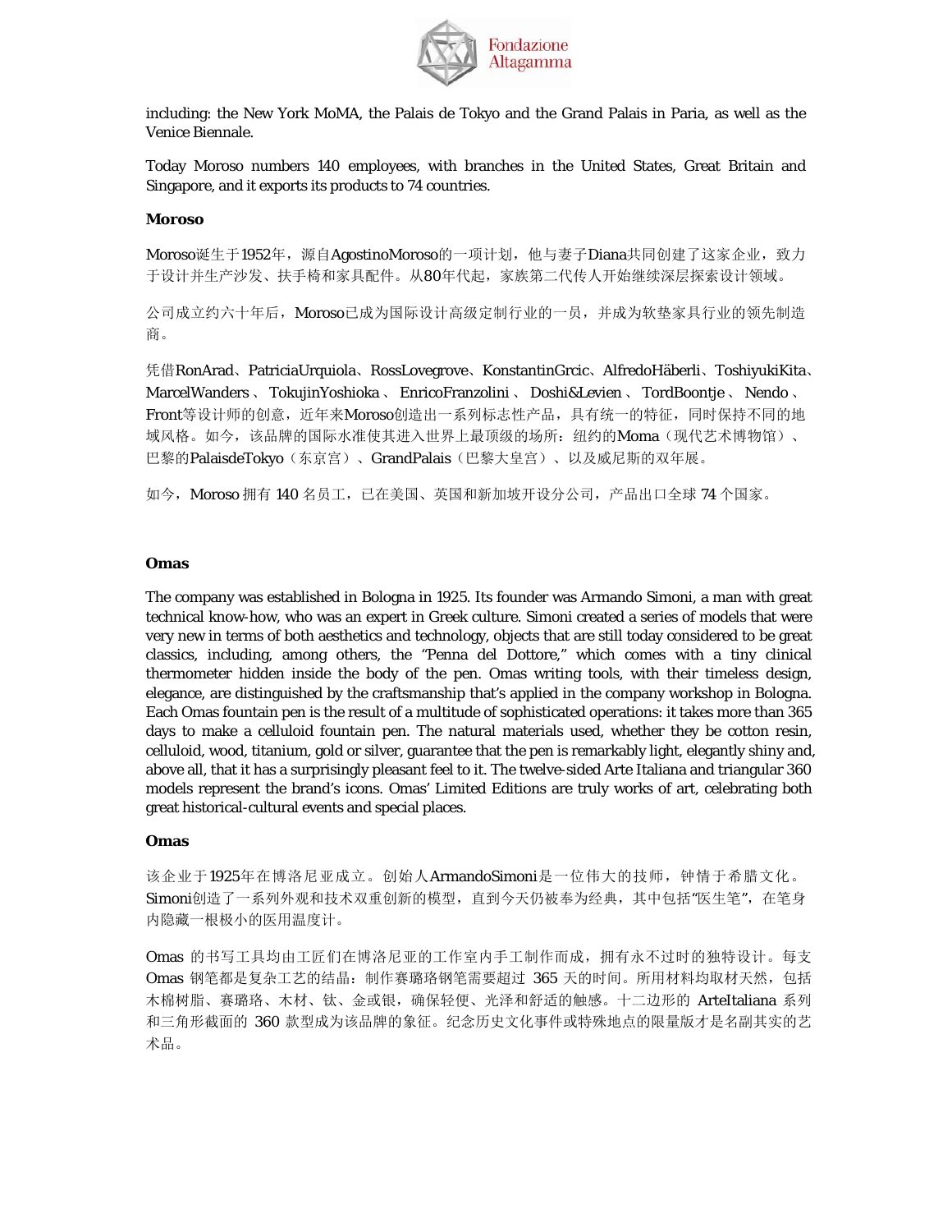including: the New York MoMA, the Palais de Tokyo and the Grand Palais in Paria, as well as the Venice Biennale.

Today Moroso numbers 140 employees, with branches in the United States, Great Britain and Singapore, and it exports its products to 74 countries.

**Moroso**

Moroso诞生于1952年，源自AgostinoMoroso的一项计划，他与妻子Diana共同创建了这家企业，致力于设计并生产沙发、扶手椅和家具配件。从80年代起，家族第二代传人开始继续深层探索设计领域。

公司成立约六十年后，Moroso已成为国际设计高级定制行业的一员，并成为软垫家具行业的领先制造商。

凭借RonArad、PatriciaUrquiola、RossLovegrove、KonstantinGrcic、AlfredoHäberli、ToshiyukiKita、MarcelWanders、TokujinYoshioka、EnricoFranzolini、Doshi&Levien、TordBoontje、Nendo、Front等设计师的创意，近年来Moroso创造出一系列标志性产品，具有统一的特征，同时保持不同的地域风格。如今，该品牌的国际水准使其进入世界上最顶级的场所：纽约的Moma（现代艺术博物馆）、巴黎的PalaisdeTokyo（东京宫）、GrandPalais（巴黎大皇宫）、以及威尼斯的双年展。

如今，Moroso 拥有 140 名员工，已在美国、英国和新加坡开设分公司，产品出口全球 74 个国家。

**Omas**

The company was established in Bologna in 1925. Its founder was Armando Simoni, a man with great technical know-how, who was an expert in Greek culture. Simoni created a series of models that were very new in terms of both aesthetics and technology, objects that are still today considered to be great classics, including, among others, the "Penna del Dottore," which comes with a tiny clinical thermometer hidden inside the body of the pen. Omas writing tools, with their timeless design, elegance, are distinguished by the craftsmanship that's applied in the company workshop in Bologna. Each Omas fountain pen is the result of a multitude of sophisticated operations: it takes more than 365 days to make a celluloid fountain pen. The natural materials used, whether they be cotton resin, celluloid, wood, titanium, gold or silver, guarantee that the pen is remarkably light, elegantly shiny and, above all, that it has a surprisingly pleasant feel to it. The twelve-sided Arte Italiana and triangular 360 models represent the brand's icons. Omas' Limited Editions are truly works of art, celebrating both great historical-cultural events and special places.

**Omas**

该企业于1925年在博洛尼亚成立。创始人ArmandoSimoni是一位伟大的技师，钟情于希腊文化。Simoni创造了一系列外观和技术双重创新的模型，直到今天仍被奉为经典，其中包括"医生笔"，在笔身内隐藏一根极小的医用温度计。

Omas 的书写工具均由工匠们在博洛尼亚的工作室内手工制作而成，拥有永不过时的独特设计。每支 Omas 钢笔都是复杂工艺的结晶：制作赛璐珞钢笔需要超过 365 天的时间。所用材料均取材天然，包括木棉树脂、赛璐珞、木材、钛、金或银，确保轻便、光泽和舒适的触感。十二边形的 ArteItaliana 系列和三角形截面的 360 款型成为该品牌的象征。纪念历史文化事件或特殊地点的限量版才是名副其实的艺术品。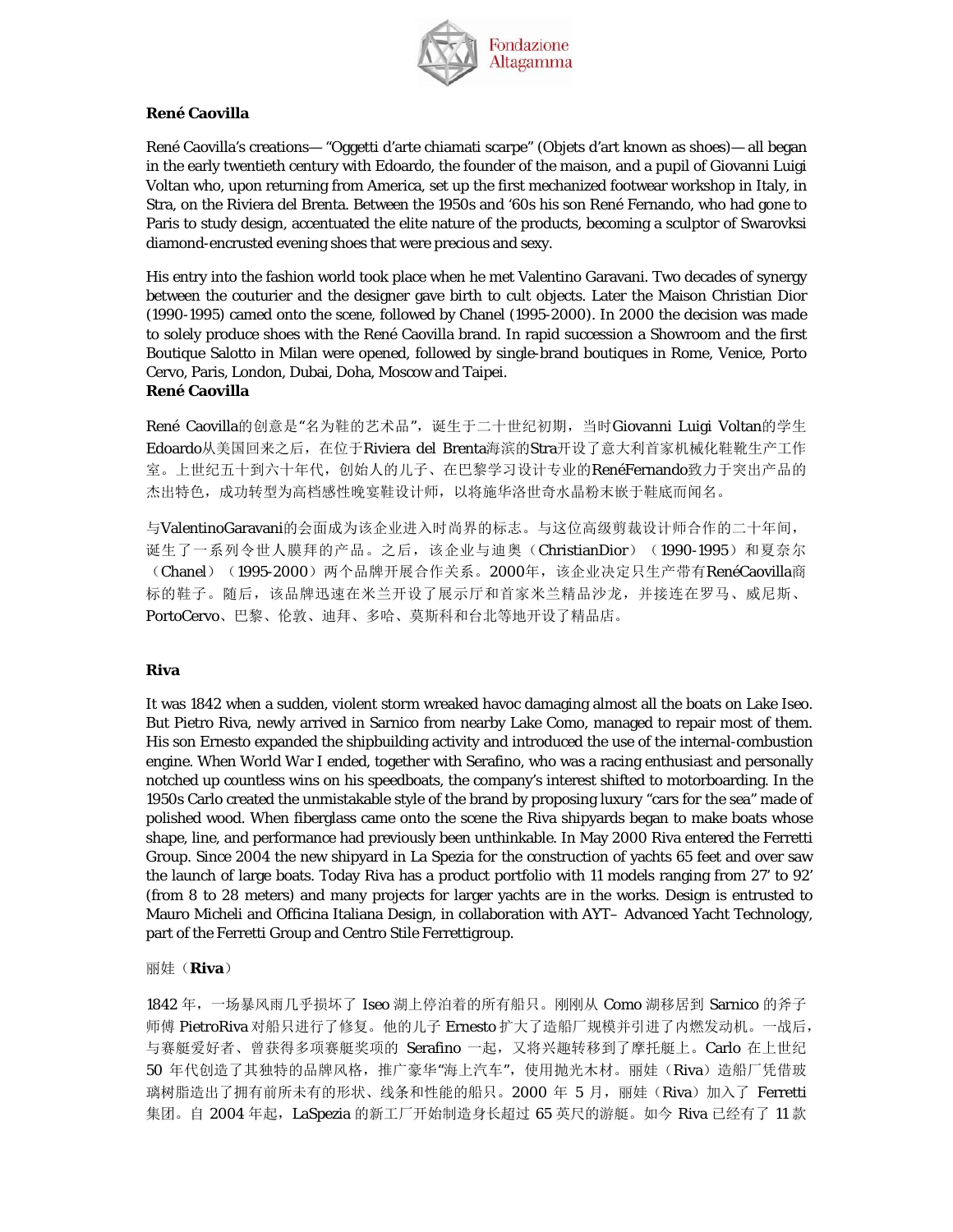**René Caovilla**

René Caovilla's creations— "Oggetti d'arte chiamati scarpe" (Objets d'art known as shoes)— all began in the early twentieth century with Edoardo, the founder of the maison, and a pupil of Giovanni Luigi Voltan who, upon returning from America, set up the first mechanized footwear workshop in Italy, in Stra, on the Riviera del Brenta. Between the 1950s and '60s his son René Fernando, who had gone to Paris to study design, accentuated the elite nature of the products, becoming a sculptor of Swarovksi diamond-encrusted evening shoes that were precious and sexy.

His entry into the fashion world took place when he met Valentino Garavani. Two decades of synergy between the couturier and the designer gave birth to cult objects. Later the Maison Christian Dior (1990-1995) camed onto the scene, followed by Chanel (1995-2000). In 2000 the decision was made to solely produce shoes with the René Caovilla brand. In rapid succession a Showroom and the first Boutique Salotto in Milan were opened, followed by single-brand boutiques in Rome, Venice, Porto Cervo, Paris, London, Dubai, Doha, Moscow and Taipei.

**René Caovilla**

René Caovilla的创意是"名为鞋的艺术品"，诞生于二十世纪初期，当时Giovanni Luigi Voltan的学生Edoardo从美国回来之后，在位于Riviera del Brenta海滨的Stra开设了意大利首家机械化鞋靴生产工作室。上世纪五十到六十年代，创始人的儿子、在巴黎学习设计专业的RenéFernando致力于突出产品的杰出特色，成功转型为高档感性晚宴鞋设计师，以将施华洛世奇水晶粉末嵌于鞋底而闻名。

与ValentinoGaravani的会面成为该企业进入时尚界的标志。与这位高级剪裁设计师合作的二十年间，诞生了一系列令世人膜拜的产品。之后，该企业与迪奥（ChristianDior）（1990-1995）和夏奈尔（Chanel）（1995-2000）两个品牌开展合作关系。2000年，该企业决定只生产带有RenéCaovilla商标的鞋子。随后，该品牌迅速在米兰开设了展示厅和首家米兰精品沙龙，并接连在罗马、威尼斯、PortoCervo、巴黎、伦敦、迪拜、多哈、莫斯科和台北等地开设了精品店。

**Riva**

It was 1842 when a sudden, violent storm wreaked havoc damaging almost all the boats on Lake Iseo. But Pietro Riva, newly arrived in Sarnico from nearby Lake Como, managed to repair most of them. His son Ernesto expanded the shipbuilding activity and introduced the use of the internal-combustion engine. When World War I ended, together with Serafino, who was a racing enthusiast and personally notched up countless wins on his speedboats, the company's interest shifted to motorboarding. In the 1950s Carlo created the unmistakable style of the brand by proposing luxury "cars for the sea" made of polished wood. When fiberglass came onto the scene the Riva shipyards began to make boats whose shape, line, and performance had previously been unthinkable. In May 2000 Riva entered the Ferretti Group. Since 2004 the new shipyard in La Spezia for the construction of yachts 65 feet and over saw the launch of large boats. Today Riva has a product portfolio with 11 models ranging from 27' to 92' (from 8 to 28 meters) and many projects for larger yachts are in the works. Design is entrusted to Mauro Micheli and Officina Italiana Design, in collaboration with AYT– Advanced Yacht Technology, part of the Ferretti Group and Centro Stile Ferrettigroup.

丽娃（**Riva**）

1842 年，一场暴风雨几乎损坏了 Iseo 湖上停泊着的所有船只。刚刚从 Como 湖移居到 Sarnico 的斧子师傅 PietroRiva 对船只进行了修复。他的儿子 Ernesto 扩大了造船厂规模并引进了内燃发动机。一战后，与赛艇爱好者、曾获得多项赛艇奖项的 Serafino 一起，又将兴趣转移到了摩托艇上。Carlo 在上世纪 50 年代创造了其独特的品牌风格，推广豪华"海上汽车"，使用抛光木材。丽娃（Riva）造船厂凭借玻璃树脂造出了拥有前所未有的形状、线条和性能的船只。2000 年 5 月，丽娃（Riva）加入了 Ferretti 集团。自 2004 年起，LaSpezia 的新工厂开始制造身长超过 65 英尺的游艇。如今 Riva 已经有了 11 款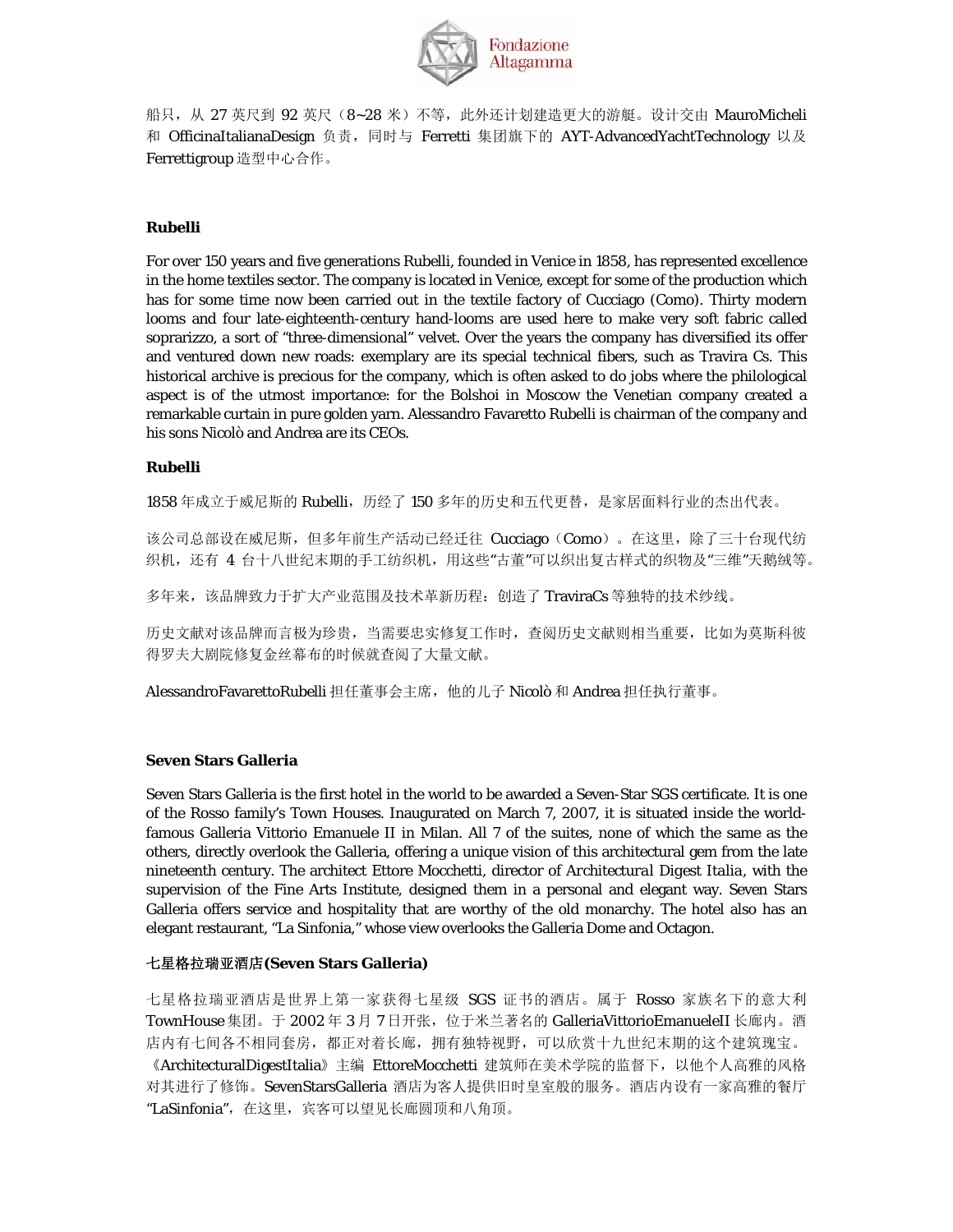船只，从 27 英尺到 92 英尺（8~28 米）不等，此外还计划建造更大的游艇。设计交由 MauroMicheli 和 OfficinaItalianaDesign 负责，同时与 Ferretti 集团旗下的 AYT-AdvancedYachtTechnology 以及 Ferrettigroup 造型中心合作。

**Rubelli**

For over 150 years and five generations Rubelli, founded in Venice in 1858, has represented excellence in the home textiles sector. The company is located in Venice, except for some of the production which has for some time now been carried out in the textile factory of Cucciago (Como). Thirty modern looms and four late-eighteenth-century hand-looms are used here to make very soft fabric called soprarizzo, a sort of "three-dimensional" velvet. Over the years the company has diversified its offer and ventured down new roads: exemplary are its special technical fibers, such as Travira Cs. This historical archive is precious for the company, which is often asked to do jobs where the philological aspect is of the utmost importance: for the Bolshoi in Moscow the Venetian company created a remarkable curtain in pure golden yarn. Alessandro Favaretto Rubelli is chairman of the company and his sons Nicolò and Andrea are its CEOs.

**Rubelli**

1858 年成立于威尼斯的 Rubelli，历经了 150 多年的历史和五代更替，是家居面料行业的杰出代表。

该公司总部设在威尼斯，但多年前生产活动已经迁往 Cucciago（Como）。在这里，除了三十台现代纺织机，还有 4 台十八世纪末期的手工纺织机，用这些"古董"可以织出复古样式的织物及"三维"天鹅绒等。

多年来，该品牌致力于扩大产业范围及技术革新历程：创造了 TraviraCs 等独特的技术纱线。

历史文献对该品牌而言极为珍贵，当需要忠实修复工作时，查阅历史文献则相当重要，比如为莫斯科彼得罗夫大剧院修复金丝幕布的时候就查阅了大量文献。

AlessandroFavarettoRubelli 担任董事会主席，他的儿子 Nicolò 和 Andrea 担任执行董事。

**Seven Stars Galleria**

Seven Stars Galleria is the first hotel in the world to be awarded a Seven-Star SGS certificate. It is one of the Rosso family's Town Houses. Inaugurated on March 7, 2007, it is situated inside the world-famous Galleria Vittorio Emanuele II in Milan. All 7 of the suites, none of which the same as the others, directly overlook the Galleria, offering a unique vision of this architectural gem from the late nineteenth century. The architect Ettore Mocchetti, director of *Architectural Digest Italia*, with the supervision of the Fine Arts Institute, designed them in a personal and elegant way. Seven Stars Galleria offers service and hospitality that are worthy of the old monarchy. The hotel also has an elegant restaurant, "La Sinfonia," whose view overlooks the Galleria Dome and Octagon.

**七星格拉瑞亚酒店(Seven Stars Galleria)**

七星格拉瑞亚酒店是世界上第一家获得七星级 SGS 证书的酒店。属于 Rosso 家族名下的意大利 TownHouse 集团。于 2002 年 3 月 7 日开张，位于米兰著名的 GalleriaVittorioEmanueleII 长廊内。酒店内有七间各不相同套房，都正对着长廊，拥有独特视野，可以欣赏十九世纪末期的这个建筑瑰宝。《ArchitecturalDigestItalia》主编 EttoreMocchetti 建筑师在美术学院的监督下，以他个人高雅的风格对其进行了修饰。SevenStarsGalleria 酒店为客人提供旧时皇室般的服务。酒店内设有一家高雅的餐厅"LaSinfonia"，在这里，宾客可以望见长廊圆顶和八角顶。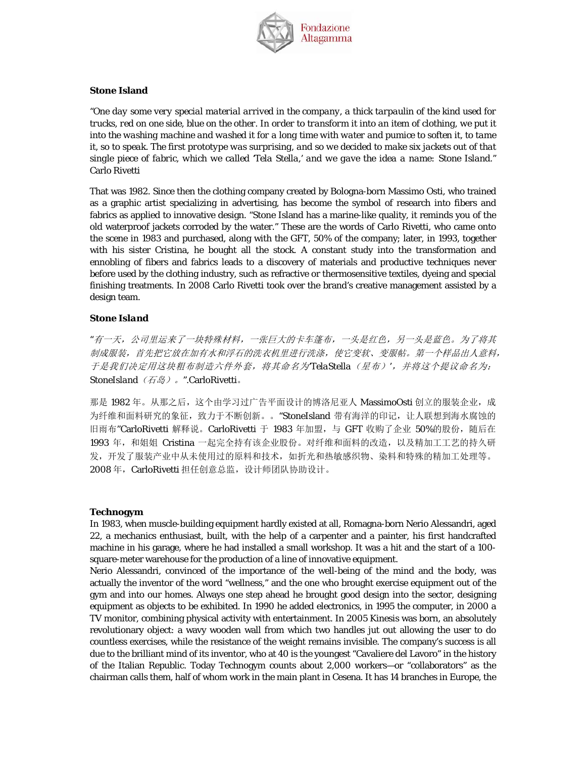**Stone Island**

"One day some very special material arrived in the company, a thick tarpaulin of the kind used for trucks, red on one side, blue on the other. In order to transform it into an item of clothing, we put it into the washing machine and washed it for a long time with water and pumice to soften it, to tame it, so to speak. The first prototype was surprising, and so we decided to make six jackets out of that single piece of fabric, which we called 'Tela Stella,' and we gave the idea a name: Stone Island." Carlo Rivetti

That was 1982. Since then the clothing company created by Bologna-born Massimo Osti, who trained as a graphic artist specializing in advertising, has become the symbol of research into fibers and fabrics as applied to innovative design. "Stone Island has a marine-like quality, it reminds you of the old waterproof jackets corroded by the water." These are the words of Carlo Rivetti, who came onto the scene in 1983 and purchased, along with the GFT, 50% of the company; later, in 1993, together with his sister Cristina, he bought all the stock. A constant study into the transformation and ennobling of fibers and fabrics leads to a discovery of materials and productive techniques never before used by the clothing industry, such as refractive or thermosensitive textiles, dyeing and special finishing treatments. In 2008 Carlo Rivetti took over the brand's creative management assisted by a design team.

**Stone Island**

*"有一天，公司里运来了一块特殊材料，一张巨大的卡车篷布，一头是红色，另一头是蓝色。为了将其制成服装，首先把它放在加有水和浮石的洗衣机里进行洗涤，使它变软、变服帖。第一个样品出人意料，于是我们决定用这块粗布制造六件外套，将其命名为'TelaStella（星布）'，并将这个提议命名为：StoneIsland（石岛）。".CarloRivetti。*

那是 1982 年。从那之后，这个由学习过广告平面设计的博洛尼亚人 MassimoOsti 创立的服装企业，成为纤维和面料研究的象征，致力于不断创新。。"StoneIsland 带有海洋的印记，让人联想到海水腐蚀的旧雨布"CarloRivetti 解释说。CarloRivetti 于 1983 年加盟，与 GFT 收购了企业 50%的股份，随后在 1993 年，和姐姐 Cristina 一起完全持有该企业股份。对纤维和面料的改造，以及精加工工艺的持久研发，开发了服装产业中从未使用过的原料和技术，如折光和热敏感织物、染料和特殊的精加工处理等。2008 年，CarloRivetti 担任创意总监，设计师团队协助设计。

**Technogym**

In 1983, when muscle-building equipment hardly existed at all, Romagna-born Nerio Alessandri, aged 22, a mechanics enthusiast, built, with the help of a carpenter and a painter, his first handcrafted machine in his garage, where he had installed a small workshop. It was a hit and the start of a 100-square-meter warehouse for the production of a line of innovative equipment.

Nerio Alessandri, convinced of the importance of the well-being of the mind and the body, was actually the inventor of the word "wellness," and the one who brought exercise equipment out of the gym and into our homes. Always one step ahead he brought good design into the sector, designing equipment as objects to be exhibited. In 1990 he added electronics, in 1995 the computer, in 2000 a TV monitor, combining physical activity with entertainment. In 2005 Kinesis was born, an absolutely revolutionary object: a wavy wooden wall from which two handles jut out allowing the user to do countless exercises, while the resistance of the weight remains invisible. The company's success is all due to the brilliant mind of its inventor, who at 40 is the youngest "Cavaliere del Lavoro" in the history of the Italian Republic. Today Technogym counts about 2,000 workers—or "collaborators" as the chairman calls them, half of whom work in the main plant in Cesena. It has 14 branches in Europe, the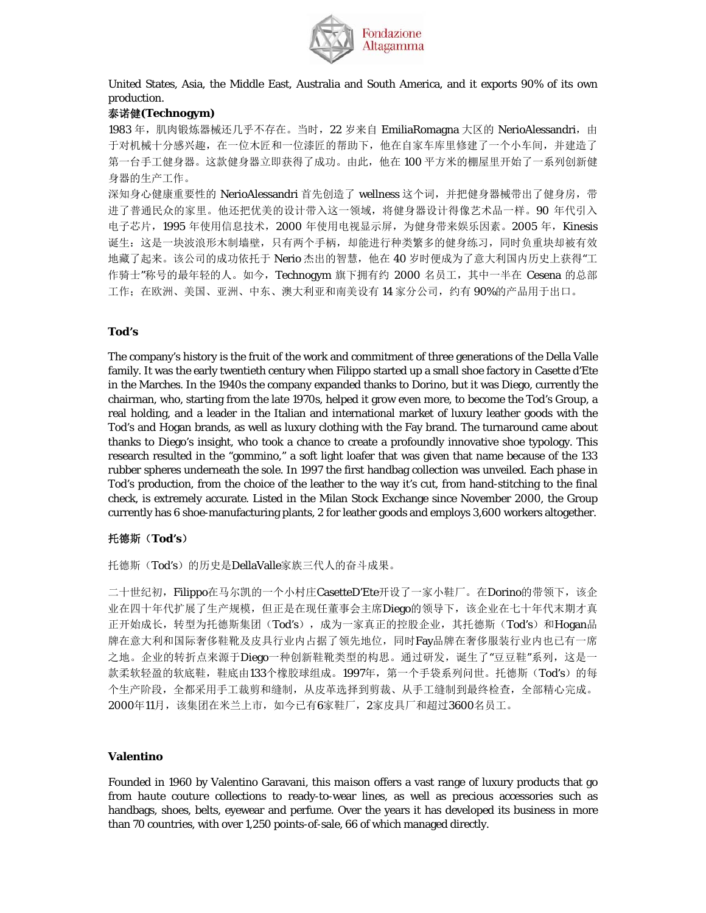United States, Asia, the Middle East, Australia and South America, and it exports 90% of its own production.

**泰诺健(Technogym)**

1983 年，肌肉锻炼器械还几乎不存在。当时，22 岁来自 EmiliaRomagna 大区的 NerioAlessandri，由于对机械十分感兴趣，在一位木匠和一位漆匠的帮助下，他在自家车库里修建了一个小车间，并建造了第一台手工健身器。这款健身器立即获得了成功。由此，他在 100 平方米的棚屋里开始了一系列创新健身器的生产工作。

深知身心健康重要性的 NerioAlessandri 首先创造了 wellness 这个词，并把健身器械带出了健身房，带进了普通民众的家里。他还把优美的设计带入这一领域，将健身器设计得像艺术品一样。90 年代引入电子芯片，1995 年使用信息技术，2000 年使用电视显示屏，为健身带来娱乐因素。2005 年，Kinesis 诞生：这是一块波浪形木制墙壁，只有两个手柄，却能进行种类繁多的健身练习，同时负重块却被有效地藏了起来。该公司的成功依托于 Nerio 杰出的智慧，他在 40 岁时便成为了意大利国内历史上获得"工作骑士"称号的最年轻的人。如今，Technogym 旗下拥有约 2000 名员工，其中一半在 Cesena 的总部工作；在欧洲、美国、亚洲、中东、澳大利亚和南美设有 14 家分公司，约有 90%的产品用于出口。

**Tod's**

The company's history is the fruit of the work and commitment of three generations of the Della Valle family. It was the early twentieth century when Filippo started up a small shoe factory in Casette d'Ete in the Marches. In the 1940s the company expanded thanks to Dorino, but it was Diego, currently the chairman, who, starting from the late 1970s, helped it grow even more, to become the Tod's Group, a real holding, and a leader in the Italian and international market of luxury leather goods with the Tod's and Hogan brands, as well as luxury clothing with the Fay brand. The turnaround came about thanks to Diego's insight, who took a chance to create a profoundly innovative shoe typology. This research resulted in the "gommino," a soft light loafer that was given that name because of the 133 rubber spheres underneath the sole. In 1997 the first handbag collection was unveiled. Each phase in Tod's production, from the choice of the leather to the way it's cut, from hand-stitching to the final check, is extremely accurate. Listed in the Milan Stock Exchange since November 2000, the Group currently has 6 shoe-manufacturing plants, 2 for leather goods and employs 3,600 workers altogether.

**托德斯（Tod's）**

托德斯（Tod's）的历史是DellaValle家族三代人的奋斗成果。

二十世纪初，Filippo在马尔凯的一个小村庄CasetteD'Ete开设了一家小鞋厂。在Dorino的带领下，该企业在四十年代扩展了生产规模，但正是在现任董事会主席Diego的领导下，该企业在七十年代末期才真正开始成长，转型为托德斯集团（Tod's），成为一家真正的控股企业，其托德斯（Tod's）和Hogan品牌在意大利和国际奢侈鞋靴及皮具行业内占据了领先地位，同时Fay品牌在奢侈服装行业内也已有一席之地。企业的转折点来源于Diego一种创新鞋靴类型的构思。通过研发，诞生了"豆豆鞋"系列，这是一款柔软轻盈的软底鞋，鞋底由133个橡胶球组成。1997年，第一个手袋系列问世。托德斯（Tod's）的每个生产阶段，全都采用手工裁剪和缝制，从皮革选择到剪裁、从手工缝制到最终检查，全部精心完成。2000年11月，该集团在米兰上市，如今已有6家鞋厂，2家皮具厂和超过3600名员工。

**Valentino**

Founded in 1960 by Valentino Garavani, this *maison* offers a vast range of luxury products that go from *haute couture* collections to ready-to-wear lines, as well as precious accessories such as handbags, shoes, belts, eyewear and perfume. Over the years it has developed its business in more than 70 countries, with over 1,250 points-of-sale, 66 of which managed directly.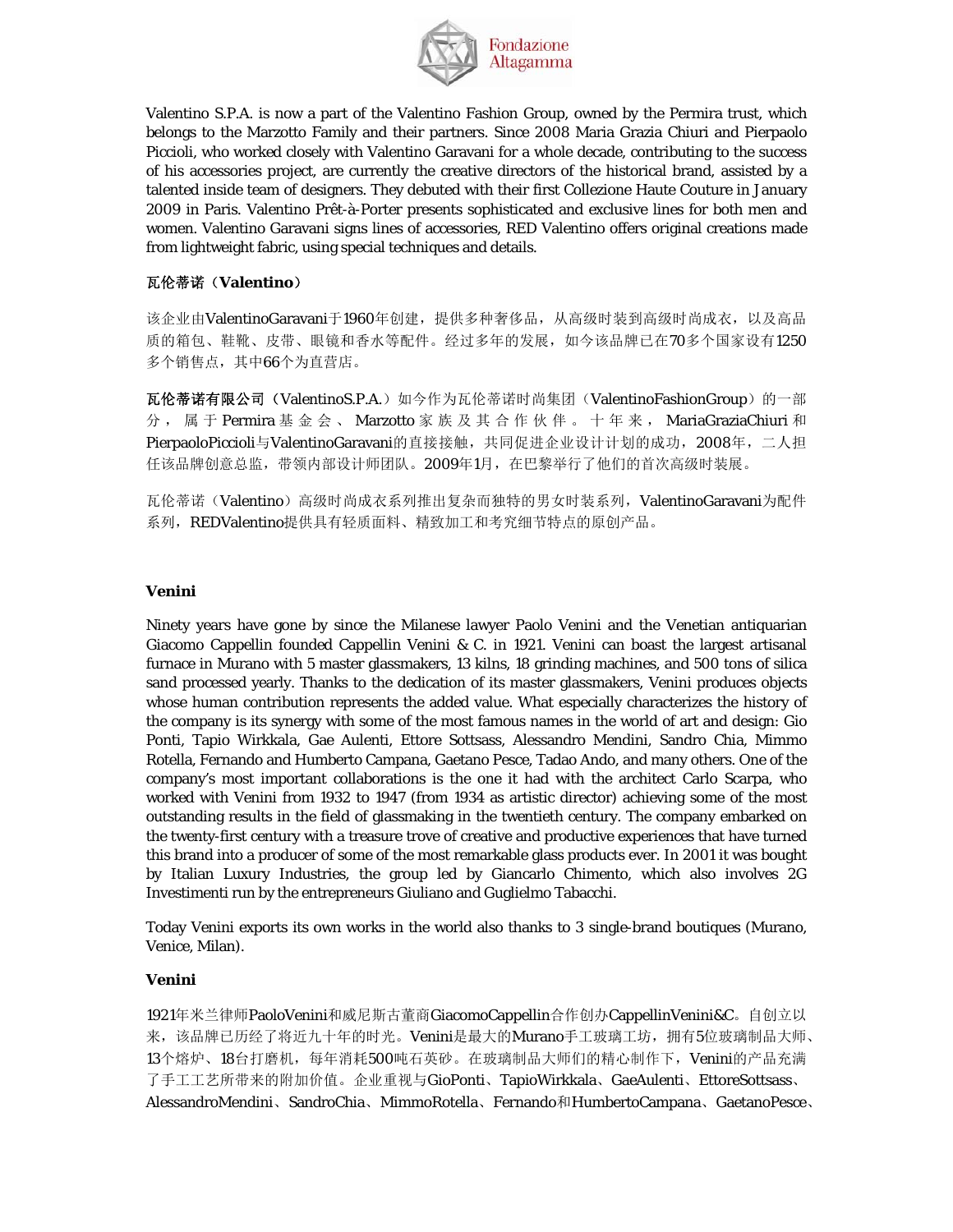Valentino S.P.A. is now a part of the Valentino Fashion Group, owned by the Permira trust, which belongs to the Marzotto Family and their partners. Since 2008 Maria Grazia Chiuri and Pierpaolo Piccioli, who worked closely with Valentino Garavani for a whole decade, contributing to the success of his accessories project, are currently the creative directors of the historical brand, assisted by a talented inside team of designers. They debuted with their first Collezione Haute Couture in January 2009 in Paris. Valentino Prêt-à-Porter presents sophisticated and exclusive lines for both men and women. Valentino Garavani signs lines of accessories, RED Valentino offers original creations made from lightweight fabric, using special techniques and details.

**瓦伦蒂诺（Valentino）**

该企业由ValentinoGaravani于1960年创建，提供多种奢侈品，从高级时装到高级时尚成衣，以及高品质的箱包、鞋靴、皮带、眼镜和香水等配件。经过多年的发展，如今该品牌已在70多个国家设有1250多个销售点，其中66个为直营店。

**瓦伦蒂诺有限公司**（ValentinoS.P.A.）如今作为瓦伦蒂诺时尚集团（ValentinoFashionGroup）的一部分，属于Permira基金会、Marzotto家族及其合作伙伴。十年来，MariaGraziaChiuri和PierpaoloPiccioli与ValentinoGaravani的直接接触，共同促进企业设计计划的成功，2008年，二人担任该品牌创意总监，带领内部设计师团队。2009年1月，在巴黎举行了他们的首次高级时装展。

瓦伦蒂诺（Valentino）高级时尚成衣系列推出复杂而独特的男女时装系列，ValentinoGaravani为配件系列，REDValentino提供具有轻质面料、精致加工和考究细节特点的原创产品。

**Venini**

Ninety years have gone by since the Milanese lawyer Paolo Venini and the Venetian antiquarian Giacomo Cappellin founded Cappellin Venini & C. in 1921. Venini can boast the largest artisanal furnace in Murano with 5 master glassmakers, 13 kilns, 18 grinding machines, and 500 tons of silica sand processed yearly. Thanks to the dedication of its master glassmakers, Venini produces objects whose human contribution represents the added value. What especially characterizes the history of the company is its synergy with some of the most famous names in the world of art and design: Gio Ponti, Tapio Wirkkala, Gae Aulenti, Ettore Sottsass, Alessandro Mendini, Sandro Chia, Mimmo Rotella, Fernando and Humberto Campana, Gaetano Pesce, Tadao Ando, and many others. One of the company's most important collaborations is the one it had with the architect Carlo Scarpa, who worked with Venini from 1932 to 1947 (from 1934 as artistic director) achieving some of the most outstanding results in the field of glassmaking in the twentieth century. The company embarked on the twenty-first century with a treasure trove of creative and productive experiences that have turned this brand into a producer of some of the most remarkable glass products ever. In 2001 it was bought by Italian Luxury Industries, the group led by Giancarlo Chimento, which also involves 2G Investimenti run by the entrepreneurs Giuliano and Guglielmo Tabacchi.

Today Venini exports its own works in the world also thanks to 3 single-brand boutiques (Murano, Venice, Milan).

**Venini**

1921年米兰律师PaoloVenini和威尼斯古董商GiacomoCappellin合作创办CappellinVenini&C。自创立以来，该品牌已历经了将近九十年的时光。Venini是最大的Murano手工玻璃工坊，拥有5位玻璃制品大师、13个熔炉、18台打磨机，每年消耗500吨石英砂。在玻璃制品大师们的精心制作下，Venini的产品充满了手工工艺所带来的附加价值。企业重视与GioPonti、TapioWirkkala、GaeAulenti、EttoreSottsass、AlessandroMendini、SandroChia、MimmoRotella、Fernando和HumbertoCampana、GaetanoPesce、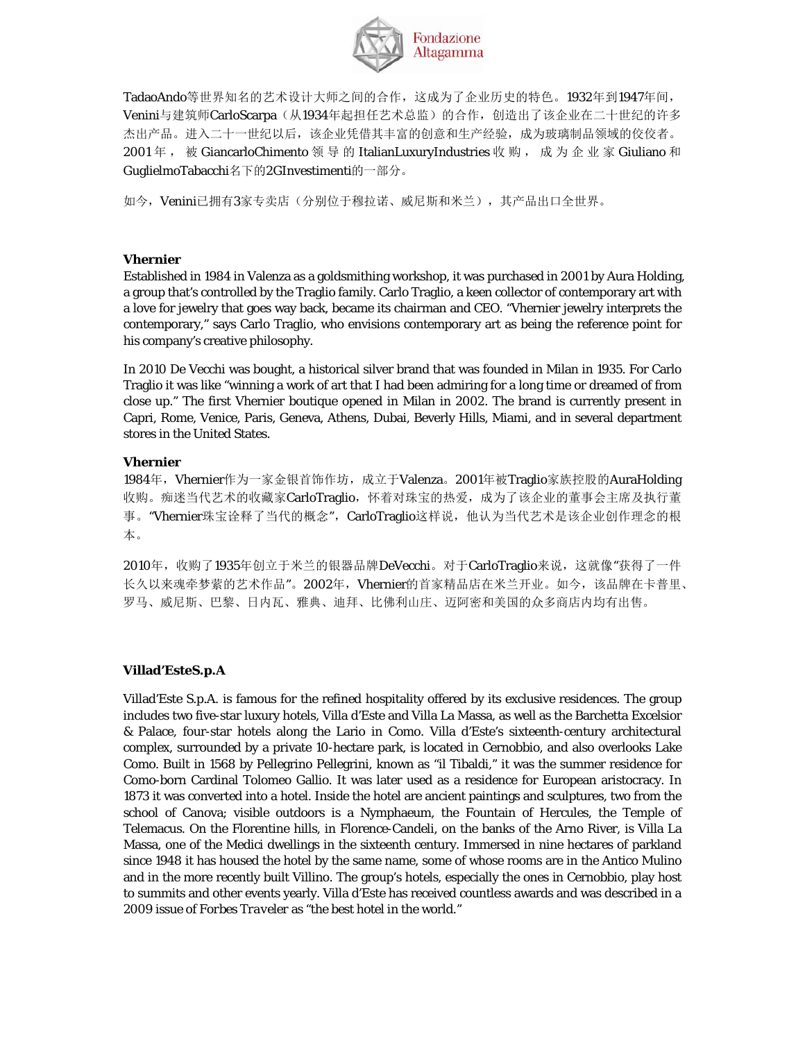TadaoAndo等世界知名的艺术设计大师之间的合作，这成为了企业历史的特色。1932年到1947年间，Venini与建筑师CarloScarpa（从1934年起担任艺术总监）的合作，创造出了该企业在二十世纪的许多杰出产品。进入二十一世纪以后，该企业凭借其丰富的创意和生产经验，成为玻璃制品领域的佼佼者。2001年，被GiancarloChimento领导的ItalianLuxuryIndustries收购，成为企业家Giuliano和GuglielmoTabacchi名下的2GInvestimenti的一部分。

如今，Venini已拥有3家专卖店（分别位于穆拉诺、威尼斯和米兰），其产品出口全世界。

**Vhernier**

Established in 1984 in Valenza as a goldsmithing workshop, it was purchased in 2001 by Aura Holding, a group that's controlled by the Traglio family. Carlo Traglio, a keen collector of contemporary art with a love for jewelry that goes way back, became its chairman and CEO. "Vhernier jewelry interprets the contemporary," says Carlo Traglio, who envisions contemporary art as being the reference point for his company's creative philosophy.

In 2010 De Vecchi was bought, a historical silver brand that was founded in Milan in 1935. For Carlo Traglio it was like "winning a work of art that I had been admiring for a long time or dreamed of from close up." The first Vhernier boutique opened in Milan in 2002. The brand is currently present in Capri, Rome, Venice, Paris, Geneva, Athens, Dubai, Beverly Hills, Miami, and in several department stores in the United States.

**Vhernier**

1984年，Vhernier作为一家金银首饰作坊，成立于Valenza。2001年被Traglio家族控股的AuraHolding收购。痴迷当代艺术的收藏家CarloTraglio，怀着对珠宝的热爱，成为了该企业的董事会主席及执行董事。"Vhernier珠宝诠释了当代的概念"，CarloTraglio这样说，他认为当代艺术是该企业创作理念的根本。

2010年，收购了1935年创立于米兰的银器品牌DeVecchi。对于CarloTraglio来说，这就像"获得了一件长久以来魂牵梦萦的艺术作品"。2002年，Vhernier的首家精品店在米兰开业。如今，该品牌在卡普里、罗马、威尼斯、巴黎、日内瓦、雅典、迪拜、比佛利山庄、迈阿密和美国的众多商店内均有出售。

**Villad'EsteS.p.A**

Villad'Este S.p.A. is famous for the refined hospitality offered by its exclusive residences. The group includes two five-star luxury hotels, Villa d'Este and Villa La Massa, as well as the Barchetta Excelsior & Palace, four-star hotels along the Lario in Como. Villa d'Este's sixteenth-century architectural complex, surrounded by a private 10-hectare park, is located in Cernobbio, and also overlooks Lake Como. Built in 1568 by Pellegrino Pellegrini, known as "il Tibaldi," it was the summer residence for Como-born Cardinal Tolomeo Gallio. It was later used as a residence for European aristocracy. In 1873 it was converted into a hotel. Inside the hotel are ancient paintings and sculptures, two from the school of Canova; visible outdoors is a Nymphaeum, the Fountain of Hercules, the Temple of Telemacus. On the Florentine hills, in Florence-Candeli, on the banks of the Arno River, is Villa La Massa, one of the Medici dwellings in the sixteenth century. Immersed in nine hectares of parkland since 1948 it has housed the hotel by the same name, some of whose rooms are in the Antico Mulino and in the more recently built Villino. The group's hotels, especially the ones in Cernobbio, play host to summits and other events yearly. Villa d'Este has received countless awards and was described in a 2009 issue of *Forbes Traveler* as "the best hotel in the world."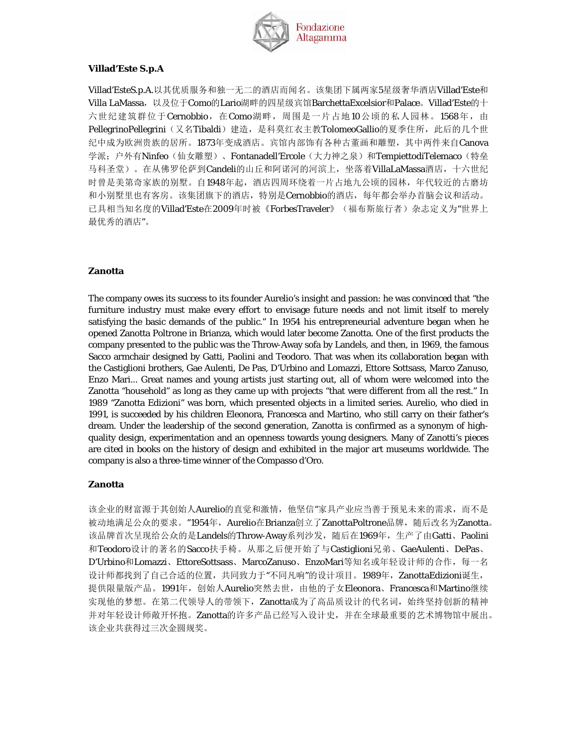**Villad'Este S.p.A**

Villad'EsteS.p.A.以其优质服务和独一无二的酒店而闻名。该集团下属两家5星级奢华酒店Villad'Este和Villa LaMassa，以及位于Como的Lario湖畔的四星级宾馆BarchettaExcelsior和Palace。Villad'Este的十六世纪建筑群位于Cernobbio，在Como湖畔，周围是一片占地10公顷的私人园林。1568年，由PellegrinoPellegrini（又名Tibaldi）建造，是科莫红衣主教TolomeoGallio的夏季住所，此后的几个世纪中成为欧洲贵族的居所。1873年变成酒店。宾馆内部饰有各种古董画和雕塑，其中两件来自Canova学派；户外有Ninfeo（仙女雕塑）、Fontanadell'Ercole（大力神之泉）和TempiettodiTelemaco（特垒马科圣堂）。在从佛罗伦萨到Candeli的山丘和阿诺河的河滨上，坐落着VillaLaMassa酒店，十六世纪时曾是美第奇家族的别墅。自1948年起，酒店四周环绕着一片占地九公顷的园林，年代较近的古磨坊和小别墅里也有客房。该集团旗下的酒店，特别是Cernobbio的酒店，每年都会举办首脑会议和活动。已具相当知名度的Villad'Este在2009年时被《ForbesTraveler》（福布斯旅行者）杂志定义为"世界上最优秀的酒店"。

**Zanotta**

The company owes its success to its founder Aurelio's insight and passion: he was convinced that "the furniture industry must make every effort to envisage future needs and not limit itself to merely satisfying the basic demands of the public." In 1954 his entrepreneurial adventure began when he opened Zanotta Poltrone in Brianza, which would later become Zanotta. One of the first products the company presented to the public was the Throw-Away sofa by Landels, and then, in 1969, the famous Sacco armchair designed by Gatti, Paolini and Teodoro. That was when its collaboration began with the Castiglioni brothers, Gae Aulenti, De Pas, D'Urbino and Lomazzi, Ettore Sottsass, Marco Zanuso, Enzo Mari... Great names and young artists just starting out, all of whom were welcomed into the Zanotta "household" as long as they came up with projects "that were different from all the rest." In 1989 "Zanotta Edizioni" was born, which presented objects in a limited series. Aurelio, who died in 1991, is succeeded by his children Eleonora, Francesca and Martino, who still carry on their father's dream. Under the leadership of the second generation, Zanotta is confirmed as a synonym of high-quality design, experimentation and an openness towards young designers. Many of Zanotti's pieces are cited in books on the history of design and exhibited in the major art museums worldwide. The company is also a three-time winner of the Compasso d'Oro.

**Zanotta**

该企业的财富源于其创始人Aurelio的直觉和激情，他坚信"家具产业应当善于预见未来的需求，而不是被动地满足公众的要求。"1954年，Aurelio在Brianza创立了ZanottaPoltrone品牌，随后改名为Zanotta。该品牌首次呈现给公众的是Landels的Throw-Away系列沙发，随后在1969年，生产了由Gatti、Paolini和Teodoro设计的著名的Sacco扶手椅。从那之后便开始了与Castiglioni兄弟、GaeAulenti、DePas、D'Urbino和Lomazzi、EttoreSottsass、MarcoZanuso、EnzoMari等知名或年轻设计师的合作，每一名设计师都找到了自己合适的位置，共同致力于"不同凡响"的设计项目。1989年，ZanottaEdizioni诞生，提供限量版产品。1991年，创始人Aurelio突然去世，由他的子女Eleonora、Francesca和Martino继续实现他的梦想。在第二代领导人的带领下，Zanotta成为了高品质设计的代名词，始终坚持创新的精神并对年轻设计师敞开怀抱。Zanotta的许多产品已经写入设计史，并在全球最重要的艺术博物馆中展出。该企业共获得过三次金圆规奖。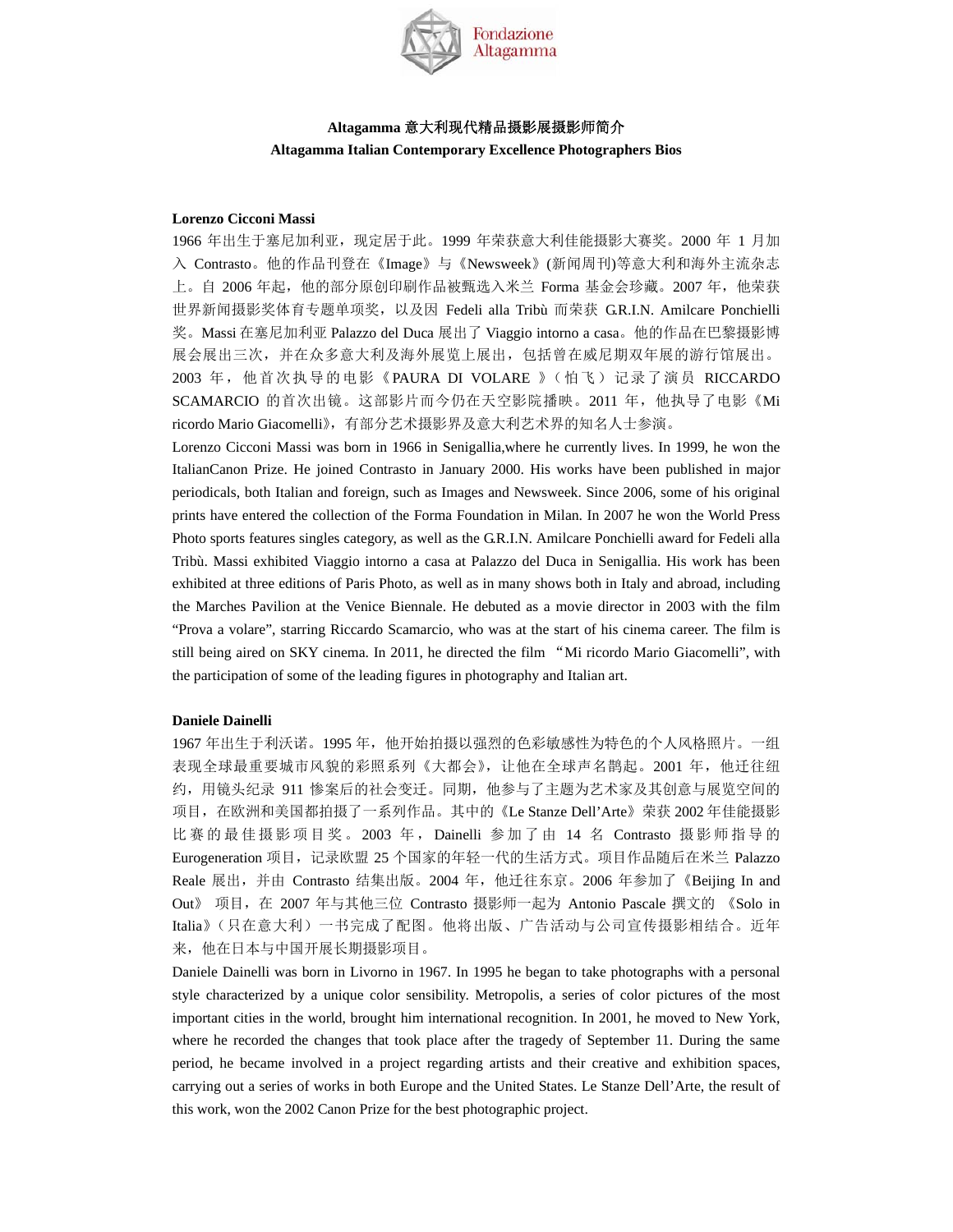**Altagamma 意大利现代精品摄影展摄影师简介**
**Altagamma Italian Contemporary Excellence Photographers Bios**

**Lorenzo Cicconi Massi**

1966 年出生于塞尼加利亚，现定居于此。1999 年荣获意大利佳能摄影大赛奖。2000 年 1 月加入 Contrasto。他的作品刊登在《Image》与《Newsweek》(新闻周刊)等意大利和海外主流杂志上。自 2006 年起，他的部分原创印刷作品被甄选入米兰 Forma 基金会珍藏。2007 年，他荣获世界新闻摄影奖体育专题单项奖，以及因 Fedeli alla Tribù 而荣获 G.R.I.N. Amilcare Ponchielli 奖。Massi 在塞尼加利亚 Palazzo del Duca 展出了 Viaggio intorno a casa。他的作品在巴黎摄影博展会展出三次，并在众多意大利及海外展览上展出，包括曾在威尼期双年展的游行馆展出。2003 年，他首次执导的电影《PAURA DI VOLARE 》（怕飞）记录了演员 RICCARDO SCAMARCIO 的首次出镜。这部影片而今仍在天空影院播映。2011 年，他执导了电影《Mi ricordo Mario Giacomelli》，有部分艺术摄影界及意大利艺术界的知名人士参演。

Lorenzo Cicconi Massi was born in 1966 in Senigallia,where he currently lives. In 1999, he won the ItalianCanon Prize. He joined Contrasto in January 2000. His works have been published in major periodicals, both Italian and foreign, such as Images and Newsweek. Since 2006, some of his original prints have entered the collection of the Forma Foundation in Milan. In 2007 he won the World Press Photo sports features singles category, as well as the G.R.I.N. Amilcare Ponchielli award for Fedeli alla Tribù. Massi exhibited Viaggio intorno a casa at Palazzo del Duca in Senigallia. His work has been exhibited at three editions of Paris Photo, as well as in many shows both in Italy and abroad, including the Marches Pavilion at the Venice Biennale. He debuted as a movie director in 2003 with the film “Prova a volare”, starring Riccardo Scamarcio, who was at the start of his cinema career. The film is still being aired on SKY cinema. In 2011, he directed the film “Mi ricordo Mario Giacomelli”, with the participation of some of the leading figures in photography and Italian art.

**Daniele Dainelli**

1967 年出生于利沃诺。1995 年，他开始拍摄以强烈的色彩敏感性为特色的个人风格照片。一组表现全球最重要城市风貌的彩照系列《大都会》，让他在全球声名鹊起。2001 年，他迁往纽约，用镜头纪录 911 惨案后的社会变迁。同期，他参与了主题为艺术家及其创意与展览空间的项目，在欧洲和美国都拍摄了一系列作品。其中的《Le Stanze Dell’Arte》荣获 2002 年佳能摄影比赛的最佳摄影项目奖。2003 年，Dainelli 参加了由 14 名 Contrasto 摄影师指导的 Eurogeneration 项目，记录欧盟 25 个国家的年轻一代的生活方式。项目作品随后在米兰 Palazzo Reale 展出，并由 Contrasto 结集出版。2004 年，他迁往东京。2006 年参加了《Beijing In and Out》 项目，在 2007 年与其他三位 Contrasto 摄影师一起为 Antonio Pascale 撰文的 《Solo in Italia》（只在意大利）一书完成了配图。他将出版、广告活动与公司宣传摄影相结合。近年来，他在日本与中国开展长期摄影项目。

Daniele Dainelli was born in Livorno in 1967. In 1995 he began to take photographs with a personal style characterized by a unique color sensibility. Metropolis, a series of color pictures of the most important cities in the world, brought him international recognition. In 2001, he moved to New York, where he recorded the changes that took place after the tragedy of September 11. During the same period, he became involved in a project regarding artists and their creative and exhibition spaces, carrying out a series of works in both Europe and the United States. Le Stanze Dell’Arte, the result of this work, won the 2002 Canon Prize for the best photographic project.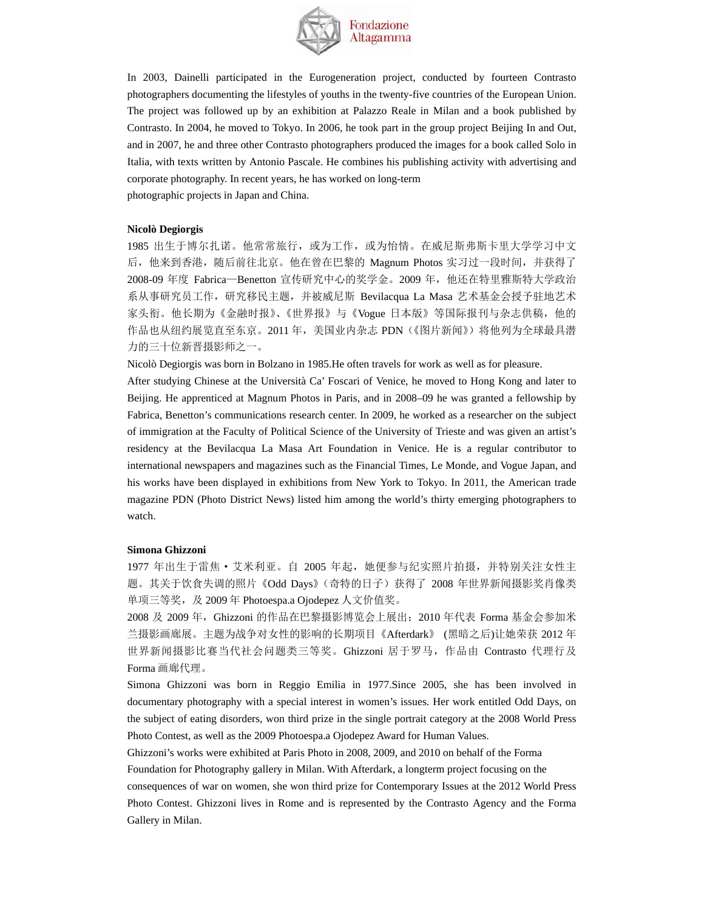In 2003, Dainelli participated in the Eurogeneration project, conducted by fourteen Contrasto photographers documenting the lifestyles of youths in the twenty-five countries of the European Union. The project was followed up by an exhibition at Palazzo Reale in Milan and a book published by Contrasto. In 2004, he moved to Tokyo. In 2006, he took part in the group project Beijing In and Out, and in 2007, he and three other Contrasto photographers produced the images for a book called Solo in Italia, with texts written by Antonio Pascale. He combines his publishing activity with advertising and corporate photography. In recent years, he has worked on long-term photographic projects in Japan and China.

**Nicolò Degiorgis**

1985 出生于博尔扎诺。他常常旅行，或为工作，或为怡情。在威尼斯弗斯卡里大学学习中文后，他来到香港，随后前往北京。他在曾在巴黎的 Magnum Photos 实习过一段时间，并获得了 2008-09 年度 Fabrica—Benetton 宣传研究中心的奖学金。2009 年，他还在特里雅斯特大学政治系从事研究员工作，研究移民主题，并被威尼斯 Bevilacqua La Masa 艺术基金会授予驻地艺术家头衔。他长期为《金融时报》、《世界报》与《Vogue 日本版》等国际报刊与杂志供稿，他的作品也从纽约展览直至东京。2011 年，美国业内杂志 PDN（《图片新闻》）将他列为全球最具潜力的三十位新晋摄影师之一。

Nicolò Degiorgis was born in Bolzano in 1985.He often travels for work as well as for pleasure.

After studying Chinese at the Università Ca' Foscari of Venice, he moved to Hong Kong and later to Beijing. He apprenticed at Magnum Photos in Paris, and in 2008–09 he was granted a fellowship by Fabrica, Benetton's communications research center. In 2009, he worked as a researcher on the subject of immigration at the Faculty of Political Science of the University of Trieste and was given an artist's residency at the Bevilacqua La Masa Art Foundation in Venice. He is a regular contributor to international newspapers and magazines such as the Financial Times, Le Monde, and Vogue Japan, and his works have been displayed in exhibitions from New York to Tokyo. In 2011, the American trade magazine PDN (Photo District News) listed him among the world's thirty emerging photographers to watch.

**Simona Ghizzoni**

1977 年出生于雷焦・艾米利亚。自 2005 年起，她便参与纪实照片拍摄，并特别关注女性主题。其关于饮食失调的照片《Odd Days》（奇特的日子）获得了 2008 年世界新闻摄影奖肖像类单项三等奖，及 2009 年 Photoespa.a Ojodepez 人文价值奖。

2008 及 2009 年，Ghizzoni 的作品在巴黎摄影博览会上展出；2010 年代表 Forma 基金会参加米兰摄影画廊展。主题为战争对女性的影响的长期项目《Afterdark》 (黑暗之后)让她荣获 2012 年世界新闻摄影比赛当代社会问题类三等奖。Ghizzoni 居于罗马，作品由 Contrasto 代理行及 Forma 画廊代理。

Simona Ghizzoni was born in Reggio Emilia in 1977.Since 2005, she has been involved in documentary photography with a special interest in women's issues. Her work entitled Odd Days, on the subject of eating disorders, won third prize in the single portrait category at the 2008 World Press Photo Contest, as well as the 2009 Photoespa.a Ojodepez Award for Human Values.

Ghizzoni's works were exhibited at Paris Photo in 2008, 2009, and 2010 on behalf of the Forma Foundation for Photography gallery in Milan. With Afterdark, a longterm project focusing on the consequences of war on women, she won third prize for Contemporary Issues at the 2012 World Press Photo Contest. Ghizzoni lives in Rome and is represented by the Contrasto Agency and the Forma Gallery in Milan.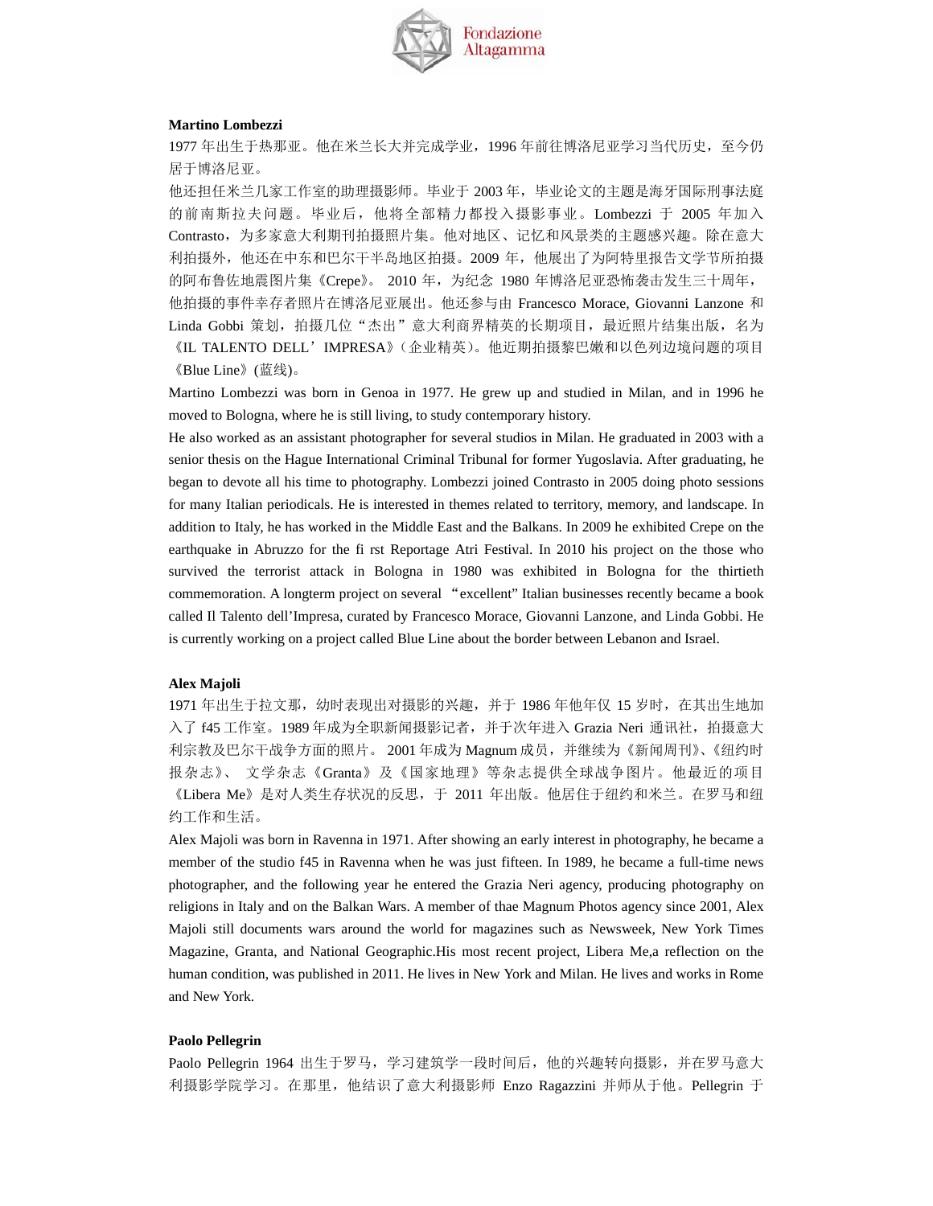**Martino Lombezzi**

1977 年出生于热那亚。他在米兰长大并完成学业，1996 年前往博洛尼亚学习当代历史，至今仍居于博洛尼亚。

他还担任米兰几家工作室的助理摄影师。毕业于 2003 年，毕业论文的主题是海牙国际刑事法庭的前南斯拉夫问题。毕业后，他将全部精力都投入摄影事业。Lombezzi 于 2005 年加入 Contrasto，为多家意大利期刊拍摄照片集。他对地区、记忆和风景类的主题感兴趣。除在意大利拍摄外，他还在中东和巴尔干半岛地区拍摄。2009 年，他展出了为阿特里报告文学节所拍摄的阿布鲁佐地震图片集《Crepe》。 2010 年，为纪念 1980 年博洛尼亚恐怖袭击发生三十周年，他拍摄的事件幸存者照片在博洛尼亚展出。他还参与由 Francesco Morace, Giovanni Lanzone 和 Linda Gobbi 策划，拍摄几位"杰出"意大利商界精英的长期项目，最近照片结集出版，名为《IL TALENTO DELL'IMPRESA》(企业精英)。他近期拍摄黎巴嫩和以色列边境问题的项目《Blue Line》(蓝线)。

Martino Lombezzi was born in Genoa in 1977. He grew up and studied in Milan, and in 1996 he moved to Bologna, where he is still living, to study contemporary history.

He also worked as an assistant photographer for several studios in Milan. He graduated in 2003 with a senior thesis on the Hague International Criminal Tribunal for former Yugoslavia. After graduating, he began to devote all his time to photography. Lombezzi joined Contrasto in 2005 doing photo sessions for many Italian periodicals. He is interested in themes related to territory, memory, and landscape. In addition to Italy, he has worked in the Middle East and the Balkans. In 2009 he exhibited Crepe on the earthquake in Abruzzo for the fi rst Reportage Atri Festival. In 2010 his project on the those who survived the terrorist attack in Bologna in 1980 was exhibited in Bologna for the thirtieth commemoration. A longterm project on several "excellent" Italian businesses recently became a book called Il Talento dell'Impresa, curated by Francesco Morace, Giovanni Lanzone, and Linda Gobbi. He is currently working on a project called Blue Line about the border between Lebanon and Israel.

**Alex Majoli**

1971 年出生于拉文那，幼时表现出对摄影的兴趣，并于 1986 年他年仅 15 岁时，在其出生地加入了 f45 工作室。1989 年成为全职新闻摄影记者，并于次年进入 Grazia Neri 通讯社，拍摄意大利宗教及巴尔干战争方面的照片。 2001 年成为 Magnum 成员，并继续为《新闻周刊》、《纽约时报杂志》、 文学杂志《Granta》及《国家地理》等杂志提供全球战争图片。他最近的项目《Libera Me》是对人类生存状况的反思，于 2011 年出版。他居住于纽约和米兰。在罗马和纽约工作和生活。

Alex Majoli was born in Ravenna in 1971. After showing an early interest in photography, he became a member of the studio f45 in Ravenna when he was just fifteen. In 1989, he became a full-time news photographer, and the following year he entered the Grazia Neri agency, producing photography on religions in Italy and on the Balkan Wars. A member of thae Magnum Photos agency since 2001, Alex Majoli still documents wars around the world for magazines such as Newsweek, New York Times Magazine, Granta, and National Geographic.His most recent project, Libera Me,a reflection on the human condition, was published in 2011. He lives in New York and Milan. He lives and works in Rome and New York.

**Paolo Pellegrin**

Paolo Pellegrin 1964 出生于罗马，学习建筑学一段时间后，他的兴趣转向摄影，并在罗马意大利摄影学院学习。在那里，他结识了意大利摄影师 Enzo Ragazzini 并师从于他。Pellegrin 于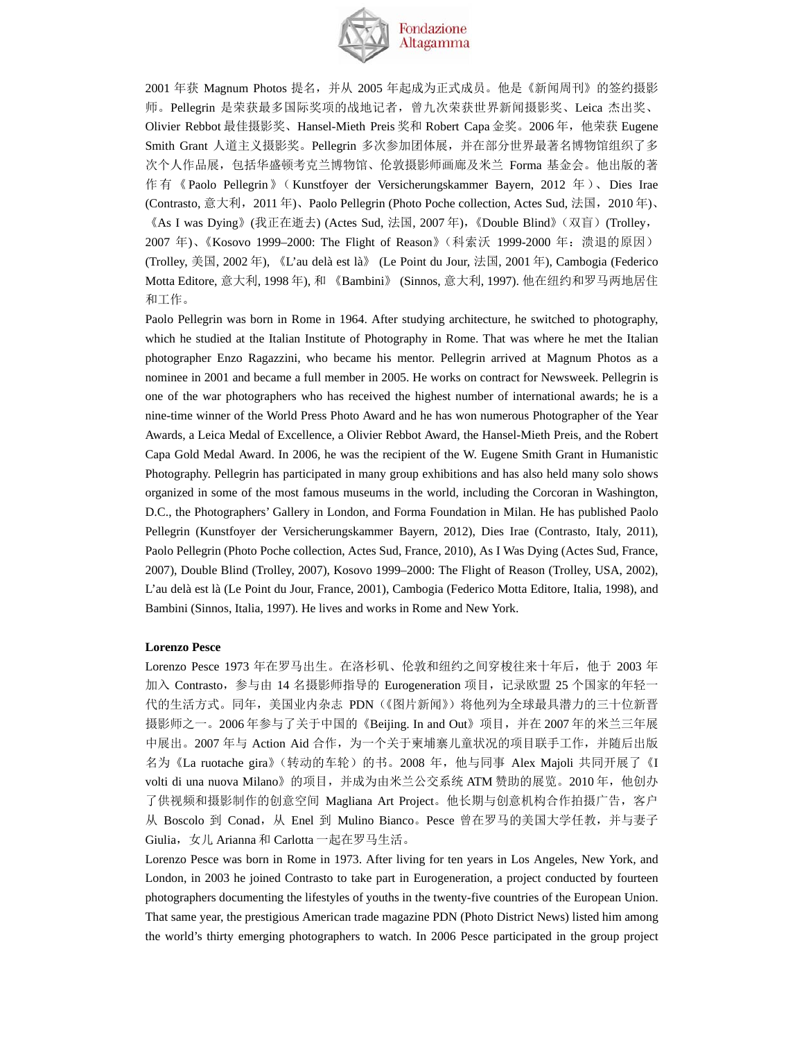2001 年获 Magnum Photos 提名，并从 2005 年起成为正式成员。他是《新闻周刊》的签约摄影师。Pellegrin 是荣获最多国际奖项的战地记者，曾九次荣获世界新闻摄影奖、Leica 杰出奖、Olivier Rebbot 最佳摄影奖、Hansel-Mieth Preis 奖和 Robert Capa 金奖。2006 年，他荣获 Eugene Smith Grant 人道主义摄影奖。Pellegrin 多次参加团体展，并在部分世界最著名博物馆组织了多次个人作品展，包括华盛顿考克兰博物馆、伦敦摄影师画廊及米兰 Forma 基金会。他出版的著作有《Paolo Pellegrin》（Kunstfoyer der Versicherungskammer Bayern, 2012 年）、Dies Irae (Contrasto, 意大利，2011 年)、Paolo Pellegrin (Photo Poche collection, Actes Sud, 法国，2010 年)、《As I was Dying》(我正在逝去) (Actes Sud, 法国, 2007 年)，《Double Blind》（双盲）(Trolley，2007 年)、《Kosovo 1999–2000: The Flight of Reason》（科索沃 1999-2000 年：溃退的原因）(Trolley, 美国, 2002 年), 《L'au delà est là》 (Le Point du Jour, 法国, 2001 年), Cambogia (Federico Motta Editore, 意大利, 1998 年), 和 《Bambini》 (Sinnos, 意大利, 1997). 他在纽约和罗马两地居住和工作。

Paolo Pellegrin was born in Rome in 1964. After studying architecture, he switched to photography, which he studied at the Italian Institute of Photography in Rome. That was where he met the Italian photographer Enzo Ragazzini, who became his mentor. Pellegrin arrived at Magnum Photos as a nominee in 2001 and became a full member in 2005. He works on contract for Newsweek. Pellegrin is one of the war photographers who has received the highest number of international awards; he is a nine-time winner of the World Press Photo Award and he has won numerous Photographer of the Year Awards, a Leica Medal of Excellence, a Olivier Rebbot Award, the Hansel-Mieth Preis, and the Robert Capa Gold Medal Award. In 2006, he was the recipient of the W. Eugene Smith Grant in Humanistic Photography. Pellegrin has participated in many group exhibitions and has also held many solo shows organized in some of the most famous museums in the world, including the Corcoran in Washington, D.C., the Photographers' Gallery in London, and Forma Foundation in Milan. He has published Paolo Pellegrin (Kunstfoyer der Versicherungskammer Bayern, 2012), Dies Irae (Contrasto, Italy, 2011), Paolo Pellegrin (Photo Poche collection, Actes Sud, France, 2010), As I Was Dying (Actes Sud, France, 2007), Double Blind (Trolley, 2007), Kosovo 1999–2000: The Flight of Reason (Trolley, USA, 2002), L'au delà est là (Le Point du Jour, France, 2001), Cambogia (Federico Motta Editore, Italia, 1998), and Bambini (Sinnos, Italia, 1997). He lives and works in Rome and New York.

**Lorenzo Pesce**

Lorenzo Pesce 1973 年在罗马出生。在洛杉矶、伦敦和纽约之间穿梭往来十年后，他于 2003 年加入 Contrasto，参与由 14 名摄影师指导的 Eurogeneration 项目，记录欧盟 25 个国家的年轻一代的生活方式。同年，美国业内杂志 PDN（《图片新闻》）将他列为全球最具潜力的三十位新晋摄影师之一。2006 年参与了关于中国的《Beijing. In and Out》项目，并在 2007 年的米兰三年展中展出。2007 年与 Action Aid 合作，为一个关于柬埔寨儿童状况的项目联手工作，并随后出版名为《La ruotache gira》（转动的车轮）的书。2008 年，他与同事 Alex Majoli 共同开展了《I volti di una nuova Milano》的项目，并成为由米兰公交系统 ATM 赞助的展览。2010 年，他创办了供视频和摄影制作的创意空间 Magliana Art Project。他长期与创意机构合作拍摄广告，客户从 Boscolo 到 Conad，从 Enel 到 Mulino Bianco。Pesce 曾在罗马的美国大学任教，并与妻子 Giulia，女儿 Arianna 和 Carlotta 一起在罗马生活。

Lorenzo Pesce was born in Rome in 1973. After living for ten years in Los Angeles, New York, and London, in 2003 he joined Contrasto to take part in Eurogeneration, a project conducted by fourteen photographers documenting the lifestyles of youths in the twenty-five countries of the European Union. That same year, the prestigious American trade magazine PDN (Photo District News) listed him among the world's thirty emerging photographers to watch. In 2006 Pesce participated in the group project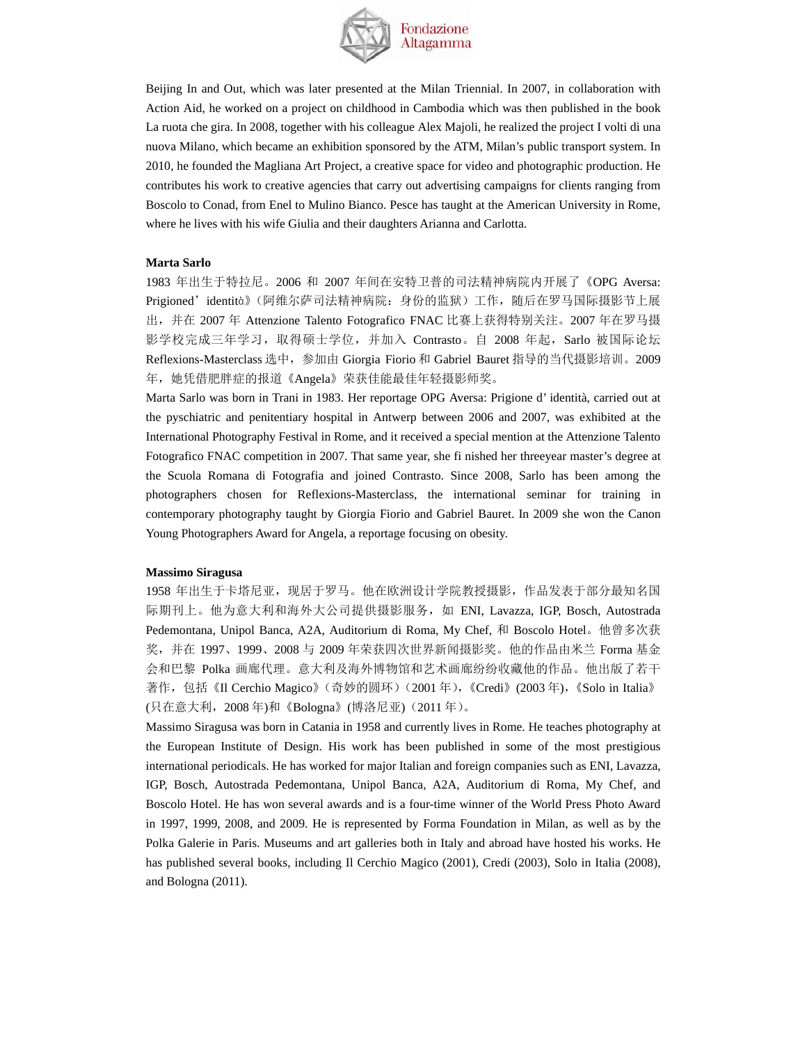Beijing In and Out, which was later presented at the Milan Triennial. In 2007, in collaboration with Action Aid, he worked on a project on childhood in Cambodia which was then published in the book La ruota che gira. In 2008, together with his colleague Alex Majoli, he realized the project I volti di una nuova Milano, which became an exhibition sponsored by the ATM, Milan's public transport system. In 2010, he founded the Magliana Art Project, a creative space for video and photographic production. He contributes his work to creative agencies that carry out advertising campaigns for clients ranging from Boscolo to Conad, from Enel to Mulino Bianco. Pesce has taught at the American University in Rome, where he lives with his wife Giulia and their daughters Arianna and Carlotta.

**Marta Sarlo**

1983 年出生于特拉尼。2006 和 2007 年间在安特卫普的司法精神病院内开展了《OPG Aversa: Prigioned' identità》(阿维尔萨司法精神病院：身份的监狱）工作，随后在罗马国际摄影节上展出，并在 2007 年 Attenzione Talento Fotografico FNAC 比赛上获得特别关注。2007 年在罗马摄影学校完成三年学习，取得硕士学位，并加入 Contrasto。自 2008 年起，Sarlo 被国际论坛 Reflexions-Masterclass 选中，参加由 Giorgia Fiorio 和 Gabriel Bauret 指导的当代摄影培训。2009 年，她凭借肥胖症的报道《Angela》荣获佳能最佳年轻摄影师奖。

Marta Sarlo was born in Trani in 1983. Her reportage OPG Aversa: Prigione d' identità, carried out at the pyschiatric and penitentiary hospital in Antwerp between 2006 and 2007, was exhibited at the International Photography Festival in Rome, and it received a special mention at the Attenzione Talento Fotografico FNAC competition in 2007. That same year, she fi nished her threeyear master's degree at the Scuola Romana di Fotografia and joined Contrasto. Since 2008, Sarlo has been among the photographers chosen for Reflexions-Masterclass, the international seminar for training in contemporary photography taught by Giorgia Fiorio and Gabriel Bauret. In 2009 she won the Canon Young Photographers Award for Angela, a reportage focusing on obesity.

**Massimo Siragusa**

1958 年出生于卡塔尼亚，现居于罗马。他在欧洲设计学院教授摄影，作品发表于部分最知名国际期刊上。他为意大利和海外大公司提供摄影服务，如 ENI, Lavazza, IGP, Bosch, Autostrada Pedemontana, Unipol Banca, A2A, Auditorium di Roma, My Chef, 和 Boscolo Hotel。他曾多次获奖，并在 1997、1999、2008 与 2009 年荣获四次世界新闻摄影奖。他的作品由米兰 Forma 基金会和巴黎 Polka 画廊代理。意大利及海外博物馆和艺术画廊纷纷收藏他的作品。他出版了若干著作，包括《Il Cerchio Magico》(奇妙的圆环)（2001 年），《Credi》(2003 年)，《Solo in Italia》(只在意大利，2008 年)和《Bologna》(博洛尼亚)（2011 年）。

Massimo Siragusa was born in Catania in 1958 and currently lives in Rome. He teaches photography at the European Institute of Design. His work has been published in some of the most prestigious international periodicals. He has worked for major Italian and foreign companies such as ENI, Lavazza, IGP, Bosch, Autostrada Pedemontana, Unipol Banca, A2A, Auditorium di Roma, My Chef, and Boscolo Hotel. He has won several awards and is a four-time winner of the World Press Photo Award in 1997, 1999, 2008, and 2009. He is represented by Forma Foundation in Milan, as well as by the Polka Galerie in Paris. Museums and art galleries both in Italy and abroad have hosted his works. He has published several books, including Il Cerchio Magico (2001), Credi (2003), Solo in Italia (2008), and Bologna (2011).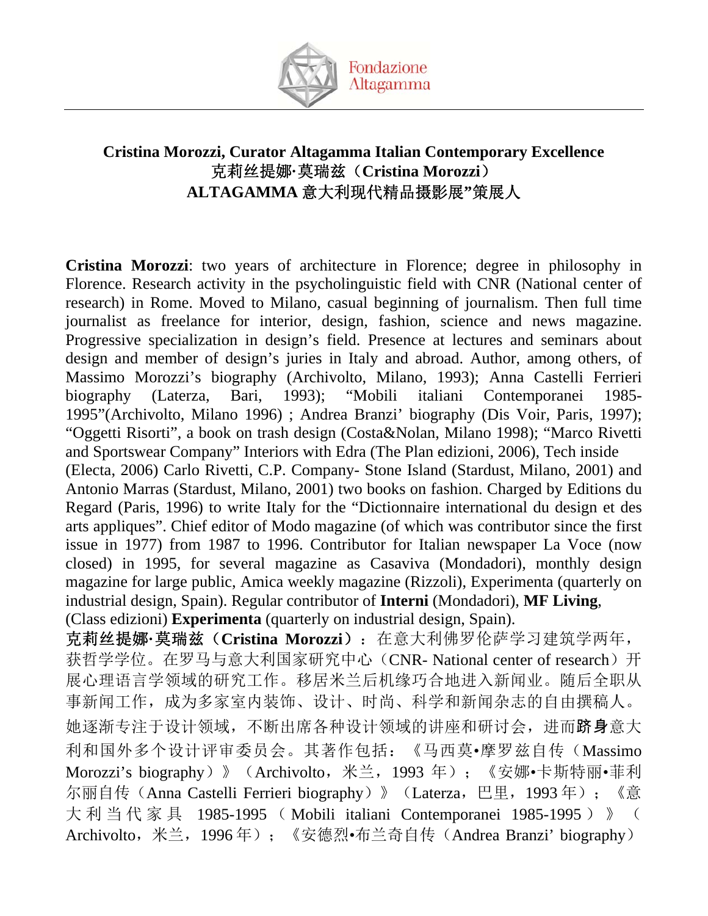**Cristina Morozzi, Curator Altagamma Italian Contemporary Excellence**
**克莉丝提娜·莫瑞兹（Cristina Morozzi）**
**ALTAGAMMA 意大利现代精品摄影展"策展人**

**Cristina Morozzi**: two years of architecture in Florence; degree in philosophy in Florence. Research activity in the psycholinguistic field with CNR (National center of research) in Rome. Moved to Milano, casual beginning of journalism. Then full time journalist as freelance for interior, design, fashion, science and news magazine. Progressive specialization in design's field. Presence at lectures and seminars about design and member of design's juries in Italy and abroad. Author, among others, of Massimo Morozzi's biography (Archivolto, Milano, 1993); Anna Castelli Ferrieri biography (Laterza, Bari, 1993); "Mobili italiani Contemporanei 1985-1995"(Archivolto, Milano 1996) ; Andrea Branzi' biography (Dis Voir, Paris, 1997); "Oggetti Risorti", a book on trash design (Costa&Nolan, Milano 1998); "Marco Rivetti and Sportswear Company" Interiors with Edra (The Plan edizioni, 2006), Tech inside (Electa, 2006) Carlo Rivetti, C.P. Company- Stone Island (Stardust, Milano, 2001) and Antonio Marras (Stardust, Milano, 2001) two books on fashion. Charged by Editions du Regard (Paris, 1996) to write Italy for the "Dictionnaire international du design et des arts appliques". Chief editor of Modo magazine (of which was contributor since the first issue in 1977) from 1987 to 1996. Contributor for Italian newspaper La Voce (now closed) in 1995, for several magazine as Casaviva (Mondadori), monthly design magazine for large public, Amica weekly magazine (Rizzoli), Experimenta (quarterly on industrial design, Spain). Regular contributor of **Interni** (Mondadori), **MF Living**, (Class edizioni) **Experimenta** (quarterly on industrial design, Spain).

**克莉丝提娜·莫瑞兹（Cristina Morozzi）**：在意大利佛罗伦萨学习建筑学两年，获哲学学位。在罗马与意大利国家研究中心（CNR- National center of research）开展心理语言学领域的研究工作。移居米兰后机缘巧合地进入新闻业。随后全职从事新闻工作，成为多家室内装饰、设计、时尚、科学和新闻杂志的自由撰稿人。她逐渐专注于设计领域，不断出席各种设计领域的讲座和研讨会，进而**跻身**意大利和国外多个设计评审委员会。其著作包括：《马西莫•摩罗兹自传（Massimo Morozzi's biography）》（Archivolto，米兰，1993 年）；《安娜•卡斯特丽•菲利尔丽自传（Anna Castelli Ferrieri biography）》（Laterza，巴里，1993 年）；《意大利当代家具 1985-1995（Mobili italiani Contemporanei 1985-1995）》（Archivolto，米兰，1996 年）；《安德烈•布兰奇自传（Andrea Branzi' biography）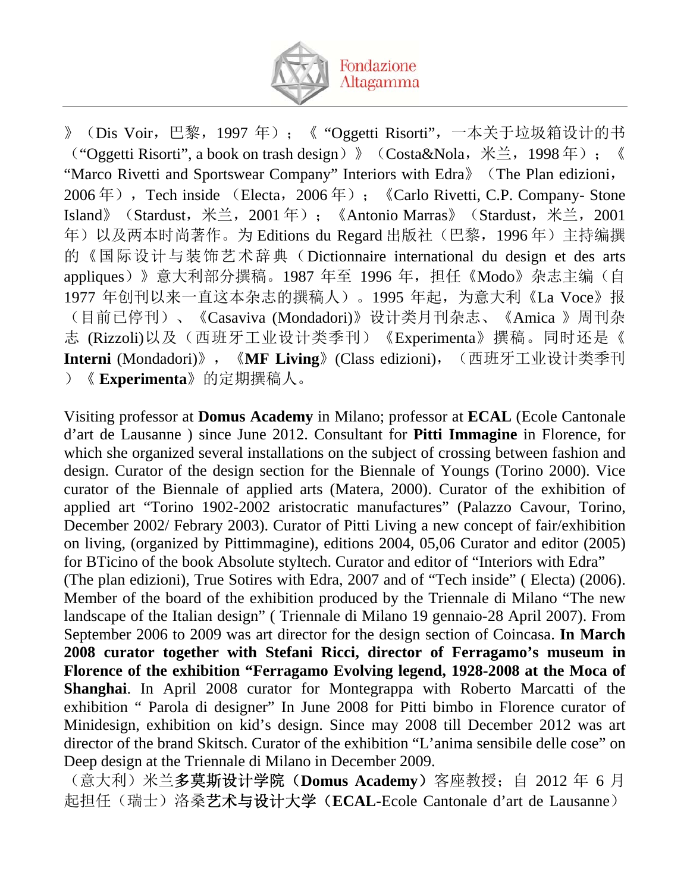》（Dis Voir，巴黎，1997 年）；《 “Oggetti Risorti”，一本关于垃圾箱设计的书（“Oggetti Risorti”, a book on trash design）》（Costa&Nola，米兰，1998 年）；《 “Marco Rivetti and Sportswear Company” Interiors with Edra》（The Plan edizioni，2006 年），Tech inside （Electa，2006 年）；《Carlo Rivetti, C.P. Company- Stone Island》（Stardust，米兰，2001 年）；《Antonio Marras》（Stardust，米兰，2001 年）以及两本时尚著作。为 Editions du Regard 出版社（巴黎，1996 年）主持编撰的《国际设计与装饰艺术辞典（Dictionnaire international du design et des arts appliques）》意大利部分撰稿。1987 年至 1996 年，担任《Modo》杂志主编（自 1977 年创刊以来一直这本杂志的撰稿人）。1995 年起，为意大利《La Voce》报（目前已停刊）、《Casaviva (Mondadori)》设计类月刊杂志、《Amica 》周刊杂志 (Rizzoli)以及（西班牙工业设计类季刊）《Experimenta》撰稿。同时还是《**Interni** (Mondadori)》，《**MF Living**》(Class edizioni)，（西班牙工业设计类季刊）《 **Experimenta**》的定期撰稿人。

Visiting professor at **Domus Academy** in Milano; professor at **ECAL** (Ecole Cantonale d'art de Lausanne ) since June 2012. Consultant for **Pitti Immagine** in Florence, for which she organized several installations on the subject of crossing between fashion and design. Curator of the design section for the Biennale of Youngs (Torino 2000). Vice curator of the Biennale of applied arts (Matera, 2000). Curator of the exhibition of applied art “Torino 1902-2002 aristocratic manufactures” (Palazzo Cavour, Torino, December 2002/ Febrary 2003). Curator of Pitti Living a new concept of fair/exhibition on living, (organized by Pittimmagine), editions 2004, 05,06 Curator and editor (2005) for BTicino of the book Absolute styltech. Curator and editor of “Interiors with Edra” (The plan edizioni), True Sotires with Edra, 2007 and of “Tech inside” ( Electa) (2006). Member of the board of the exhibition produced by the Triennale di Milano “The new landscape of the Italian design” ( Triennale di Milano 19 gennaio-28 April 2007). From September 2006 to 2009 was art director for the design section of Coincasa. **In March 2008 curator together with Stefani Ricci, director of Ferragamo's museum in Florence of the exhibition “Ferragamo Evolving legend, 1928-2008 at the Moca of Shanghai**. In April 2008 curator for Montegrappa with Roberto Marcatti of the exhibition “ Parola di designer” In June 2008 for Pitti bimbo in Florence curator of Minidesign, exhibition on kid's design. Since may 2008 till December 2012 was art director of the brand Skitsch. Curator of the exhibition “L'anima sensibile delle cose” on Deep design at the Triennale di Milano in December 2009.

（意大利）米兰**多莫斯设计学院（Domus Academy）**客座教授；自 2012 年 6 月起担任（瑞士）洛桑**艺术与设计大学（ECAL-**Ecole Cantonale d'art de Lausanne）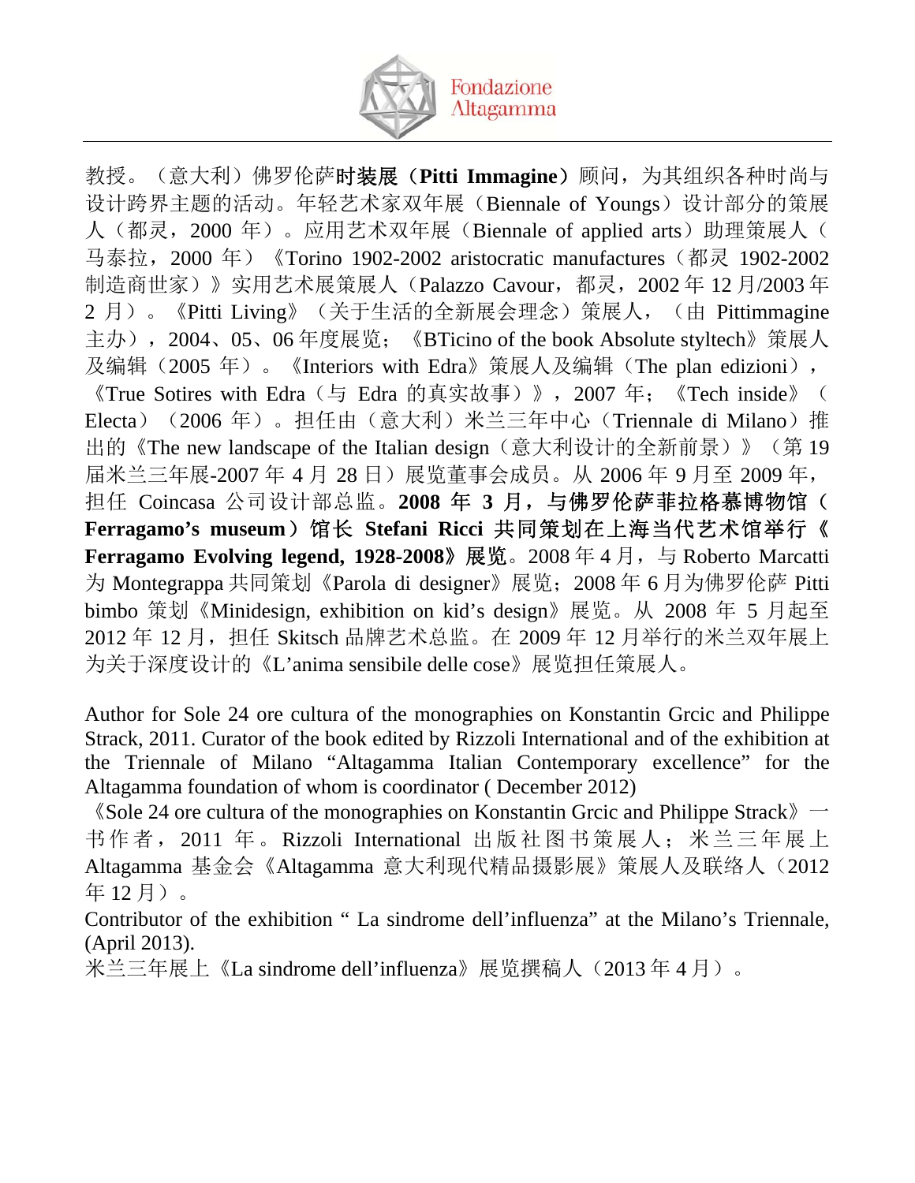教授。（意大利）佛罗伦萨**时装展（Pitti Immagine）**顾问，为其组织各种时尚与设计跨界主题的活动。年轻艺术家双年展（Biennale of Youngs）设计部分的策展人（都灵，2000 年）。应用艺术双年展（Biennale of applied arts）助理策展人（马泰拉，2000 年）《Torino 1902-2002 aristocratic manufactures（都灵 1902-2002 制造商世家）》实用艺术展策展人（Palazzo Cavour，都灵，2002 年 12 月/2003 年 2 月）。《Pitti Living》（关于生活的全新展会理念）策展人，（由 Pittimmagine 主办），2004、05、06 年度展览；《BTicino of the book Absolute styltech》策展人及编辑（2005 年）。《Interiors with Edra》策展人及编辑（The plan edizioni），《True Sotires with Edra（与 Edra 的真实故事）》，2007 年；《Tech inside》（Electa）（2006 年）。担任由（意大利）米兰三年中心（Triennale di Milano）推出的《The new landscape of the Italian design（意大利设计的全新前景）》（第 19 届米兰三年展-2007 年 4 月 28 日）展览董事会成员。从 2006 年 9 月至 2009 年，担任 Coincasa 公司设计部总监。**2008 年 3 月，与佛罗伦萨菲拉格慕博物馆（Ferragamo's museum）馆长 Stefani Ricci 共同策划在上海当代艺术馆举行《Ferragamo Evolving legend, 1928-2008》展览**。2008 年 4 月，与 Roberto Marcatti 为 Montegrappa 共同策划《Parola di designer》展览；2008 年 6 月为佛罗伦萨 Pitti bimbo 策划《Minidesign, exhibition on kid's design》展览。从 2008 年 5 月起至 2012 年 12 月，担任 Skitsch 品牌艺术总监。在 2009 年 12 月举行的米兰双年展上为关于深度设计的《L'anima sensibile delle cose》展览担任策展人。

Author for Sole 24 ore cultura of the monographies on Konstantin Grcic and Philippe Strack, 2011. Curator of the book edited by Rizzoli International and of the exhibition at the Triennale of Milano "Altagamma Italian Contemporary excellence" for the Altagamma foundation of whom is coordinator ( December 2012)
《Sole 24 ore cultura of the monographies on Konstantin Grcic and Philippe Strack》一书作者，2011 年。Rizzoli International 出版社图书策展人；米兰三年展上 Altagamma 基金会《Altagamma 意大利现代精品摄影展》策展人及联络人（2012 年 12 月）。
Contributor of the exhibition " La sindrome dell'influenza" at the Milano's Triennale, (April 2013).
米兰三年展上《La sindrome dell'influenza》展览撰稿人（2013 年 4 月）。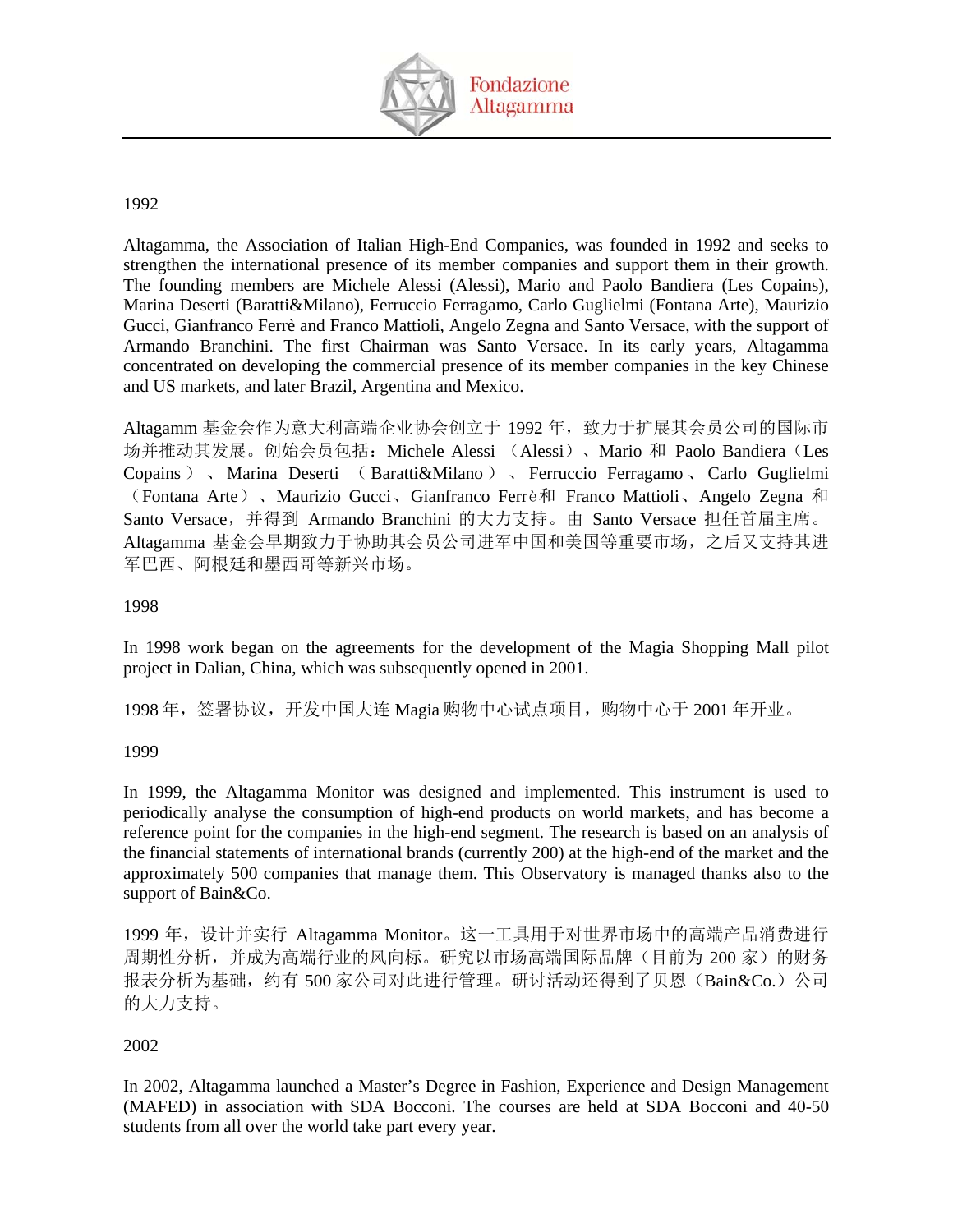1992

Altagamma, the Association of Italian High-End Companies, was founded in 1992 and seeks to strengthen the international presence of its member companies and support them in their growth. The founding members are Michele Alessi (Alessi), Mario and Paolo Bandiera (Les Copains), Marina Deserti (Baratti&Milano), Ferruccio Ferragamo, Carlo Guglielmi (Fontana Arte), Maurizio Gucci, Gianfranco Ferrè and Franco Mattioli, Angelo Zegna and Santo Versace, with the support of Armando Branchini. The first Chairman was Santo Versace. In its early years, Altagamma concentrated on developing the commercial presence of its member companies in the key Chinese and US markets, and later Brazil, Argentina and Mexico.

Altagamm 基金会作为意大利高端企业协会创立于 1992 年，致力于扩展其会员公司的国际市场并推动其发展。创始会员包括：Michele Alessi （Alessi）、Mario 和 Paolo Bandiera（Les Copains）、Marina Deserti （Baratti&Milano）、Ferruccio Ferragamo、Carlo Guglielmi （Fontana Arte）、Maurizio Gucci、Gianfranco Ferrè和 Franco Mattioli、Angelo Zegna 和 Santo Versace，并得到 Armando Branchini 的大力支持。由 Santo Versace 担任首届主席。Altagamma 基金会早期致力于协助其会员公司进军中国和美国等重要市场，之后又支持其进军巴西、阿根廷和墨西哥等新兴市场。

1998

In 1998 work began on the agreements for the development of the Magia Shopping Mall pilot project in Dalian, China, which was subsequently opened in 2001.

1998 年，签署协议，开发中国大连 Magia 购物中心试点项目，购物中心于 2001 年开业。

1999

In 1999, the Altagamma Monitor was designed and implemented. This instrument is used to periodically analyse the consumption of high-end products on world markets, and has become a reference point for the companies in the high-end segment. The research is based on an analysis of the financial statements of international brands (currently 200) at the high-end of the market and the approximately 500 companies that manage them. This Observatory is managed thanks also to the support of Bain&Co.

1999 年，设计并实行 Altagamma Monitor。这一工具用于对世界市场中的高端产品消费进行周期性分析，并成为高端行业的风向标。研究以市场高端国际品牌（目前为 200 家）的财务报表分析为基础，约有 500 家公司对此进行管理。研讨活动还得到了贝恩（Bain&Co.）公司的大力支持。

2002

In 2002, Altagamma launched a Master's Degree in Fashion, Experience and Design Management (MAFED) in association with SDA Bocconi. The courses are held at SDA Bocconi and 40-50 students from all over the world take part every year.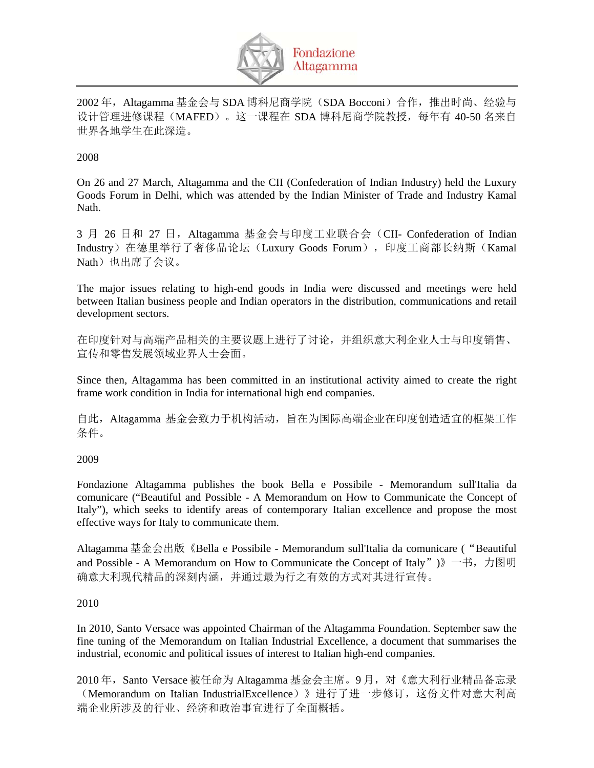2002 年，Altagamma 基金会与 SDA 博科尼商学院（SDA Bocconi）合作，推出时尚、经验与设计管理进修课程（MAFED）。这一课程在 SDA 博科尼商学院教授，每年有 40-50 名来自世界各地学生在此深造。

2008

On 26 and 27 March, Altagamma and the CII (Confederation of Indian Industry) held the Luxury Goods Forum in Delhi, which was attended by the Indian Minister of Trade and Industry Kamal Nath.

3 月 26 日和 27 日，Altagamma 基金会与印度工业联合会（CII- Confederation of Indian Industry）在德里举行了奢侈品论坛（Luxury Goods Forum），印度工商部长纳斯（Kamal Nath）也出席了会议。

The major issues relating to high-end goods in India were discussed and meetings were held between Italian business people and Indian operators in the distribution, communications and retail development sectors.

在印度针对与高端产品相关的主要议题上进行了讨论，并组织意大利企业人士与印度销售、宣传和零售发展领域业界人士会面。

Since then, Altagamma has been committed in an institutional activity aimed to create the right frame work condition in India for international high end companies.

自此，Altagamma 基金会致力于机构活动，旨在为国际高端企业在印度创造适宜的框架工作条件。

2009

Fondazione Altagamma publishes the book Bella e Possibile - Memorandum sull'Italia da comunicare (“Beautiful and Possible - A Memorandum on How to Communicate the Concept of Italy”), which seeks to identify areas of contemporary Italian excellence and propose the most effective ways for Italy to communicate them.

Altagamma 基金会出版《Bella e Possibile - Memorandum sull'Italia da comunicare (“Beautiful and Possible - A Memorandum on How to Communicate the Concept of Italy”)》一书，力图明确意大利现代精品的深刻内涵，并通过最为行之有效的方式对其进行宣传。

2010

In 2010, Santo Versace was appointed Chairman of the Altagamma Foundation. September saw the fine tuning of the Memorandum on Italian Industrial Excellence, a document that summarises the industrial, economic and political issues of interest to Italian high-end companies.

2010 年，Santo Versace 被任命为 Altagamma 基金会主席。9 月，对《意大利行业精品备忘录（Memorandum on Italian IndustrialExcellence）》进行了进一步修订，这份文件对意大利高端企业所涉及的行业、经济和政治事宜进行了全面概括。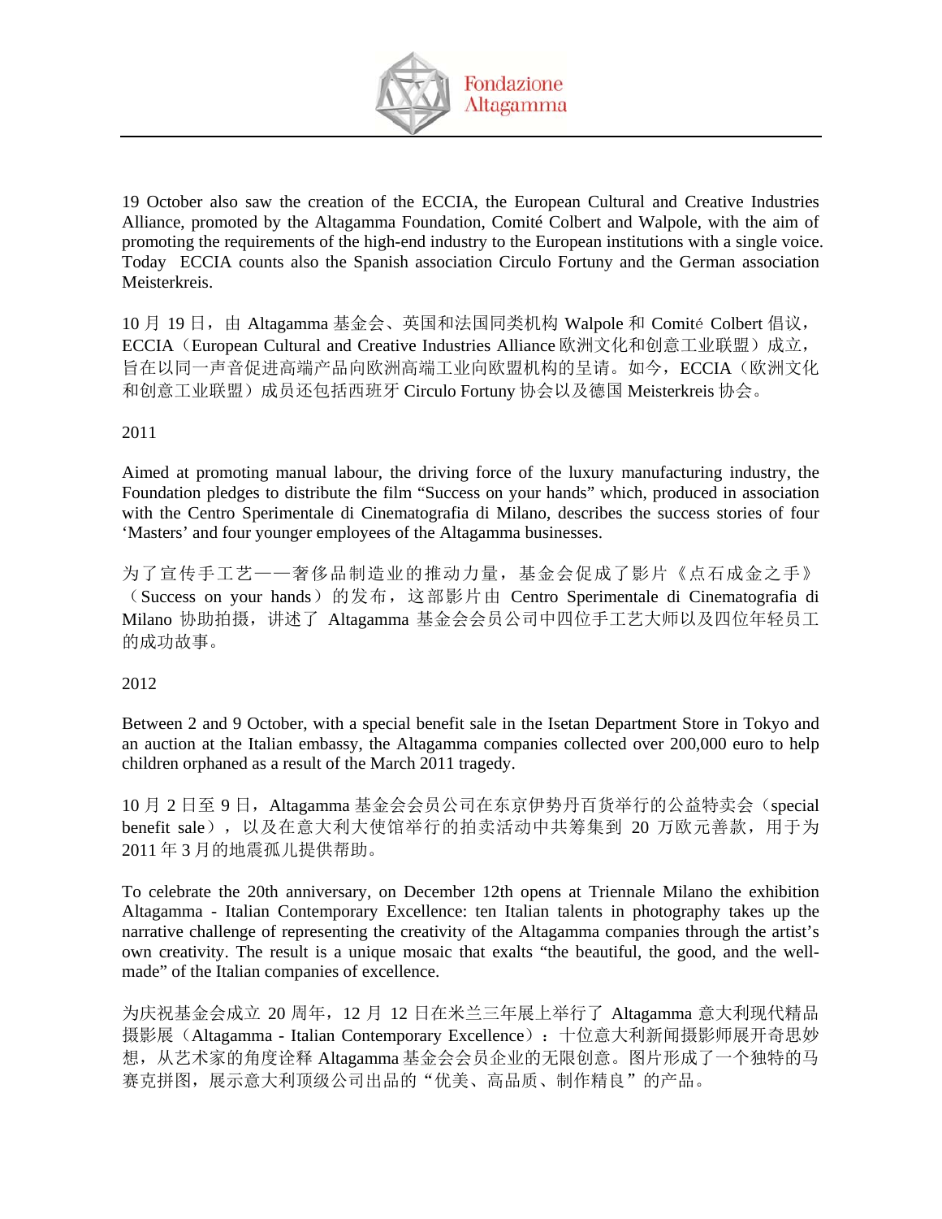19 October also saw the creation of the ECCIA, the European Cultural and Creative Industries Alliance, promoted by the Altagamma Foundation, Comité Colbert and Walpole, with the aim of promoting the requirements of the high-end industry to the European institutions with a single voice. Today ECCIA counts also the Spanish association Circulo Fortuny and the German association Meisterkreis.

10 月 19 日，由 Altagamma 基金会、英国和法国同类机构 Walpole 和 Comité Colbert 倡议，ECCIA（European Cultural and Creative Industries Alliance 欧洲文化和创意工业联盟）成立，旨在以同一声音促进高端产品向欧洲高端工业向欧盟机构的呈请。如今，ECCIA（欧洲文化和创意工业联盟）成员还包括西班牙 Circulo Fortuny 协会以及德国 Meisterkreis 协会。

2011

Aimed at promoting manual labour, the driving force of the luxury manufacturing industry, the Foundation pledges to distribute the film “Success on your hands” which, produced in association with the Centro Sperimentale di Cinematografia di Milano, describes the success stories of four ‘Masters’ and four younger employees of the Altagamma businesses.

为了宣传手工艺——奢侈品制造业的推动力量，基金会促成了影片《点石成金之手》（Success on your hands）的发布，这部影片由 Centro Sperimentale di Cinematografia di Milano 协助拍摄，讲述了 Altagamma 基金会会员公司中四位手工艺大师以及四位年轻员工的成功故事。

2012

Between 2 and 9 October, with a special benefit sale in the Isetan Department Store in Tokyo and an auction at the Italian embassy, the Altagamma companies collected over 200,000 euro to help children orphaned as a result of the March 2011 tragedy.

10 月 2 日至 9 日，Altagamma 基金会会员公司在东京伊势丹百货举行的公益特卖会（special benefit sale），以及在意大利大使馆举行的拍卖活动中共筹集到 20 万欧元善款，用于为 2011 年 3 月的地震孤儿提供帮助。

To celebrate the 20th anniversary, on December 12th opens at Triennale Milano the exhibition Altagamma - Italian Contemporary Excellence: ten Italian talents in photography takes up the narrative challenge of representing the creativity of the Altagamma companies through the artist’s own creativity. The result is a unique mosaic that exalts “the beautiful, the good, and the well-made” of the Italian companies of excellence.

为庆祝基金会成立 20 周年，12 月 12 日在米兰三年展上举行了 Altagamma 意大利现代精品摄影展（Altagamma - Italian Contemporary Excellence）：十位意大利新闻摄影师展开奇思妙想，从艺术家的角度诠释 Altagamma 基金会会员企业的无限创意。图片形成了一个独特的马赛克拼图，展示意大利顶级公司出品的“优美、高品质、制作精良”的产品。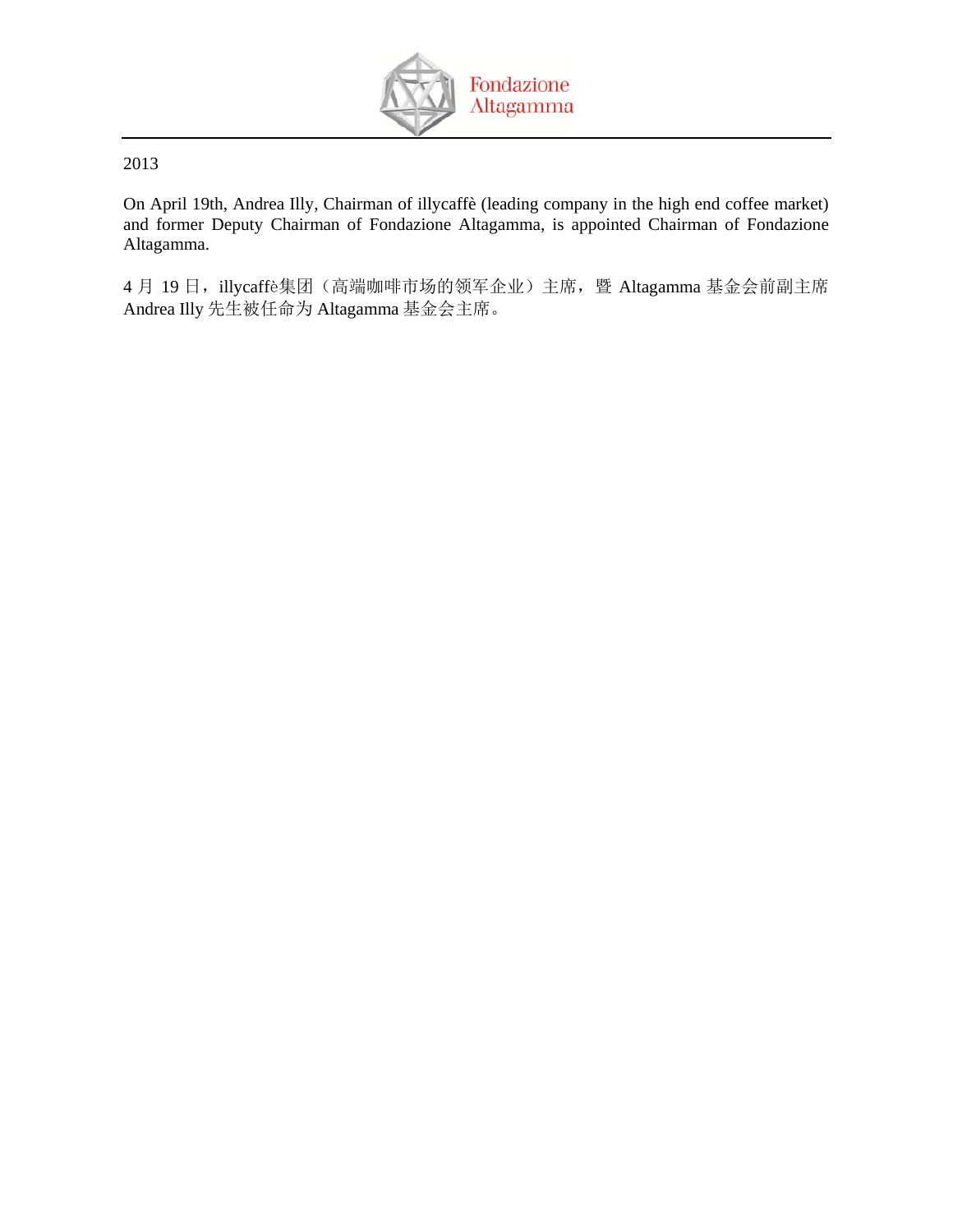2013

On April 19th, Andrea Illy, Chairman of illycaffè (leading company in the high end coffee market) and former Deputy Chairman of Fondazione Altagamma, is appointed Chairman of Fondazione Altagamma.

4 月 19 日，illycaffè集团（高端咖啡市场的领军企业）主席，暨 Altagamma 基金会前副主席 Andrea Illy 先生被任命为 Altagamma 基金会主席。